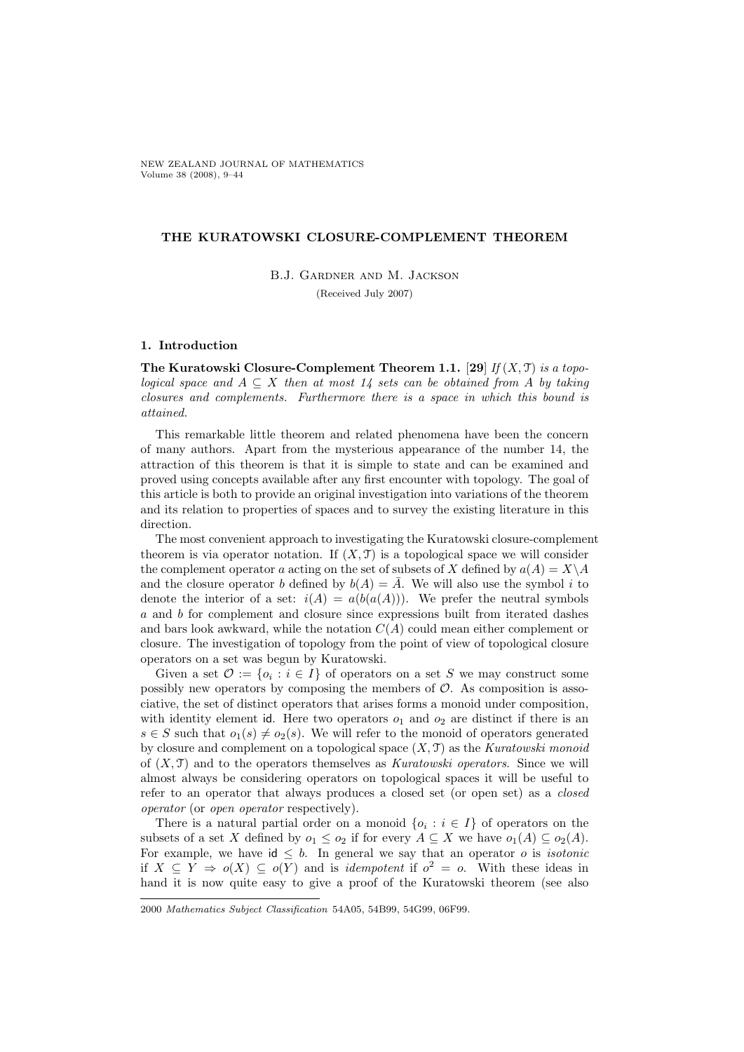# THE KURATOWSKI CLOSURE-COMPLEMENT THEOREM

B.J. Gardner and M. Jackson

(Received July 2007)

## 1. Introduction

**The Kuratowski Closure-Complement Theorem 1.1.** [**29**] *If $(X, \mathcal{T})$ is a topological space and $A \subseteq X$ then at most 14 sets can be obtained from $A$ by taking closures and complements. Furthermore there is a space in which this bound is attained.*

This remarkable little theorem and related phenomena have been the concern of many authors. Apart from the mysterious appearance of the number 14, the attraction of this theorem is that it is simple to state and can be examined and proved using concepts available after any first encounter with topology. The goal of this article is both to provide an original investigation into variations of the theorem and its relation to properties of spaces and to survey the existing literature in this direction.

The most convenient approach to investigating the Kuratowski closure-complement theorem is via operator notation. If $(X, \mathcal{T})$ is a topological space we will consider the complement operator $a$ acting on the set of subsets of $X$ defined by $a(A) = X \backslash A$ and the closure operator $b$ defined by $b(A) = \bar{A}$. We will also use the symbol $i$ to denote the interior of a set: $i(A) = a(b(a(A)))$. We prefer the neutral symbols $a$ and $b$ for complement and closure since expressions built from iterated dashes and bars look awkward, while the notation $C(A)$ could mean either complement or closure. The investigation of topology from the point of view of topological closure operators on a set was begun by Kuratowski.

Given a set $\mathcal{O} := \{o_i : i \in I\}$ of operators on a set $S$ we may construct some possibly new operators by composing the members of $\mathcal{O}$. As composition is associative, the set of distinct operators that arises forms a monoid under composition, with identity element $\mathsf{id}$. Here two operators $o_1$ and $o_2$ are distinct if there is an $s \in S$ such that $o_1(s) \neq o_2(s)$. We will refer to the monoid of operators generated by closure and complement on a topological space $(X, \mathcal{T})$ as the *Kuratowski monoid* of $(X, \mathcal{T})$ and to the operators themselves as *Kuratowski operators*. Since we will almost always be considering operators on topological spaces it will be useful to refer to an operator that always produces a closed set (or open set) as a *closed operator* (or *open operator* respectively).

There is a natural partial order on a monoid $\{o_i : i \in I\}$ of operators on the subsets of a set $X$ defined by $o_1 \leq o_2$ if for every $A \subseteq X$ we have $o_1(A) \subseteq o_2(A)$. For example, we have $\mathsf{id} \leq b$. In general we say that an operator $o$ is *isotonic* if $X \subseteq Y \Rightarrow o(X) \subseteq o(Y)$ and is *idempotent* if $o^2 = o$. With these ideas in hand it is now quite easy to give a proof of the Kuratowski theorem (see also

2000 *Mathematics Subject Classification* 54A05, 54B99, 54G99, 06F99.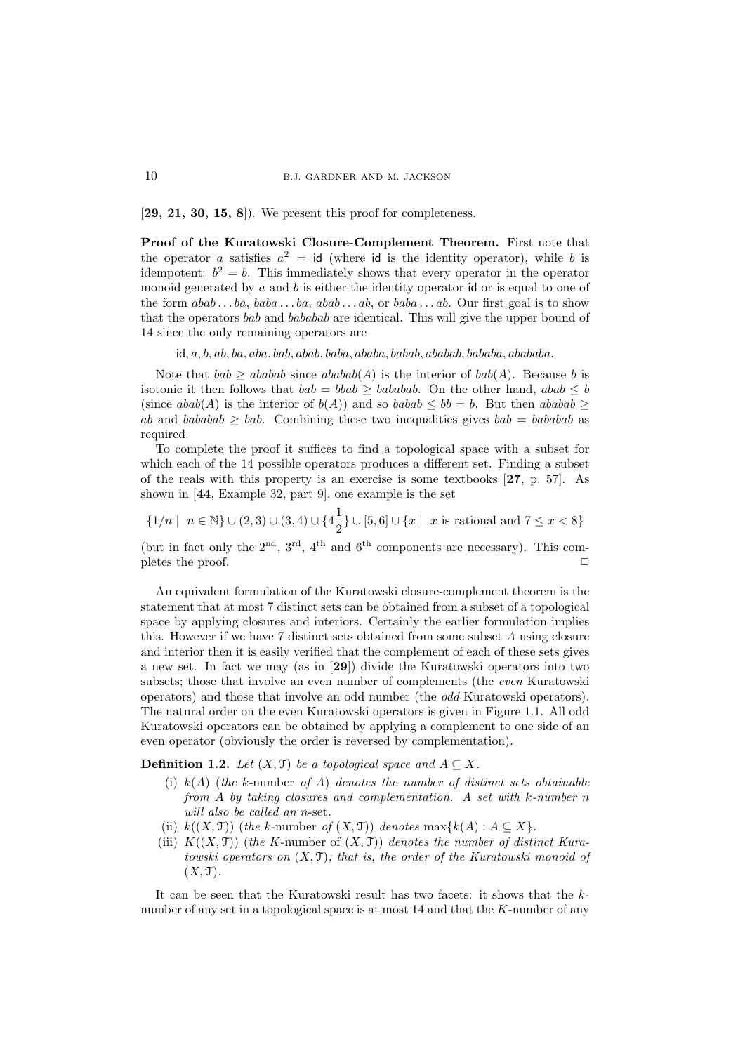[**29, 21, 30, 15, 8**]). We present this proof for completeness.

**Proof of the Kuratowski Closure-Complement Theorem.** First note that the operator $a$ satisfies $a^2 = \mathsf{id}$ (where $\mathsf{id}$ is the identity operator), while $b$ is idempotent: $b^2 = b$. This immediately shows that every operator in the operator monoid generated by $a$ and $b$ is either the identity operator $\mathsf{id}$ or is equal to one of the form $abab \dots ba$, $baba \dots ba$, $abab \dots ab$, or $baba \dots ab$. Our first goal is to show that the operators $bab$ and $bababab$ are identical. This will give the upper bound of 14 since the only remaining operators are

$$\mathsf{id}, a, b, ab, ba, aba, bab, abab, baba, ababa, babab, ababab, bababa, abababa.$$

Note that $bab \geq ababab$ since $ababab(A)$ is the interior of $bab(A)$. Because $b$ is isotonic it then follows that $bab = bbab \geq bababab$. On the other hand, $abab \leq b$ (since $abab(A)$ is the interior of $b(A)$) and so $babab \leq bb = b$. But then $ababab \geq ab$ and $bababab \geq bab$. Combining these two inequalities gives $bab = bababab$ as required.

To complete the proof it suffices to find a topological space with a subset for which each of the 14 possible operators produces a different set. Finding a subset of the reals with this property is an exercise is some textbooks [**27**, p. 57]. As shown in [**44**, Example 32, part 9], one example is the set

$$\{1/n \mid n \in \mathbb{N}\} \cup (2,3) \cup (3,4) \cup \{4\tfrac{1}{2}\} \cup [5,6] \cup \{x \mid x \text{ is rational and } 7 \leq x < 8\}$$

(but in fact only the 2nd, 3rd, 4th and 6th components are necessary). This completes the proof. □

An equivalent formulation of the Kuratowski closure-complement theorem is the statement that at most 7 distinct sets can be obtained from a subset of a topological space by applying closures and interiors. Certainly the earlier formulation implies this. However if we have 7 distinct sets obtained from some subset $A$ using closure and interior then it is easily verified that the complement of each of these sets gives a new set. In fact we may (as in [**29**]) divide the Kuratowski operators into two subsets; those that involve an even number of complements (the *even* Kuratowski operators) and those that involve an odd number (the *odd* Kuratowski operators). The natural order on the even Kuratowski operators is given in Figure 1.1. All odd Kuratowski operators can be obtained by applying a complement to one side of an even operator (obviously the order is reversed by complementation).

**Definition 1.2.** *Let $(X, \mathcal{T})$ be a topological space and $A \subseteq X$.*

- (i) *$k(A)$ (the* k-number *of $A$) denotes the number of distinct sets obtainable from $A$ by taking closures and complementation. A set with $k$-number $n$ will also be called an* n-set.
- (ii) *$k((X, \mathcal{T}))$ (the* k-number *of $(X, \mathcal{T})$) denotes $\max\{k(A) : A \subseteq X\}$.*
- (iii) *$K((X, \mathcal{T}))$ (the* K-number of *$(X, \mathcal{T})$) denotes the number of distinct Kuratowski operators on $(X, \mathcal{T})$; that is, the order of the Kuratowski monoid of $(X, \mathcal{T})$.*

It can be seen that the Kuratowski result has two facets: it shows that the $k$-number of any set in a topological space is at most 14 and that the $K$-number of any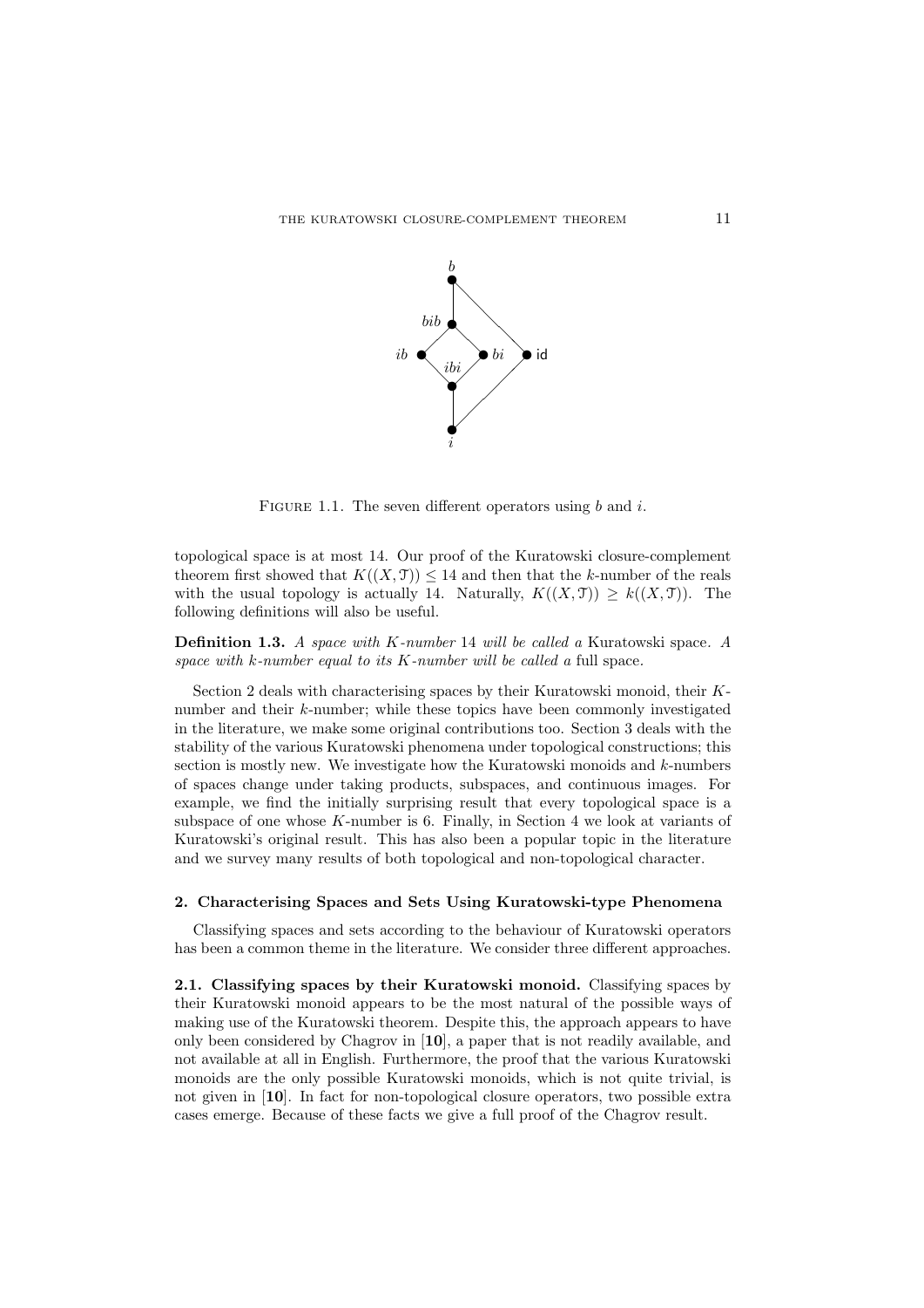FIGURE 1.1. The seven different operators using $b$ and $i$.

topological space is at most 14. Our proof of the Kuratowski closure-complement theorem first showed that $K((X, \mathcal{T})) \leq 14$ and then that the $k$-number of the reals with the usual topology is actually 14. Naturally, $K((X, \mathcal{T})) \geq k((X, \mathcal{T}))$. The following definitions will also be useful.

**Definition 1.3.** *A space with $K$-number 14 will be called a* Kuratowski space*. A space with $k$-number equal to its $K$-number will be called a* full space.

Section 2 deals with characterising spaces by their Kuratowski monoid, their $K$-number and their $k$-number; while these topics have been commonly investigated in the literature, we make some original contributions too. Section 3 deals with the stability of the various Kuratowski phenomena under topological constructions; this section is mostly new. We investigate how the Kuratowski monoids and $k$-numbers of spaces change under taking products, subspaces, and continuous images. For example, we find the initially surprising result that every topological space is a subspace of one whose $K$-number is 6. Finally, in Section 4 we look at variants of Kuratowski's original result. This has also been a popular topic in the literature and we survey many results of both topological and non-topological character.

## 2. Characterising Spaces and Sets Using Kuratowski-type Phenomena

Classifying spaces and sets according to the behaviour of Kuratowski operators has been a common theme in the literature. We consider three different approaches.

**2.1. Classifying spaces by their Kuratowski monoid.** Classifying spaces by their Kuratowski monoid appears to be the most natural of the possible ways of making use of the Kuratowski theorem. Despite this, the approach appears to have only been considered by Chagrov in [**10**], a paper that is not readily available, and not available at all in English. Furthermore, the proof that the various Kuratowski monoids are the only possible Kuratowski monoids, which is not quite trivial, is not given in [**10**]. In fact for non-topological closure operators, two possible extra cases emerge. Because of these facts we give a full proof of the Chagrov result.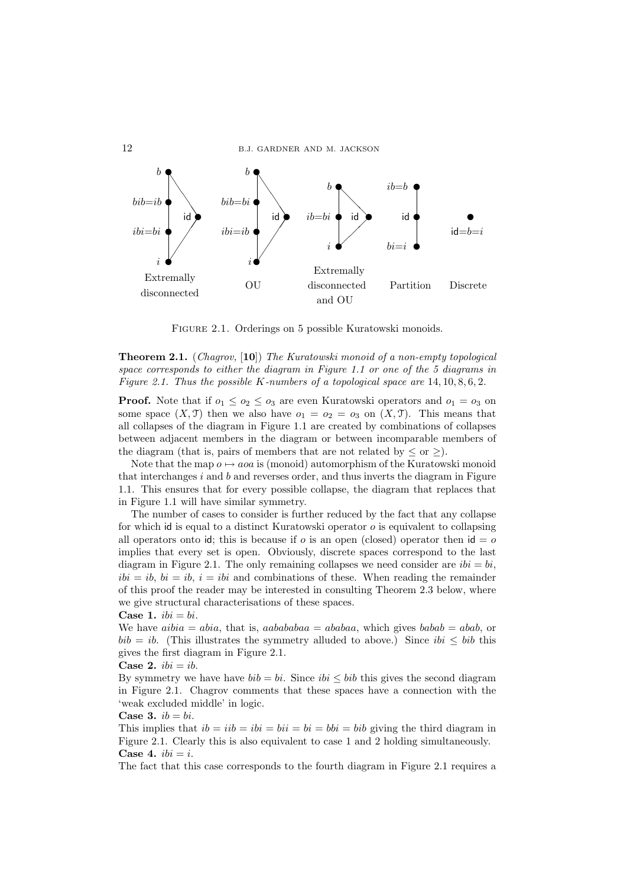Figure 2.1. Orderings on 5 possible Kuratowski monoids.

**Theorem 2.1.** (*Chagrov,* [**10**]) *The Kuratowski monoid of a non-empty topological space corresponds to either the diagram in Figure 1.1 or one of the 5 diagrams in Figure 2.1. Thus the possible K-numbers of a topological space are* $14, 10, 8, 6, 2$.

**Proof.** Note that if $o_1 \leq o_2 \leq o_3$ are even Kuratowski operators and $o_1 = o_3$ on some space $(X, \mathcal{T})$ then we also have $o_1 = o_2 = o_3$ on $(X, \mathcal{T})$. This means that all collapses of the diagram in Figure 1.1 are created by combinations of collapses between adjacent members in the diagram or between incomparable members of the diagram (that is, pairs of members that are not related by $\leq$ or $\geq$).

Note that the map $o \mapsto aoa$ is (monoid) automorphism of the Kuratowski monoid that interchanges $i$ and $b$ and reverses order, and thus inverts the diagram in Figure 1.1. This ensures that for every possible collapse, the diagram that replaces that in Figure 1.1 will have similar symmetry.

The number of cases to consider is further reduced by the fact that any collapse for which $\mathsf{id}$ is equal to a distinct Kuratowski operator $o$ is equivalent to collapsing all operators onto $\mathsf{id}$; this is because if $o$ is an open (closed) operator then $\mathsf{id} = o$ implies that every set is open. Obviously, discrete spaces correspond to the last diagram in Figure 2.1. The only remaining collapses we need consider are $ibi = bi$, $ibi = ib$, $bi = ib$, $i = ibi$ and combinations of these. When reading the remainder of this proof the reader may be interested in consulting Theorem 2.3 below, where we give structural characterisations of these spaces.

**Case 1.** $ibi = bi$.

We have $aibia = abia$, that is, $aababab aa = ababaa$, which gives $babab = abab$, or $bib = ib$. (This illustrates the symmetry alluded to above.) Since $ibi \leq bib$ this gives the first diagram in Figure 2.1.

**Case 2.** $ibi = ib$.

By symmetry we have have $bib = bi$. Since $ibi \leq bib$ this gives the second diagram in Figure 2.1. Chagrov comments that these spaces have a connection with the 'weak excluded middle' in logic.

**Case 3.** $ib = bi$.

This implies that $ib = iib = ibi = bii = bi = bbi = bib$ giving the third diagram in Figure 2.1. Clearly this is also equivalent to case 1 and 2 holding simultaneously.

**Case 4.** $ibi = i$.

The fact that this case corresponds to the fourth diagram in Figure 2.1 requires a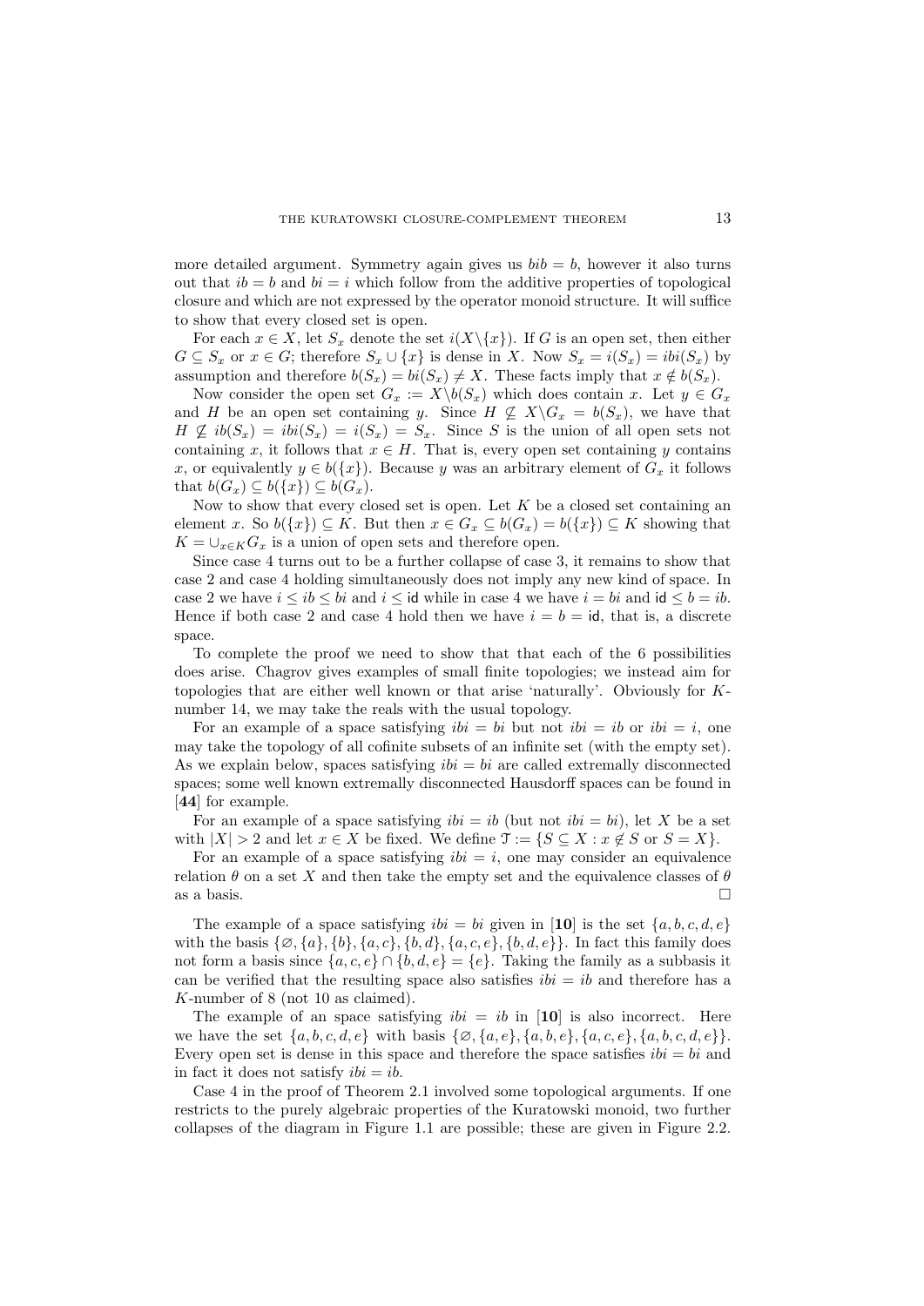more detailed argument. Symmetry again gives us $bib = b$, however it also turns out that $ib = b$ and $bi = i$ which follow from the additive properties of topological closure and which are not expressed by the operator monoid structure. It will suffice to show that every closed set is open.

For each $x \in X$, let $S_x$ denote the set $i(X \backslash \{x\})$. If $G$ is an open set, then either $G \subseteq S_x$ or $x \in G$; therefore $S_x \cup \{x\}$ is dense in $X$. Now $S_x = i(S_x) = ibi(S_x)$ by assumption and therefore $b(S_x) = bi(S_x) \neq X$. These facts imply that $x \notin b(S_x)$.

Now consider the open set $G_x := X \backslash b(S_x)$ which does contain $x$. Let $y \in G_x$ and $H$ be an open set containing $y$. Since $H \not\subseteq X \backslash G_x = b(S_x)$, we have that $H \not\subseteq ib(S_x) = ibi(S_x) = i(S_x) = S_x$. Since $S$ is the union of all open sets not containing $x$, it follows that $x \in H$. That is, every open set containing $y$ contains $x$, or equivalently $y \in b(\{x\})$. Because $y$ was an arbitrary element of $G_x$ it follows that $b(G_x) \subseteq b(\{x\}) \subseteq b(G_x)$.

Now to show that every closed set is open. Let $K$ be a closed set containing an element $x$. So $b(\{x\}) \subseteq K$. But then $x \in G_x \subseteq b(G_x) = b(\{x\}) \subseteq K$ showing that $K = \cup_{x \in K} G_x$ is a union of open sets and therefore open.

Since case 4 turns out to be a further collapse of case 3, it remains to show that case 2 and case 4 holding simultaneously does not imply any new kind of space. In case 2 we have $i \leq ib \leq bi$ and $i \leq \mathsf{id}$ while in case 4 we have $i = bi$ and $\mathsf{id} \leq b = ib$. Hence if both case 2 and case 4 hold then we have $i = b = \mathsf{id}$, that is, a discrete space.

To complete the proof we need to show that that each of the 6 possibilities does arise. Chagrov gives examples of small finite topologies; we instead aim for topologies that are either well known or that arise 'naturally'. Obviously for $K$-number 14, we may take the reals with the usual topology.

For an example of a space satisfying $ibi = bi$ but not $ibi = ib$ or $ibi = i$, one may take the topology of all cofinite subsets of an infinite set (with the empty set). As we explain below, spaces satisfying $ibi = bi$ are called extremally disconnected spaces; some well known extremally disconnected Hausdorff spaces can be found in [**44**] for example.

For an example of a space satisfying $ibi = ib$ (but not $ibi = bi$), let $X$ be a set with $|X| > 2$ and let $x \in X$ be fixed. We define $\mathcal{T} := \{S \subseteq X : x \notin S \text{ or } S = X\}$.

For an example of a space satisfying $ibi = i$, one may consider an equivalence relation $\theta$ on a set $X$ and then take the empty set and the equivalence classes of $\theta$ as a basis. $\square$

The example of a space satisfying $ibi = bi$ given in [**10**] is the set $\{a, b, c, d, e\}$ with the basis $\{\varnothing, \{a\}, \{b\}, \{a, c\}, \{b, d\}, \{a, c, e\}, \{b, d, e\}\}$. In fact this family does not form a basis since $\{a, c, e\} \cap \{b, d, e\} = \{e\}$. Taking the family as a subbasis it can be verified that the resulting space also satisfies $ibi = ib$ and therefore has a $K$-number of 8 (not 10 as claimed).

The example of an space satisfying $ibi = ib$ in [**10**] is also incorrect. Here we have the set $\{a, b, c, d, e\}$ with basis $\{\varnothing, \{a, e\}, \{a, b, e\}, \{a, c, e\}, \{a, b, c, d, e\}\}$. Every open set is dense in this space and therefore the space satisfies $ibi = bi$ and in fact it does not satisfy $ibi = ib$.

Case 4 in the proof of Theorem 2.1 involved some topological arguments. If one restricts to the purely algebraic properties of the Kuratowski monoid, two further collapses of the diagram in Figure 1.1 are possible; these are given in Figure 2.2.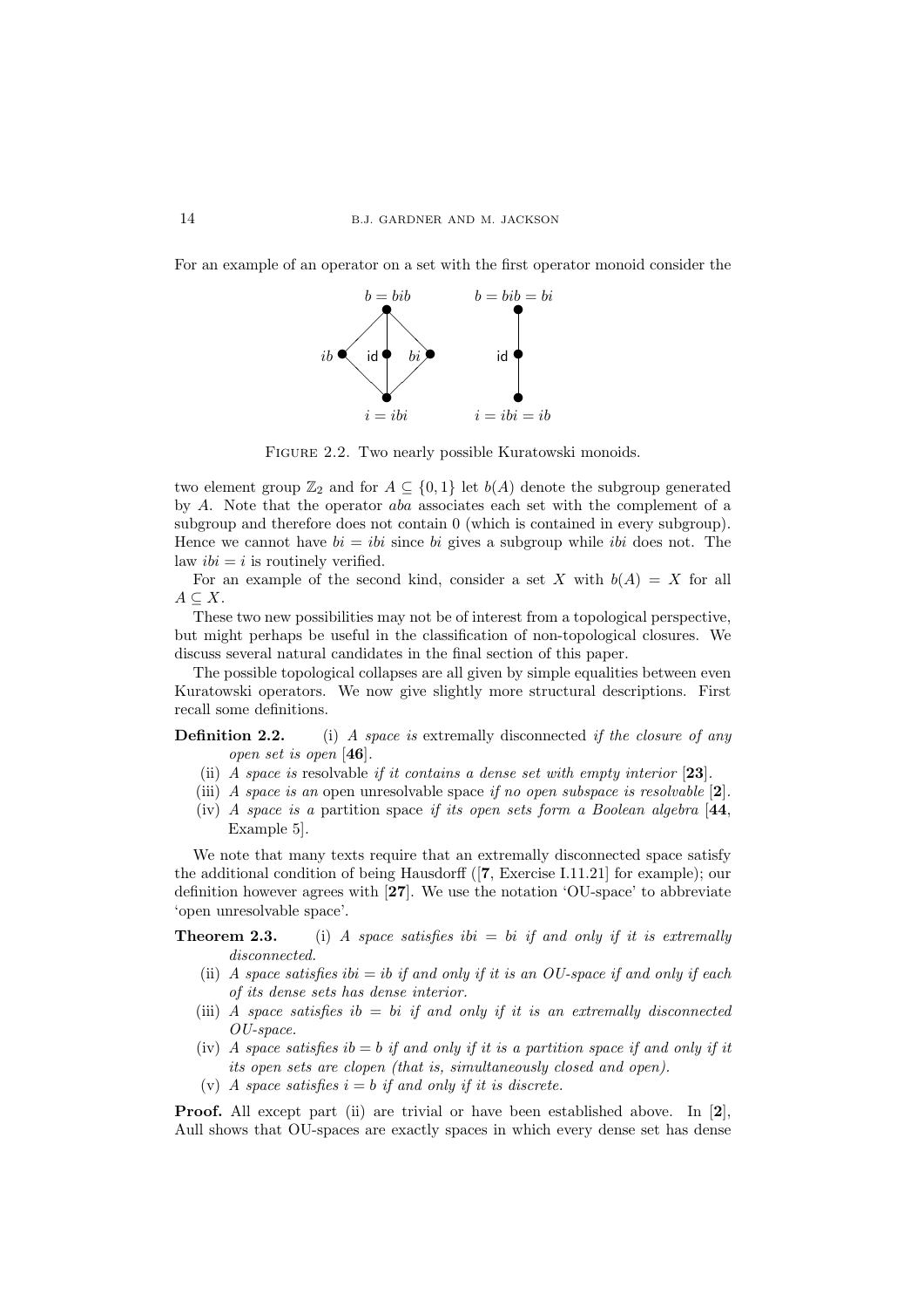For an example of an operator on a set with the first operator monoid consider the

Figure 2.2. Two nearly possible Kuratowski monoids.

two element group $\mathbb{Z}_2$ and for $A \subseteq \{0,1\}$ let $b(A)$ denote the subgroup generated by $A$. Note that the operator $aba$ associates each set with the complement of a subgroup and therefore does not contain 0 (which is contained in every subgroup). Hence we cannot have $bi = ibi$ since $bi$ gives a subgroup while $ibi$ does not. The law $ibi = i$ is routinely verified.

For an example of the second kind, consider a set $X$ with $b(A) = X$ for all $A \subseteq X$.

These two new possibilities may not be of interest from a topological perspective, but might perhaps be useful in the classification of non-topological closures. We discuss several natural candidates in the final section of this paper.

The possible topological collapses are all given by simple equalities between even Kuratowski operators. We now give slightly more structural descriptions. First recall some definitions.

**Definition 2.2.** (i) *A space is* extremally disconnected *if the closure of any open set is open* [**46**].

(ii) *A space is* resolvable *if it contains a dense set with empty interior* [**23**].

(iii) *A space is an* open unresolvable space *if no open subspace is resolvable* [**2**].

(iv) *A space is a* partition space *if its open sets form a Boolean algebra* [**44**, Example 5].

We note that many texts require that an extremally disconnected space satisfy the additional condition of being Hausdorff ([**7**, Exercise I.11.21] for example); our definition however agrees with [**27**]. We use the notation 'OU-space' to abbreviate 'open unresolvable space'.

**Theorem 2.3.** (i) *A space satisfies $ibi = bi$ if and only if it is extremally disconnected.*

(ii) *A space satisfies $ibi = ib$ if and only if it is an OU-space if and only if each of its dense sets has dense interior.*

(iii) *A space satisfies $ib = bi$ if and only if it is an extremally disconnected OU-space.*

(iv) *A space satisfies $ib = b$ if and only if it is a partition space if and only if it its open sets are clopen (that is, simultaneously closed and open).*

(v) *A space satisfies $i = b$ if and only if it is discrete.*

**Proof.** All except part (ii) are trivial or have been established above. In [**2**], Aull shows that OU-spaces are exactly spaces in which every dense set has dense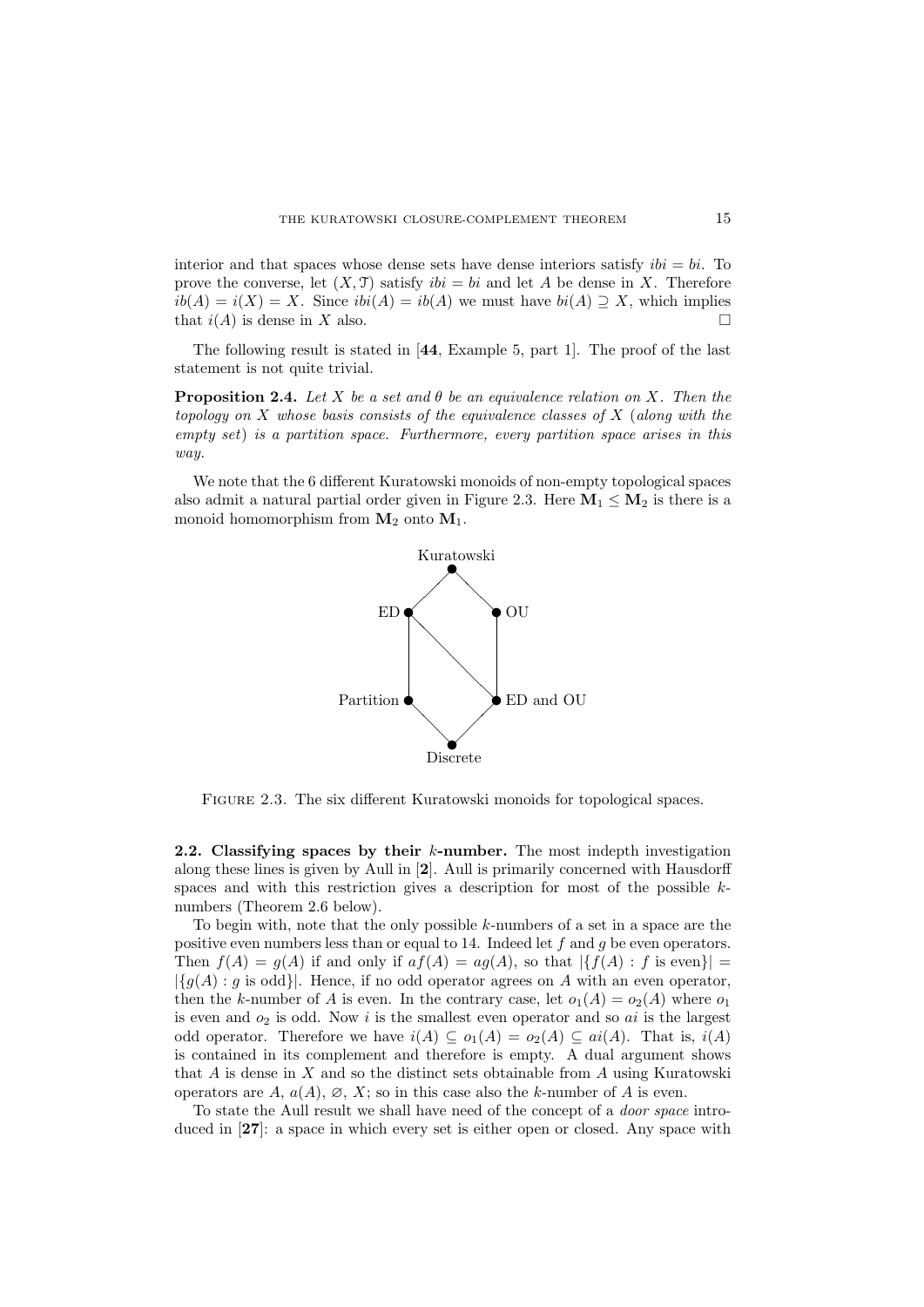interior and that spaces whose dense sets have dense interiors satisfy $ibi = bi$. To prove the converse, let $(X, \mathcal{T})$ satisfy $ibi = bi$ and let $A$ be dense in $X$. Therefore $ib(A) = i(X) = X$. Since $ibi(A) = ib(A)$ we must have $bi(A) \supseteq X$, which implies that $i(A)$ is dense in $X$ also. □

The following result is stated in [**44**, Example 5, part 1]. The proof of the last statement is not quite trivial.

**Proposition 2.4.** *Let $X$ be a set and $\theta$ be an equivalence relation on $X$. Then the topology on $X$ whose basis consists of the equivalence classes of $X$ (along with the empty set) is a partition space. Furthermore, every partition space arises in this way.*

We note that the 6 different Kuratowski monoids of non-empty topological spaces also admit a natural partial order given in Figure 2.3. Here $\mathbf{M}_1 \leq \mathbf{M}_2$ is there is a monoid homomorphism from $\mathbf{M}_2$ onto $\mathbf{M}_1$.

Figure 2.3. The six different Kuratowski monoids for topological spaces.

**2.2. Classifying spaces by their $k$-number.** The most indepth investigation along these lines is given by Aull in [**2**]. Aull is primarily concerned with Hausdorff spaces and with this restriction gives a description for most of the possible $k$-numbers (Theorem 2.6 below).

To begin with, note that the only possible $k$-numbers of a set in a space are the positive even numbers less than or equal to 14. Indeed let $f$ and $g$ be even operators. Then $f(A) = g(A)$ if and only if $af(A) = ag(A)$, so that $|\{f(A) : f \text{ is even}\}| = |\{g(A) : g \text{ is odd}\}|$. Hence, if no odd operator agrees on $A$ with an even operator, then the $k$-number of $A$ is even. In the contrary case, let $o_1(A) = o_2(A)$ where $o_1$ is even and $o_2$ is odd. Now $i$ is the smallest even operator and so $ai$ is the largest odd operator. Therefore we have $i(A) \subseteq o_1(A) = o_2(A) \subseteq ai(A)$. That is, $i(A)$ is contained in its complement and therefore is empty. A dual argument shows that $A$ is dense in $X$ and so the distinct sets obtainable from $A$ using Kuratowski operators are $A$, $a(A)$, $\varnothing$, $X$; so in this case also the $k$-number of $A$ is even.

To state the Aull result we shall have need of the concept of a *door space* introduced in [**27**]: a space in which every set is either open or closed. Any space with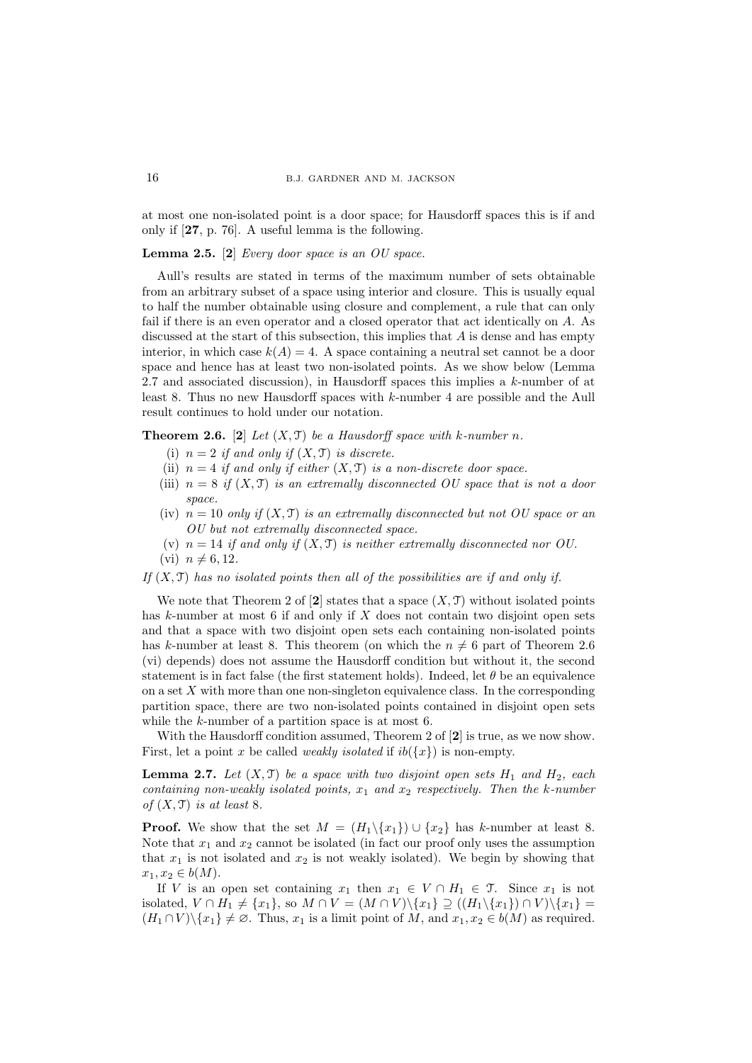at most one non-isolated point is a door space; for Hausdorff spaces this is if and only if [**27**, p. 76]. A useful lemma is the following.

**Lemma 2.5.** [**2**] *Every door space is an OU space.*

Aull's results are stated in terms of the maximum number of sets obtainable from an arbitrary subset of a space using interior and closure. This is usually equal to half the number obtainable using closure and complement, a rule that can only fail if there is an even operator and a closed operator that act identically on $A$. As discussed at the start of this subsection, this implies that $A$ is dense and has empty interior, in which case $k(A) = 4$. A space containing a neutral set cannot be a door space and hence has at least two non-isolated points. As we show below (Lemma 2.7 and associated discussion), in Hausdorff spaces this implies a $k$-number of at least 8. Thus no new Hausdorff spaces with $k$-number 4 are possible and the Aull result continues to hold under our notation.

**Theorem 2.6.** [**2**] *Let $(X, \mathfrak{T})$ be a Hausdorff space with $k$-number $n$.*

(i) *$n = 2$ if and only if $(X, \mathfrak{T})$ is discrete.*
(ii) *$n = 4$ if and only if either $(X, \mathfrak{T})$ is a non-discrete door space.*
(iii) *$n = 8$ if $(X, \mathfrak{T})$ is an extremally disconnected OU space that is not a door space.*
(iv) *$n = 10$ only if $(X, \mathfrak{T})$ is an extremally disconnected but not OU space or an OU but not extremally disconnected space.*
(v) *$n = 14$ if and only if $(X, \mathfrak{T})$ is neither extremally disconnected nor OU.*
(vi) *$n \neq 6, 12$.*

*If $(X, \mathfrak{T})$ has no isolated points then all of the possibilities are if and only if.*

We note that Theorem 2 of [**2**] states that a space $(X, \mathfrak{T})$ without isolated points has $k$-number at most 6 if and only if $X$ does not contain two disjoint open sets and that a space with two disjoint open sets each containing non-isolated points has $k$-number at least 8. This theorem (on which the $n \neq 6$ part of Theorem 2.6 (vi) depends) does not assume the Hausdorff condition but without it, the second statement is in fact false (the first statement holds). Indeed, let $\theta$ be an equivalence on a set $X$ with more than one non-singleton equivalence class. In the corresponding partition space, there are two non-isolated points contained in disjoint open sets while the $k$-number of a partition space is at most 6.

With the Hausdorff condition assumed, Theorem 2 of [**2**] is true, as we now show. First, let a point $x$ be called *weakly isolated* if $ib(\{x\})$ is non-empty.

**Lemma 2.7.** *Let $(X, \mathfrak{T})$ be a space with two disjoint open sets $H_1$ and $H_2$, each containing non-weakly isolated points, $x_1$ and $x_2$ respectively. Then the $k$-number of $(X, \mathfrak{T})$ is at least 8.*

**Proof.** We show that the set $M = (H_1 \backslash \{x_1\}) \cup \{x_2\}$ has $k$-number at least 8. Note that $x_1$ and $x_2$ cannot be isolated (in fact our proof only uses the assumption that $x_1$ is not isolated and $x_2$ is not weakly isolated). We begin by showing that $x_1, x_2 \in b(M)$.

If $V$ is an open set containing $x_1$ then $x_1 \in V \cap H_1 \in \mathfrak{T}$. Since $x_1$ is not isolated, $V \cap H_1 \neq \{x_1\}$, so $M \cap V = (M \cap V)\backslash\{x_1\} \supseteq ((H_1\backslash\{x_1\}) \cap V)\backslash\{x_1\} = (H_1 \cap V)\backslash\{x_1\} \neq \varnothing$. Thus, $x_1$ is a limit point of $M$, and $x_1, x_2 \in b(M)$ as required.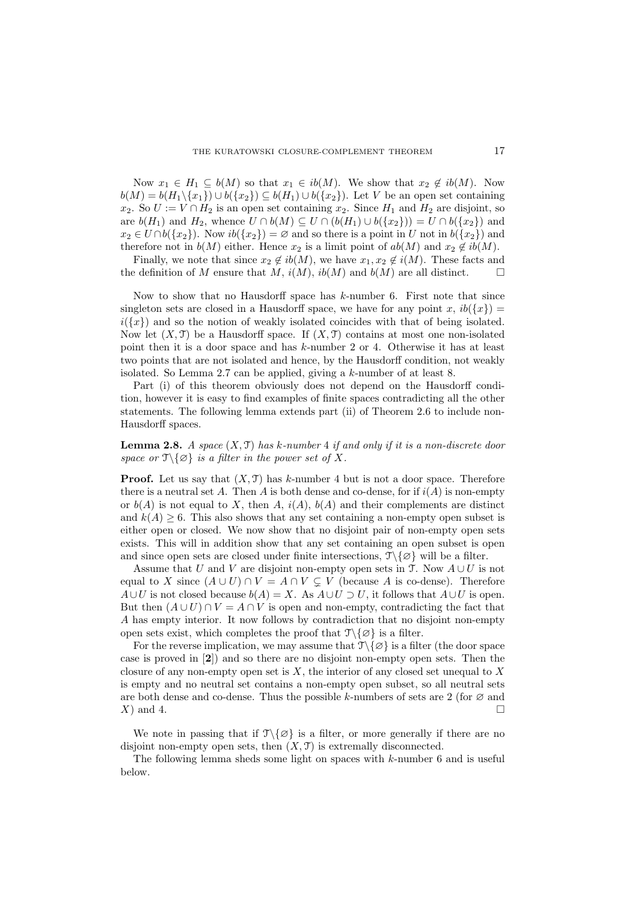Now $x_1 \in H_1 \subseteq b(M)$ so that $x_1 \in ib(M)$. We show that $x_2 \notin ib(M)$. Now $b(M) = b(H_1 \backslash \{x_1\}) \cup b(\{x_2\}) \subseteq b(H_1) \cup b(\{x_2\})$. Let $V$ be an open set containing $x_2$. So $U := V \cap H_2$ is an open set containing $x_2$. Since $H_1$ and $H_2$ are disjoint, so are $b(H_1)$ and $H_2$, whence $U \cap b(M) \subseteq U \cap (b(H_1) \cup b(\{x_2\})) = U \cap b(\{x_2\})$ and $x_2 \in U \cap b(\{x_2\})$. Now $ib(\{x_2\}) = \varnothing$ and so there is a point in $U$ not in $b(\{x_2\})$ and therefore not in $b(M)$ either. Hence $x_2$ is a limit point of $ab(M)$ and $x_2 \notin ib(M)$.

Finally, we note that since $x_2 \notin ib(M)$, we have $x_1, x_2 \notin i(M)$. These facts and the definition of $M$ ensure that $M$, $i(M)$, $ib(M)$ and $b(M)$ are all distinct. □

Now to show that no Hausdorff space has $k$-number 6. First note that since singleton sets are closed in a Hausdorff space, we have for any point $x$, $ib(\{x\}) = i(\{x\})$ and so the notion of weakly isolated coincides with that of being isolated. Now let $(X, \mathcal{T})$ be a Hausdorff space. If $(X, \mathcal{T})$ contains at most one non-isolated point then it is a door space and has $k$-number 2 or 4. Otherwise it has at least two points that are not isolated and hence, by the Hausdorff condition, not weakly isolated. So Lemma 2.7 can be applied, giving a $k$-number of at least 8.

Part (i) of this theorem obviously does not depend on the Hausdorff condition, however it is easy to find examples of finite spaces contradicting all the other statements. The following lemma extends part (ii) of Theorem 2.6 to include non-Hausdorff spaces.

**Lemma 2.8.** *A space $(X, \mathcal{T})$ has $k$-number 4 if and only if it is a non-discrete door space or $\mathcal{T} \backslash \{\varnothing\}$ is a filter in the power set of $X$.*

**Proof.** Let us say that $(X, \mathcal{T})$ has $k$-number 4 but is not a door space. Therefore there is a neutral set $A$. Then $A$ is both dense and co-dense, for if $i(A)$ is non-empty or $b(A)$ is not equal to $X$, then $A$, $i(A)$, $b(A)$ and their complements are distinct and $k(A) \geq 6$. This also shows that any set containing a non-empty open subset is either open or closed. We now show that no disjoint pair of non-empty open sets exists. This will in addition show that any set containing an open subset is open and since open sets are closed under finite intersections, $\mathcal{T} \backslash \{\varnothing\}$ will be a filter.

Assume that $U$ and $V$ are disjoint non-empty open sets in $\mathcal{T}$. Now $A \cup U$ is not equal to $X$ since $(A \cup U) \cap V = A \cap V \subsetneq V$ (because $A$ is co-dense). Therefore $A \cup U$ is not closed because $b(A) = X$. As $A \cup U \supset U$, it follows that $A \cup U$ is open. But then $(A \cup U) \cap V = A \cap V$ is open and non-empty, contradicting the fact that $A$ has empty interior. It now follows by contradiction that no disjoint non-empty open sets exist, which completes the proof that $\mathcal{T} \backslash \{\varnothing\}$ is a filter.

For the reverse implication, we may assume that $\mathcal{T} \backslash \{\varnothing\}$ is a filter (the door space case is proved in [**2**]) and so there are no disjoint non-empty open sets. Then the closure of any non-empty open set is $X$, the interior of any closed set unequal to $X$ is empty and no neutral set contains a non-empty open subset, so all neutral sets are both dense and co-dense. Thus the possible $k$-numbers of sets are 2 (for $\varnothing$ and $X$) and 4. □

We note in passing that if $\mathcal{T} \backslash \{\varnothing\}$ is a filter, or more generally if there are no disjoint non-empty open sets, then $(X, \mathcal{T})$ is extremally disconnected.

The following lemma sheds some light on spaces with $k$-number 6 and is useful below.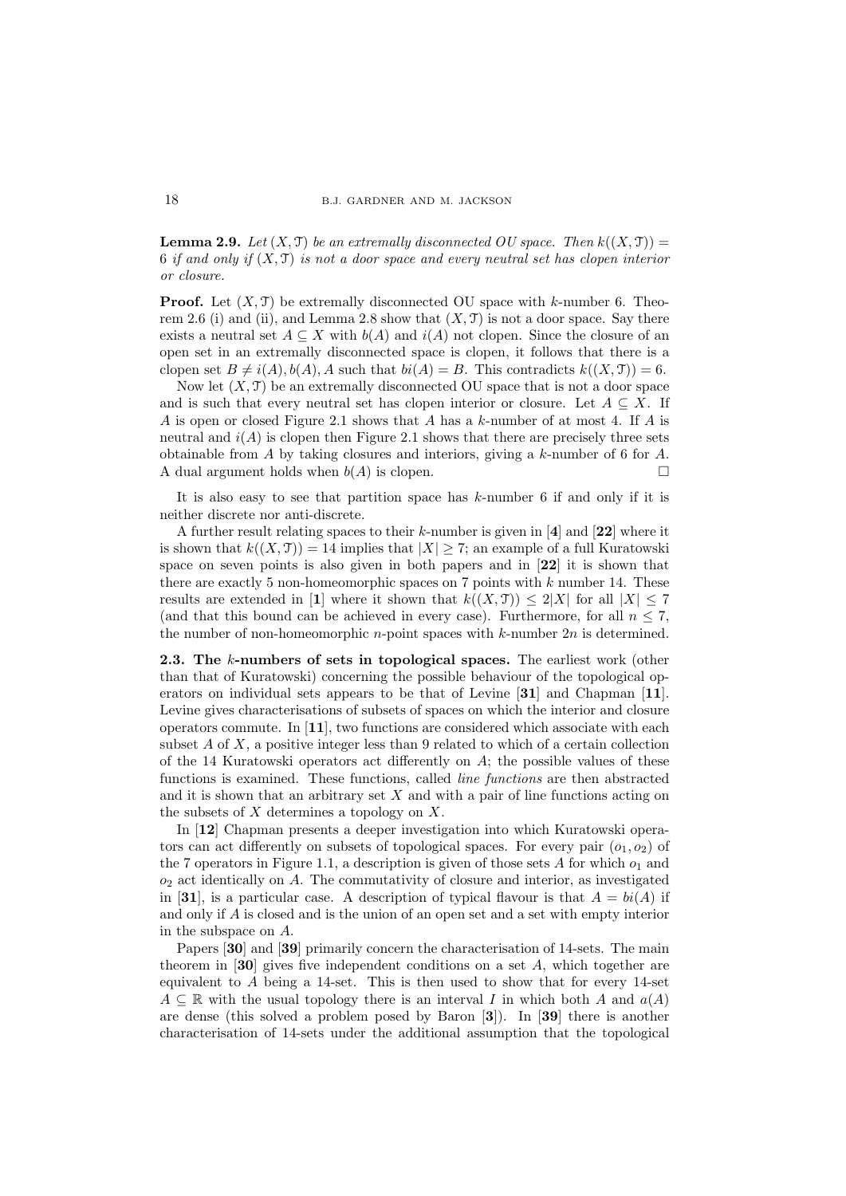**Lemma 2.9.** *Let $(X, \mathcal{T})$ be an extremally disconnected OU space. Then $k((X, \mathcal{T})) = 6$ if and only if $(X, \mathcal{T})$ is not a door space and every neutral set has clopen interior or closure.*

**Proof.** Let $(X, \mathcal{T})$ be extremally disconnected OU space with $k$-number 6. Theorem 2.6 (i) and (ii), and Lemma 2.8 show that $(X, \mathcal{T})$ is not a door space. Say there exists a neutral set $A \subseteq X$ with $b(A)$ and $i(A)$ not clopen. Since the closure of an open set in an extremally disconnected space is clopen, it follows that there is a clopen set $B \neq i(A), b(A), A$ such that $bi(A) = B$. This contradicts $k((X, \mathcal{T})) = 6$.

Now let $(X, \mathcal{T})$ be an extremally disconnected OU space that is not a door space and is such that every neutral set has clopen interior or closure. Let $A \subseteq X$. If $A$ is open or closed Figure 2.1 shows that $A$ has a $k$-number of at most 4. If $A$ is neutral and $i(A)$ is clopen then Figure 2.1 shows that there are precisely three sets obtainable from $A$ by taking closures and interiors, giving a $k$-number of 6 for $A$. A dual argument holds when $b(A)$ is clopen. □

It is also easy to see that partition space has $k$-number 6 if and only if it is neither discrete nor anti-discrete.

A further result relating spaces to their $k$-number is given in [**4**] and [**22**] where it is shown that $k((X, \mathcal{T})) = 14$ implies that $|X| \geq 7$; an example of a full Kuratowski space on seven points is also given in both papers and in [**22**] it is shown that there are exactly 5 non-homeomorphic spaces on 7 points with $k$ number 14. These results are extended in [**1**] where it shown that $k((X, \mathcal{T})) \leq 2|X|$ for all $|X| \leq 7$ (and that this bound can be achieved in every case). Furthermore, for all $n \leq 7$, the number of non-homeomorphic $n$-point spaces with $k$-number $2n$ is determined.

**2.3. The $k$-numbers of sets in topological spaces.** The earliest work (other than that of Kuratowski) concerning the possible behaviour of the topological operators on individual sets appears to be that of Levine [**31**] and Chapman [**11**]. Levine gives characterisations of subsets of spaces on which the interior and closure operators commute. In [**11**], two functions are considered which associate with each subset $A$ of $X$, a positive integer less than 9 related to which of a certain collection of the 14 Kuratowski operators act differently on $A$; the possible values of these functions is examined. These functions, called *line functions* are then abstracted and it is shown that an arbitrary set $X$ and with a pair of line functions acting on the subsets of $X$ determines a topology on $X$.

In [**12**] Chapman presents a deeper investigation into which Kuratowski operators can act differently on subsets of topological spaces. For every pair $(o_1, o_2)$ of the 7 operators in Figure 1.1, a description is given of those sets $A$ for which $o_1$ and $o_2$ act identically on $A$. The commutativity of closure and interior, as investigated in [**31**], is a particular case. A description of typical flavour is that $A = bi(A)$ if and only if $A$ is closed and is the union of an open set and a set with empty interior in the subspace on $A$.

Papers [**30**] and [**39**] primarily concern the characterisation of 14-sets. The main theorem in [**30**] gives five independent conditions on a set $A$, which together are equivalent to $A$ being a 14-set. This is then used to show that for every 14-set $A \subseteq \mathbb{R}$ with the usual topology there is an interval $I$ in which both $A$ and $a(A)$ are dense (this solved a problem posed by Baron [**3**]). In [**39**] there is another characterisation of 14-sets under the additional assumption that the topological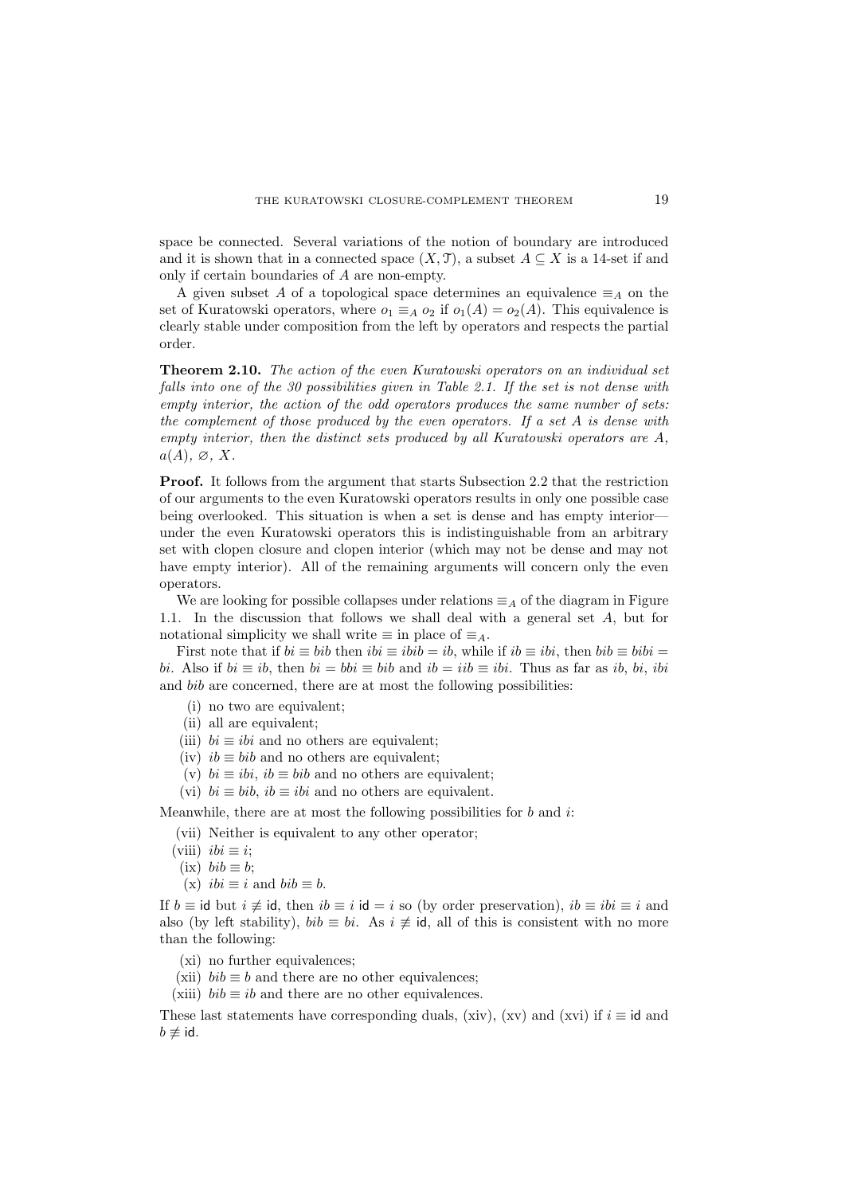space be connected. Several variations of the notion of boundary are introduced and it is shown that in a connected space $(X, \mathcal{T})$, a subset $A \subseteq X$ is a 14-set if and only if certain boundaries of $A$ are non-empty.

A given subset $A$ of a topological space determines an equivalence $\equiv_A$ on the set of Kuratowski operators, where $o_1 \equiv_A o_2$ if $o_1(A) = o_2(A)$. This equivalence is clearly stable under composition from the left by operators and respects the partial order.

**Theorem 2.10.** *The action of the even Kuratowski operators on an individual set falls into one of the 30 possibilities given in Table 2.1. If the set is not dense with empty interior, the action of the odd operators produces the same number of sets: the complement of those produced by the even operators. If a set $A$ is dense with empty interior, then the distinct sets produced by all Kuratowski operators are $A$, $a(A)$, $\varnothing$, $X$.*

**Proof.** It follows from the argument that starts Subsection 2.2 that the restriction of our arguments to the even Kuratowski operators results in only one possible case being overlooked. This situation is when a set is dense and has empty interior—under the even Kuratowski operators this is indistinguishable from an arbitrary set with clopen closure and clopen interior (which may not be dense and may not have empty interior). All of the remaining arguments will concern only the even operators.

We are looking for possible collapses under relations $\equiv_A$ of the diagram in Figure 1.1. In the discussion that follows we shall deal with a general set $A$, but for notational simplicity we shall write $\equiv$ in place of $\equiv_A$.

First note that if $bi \equiv bib$ then $ibi \equiv ibib = ib$, while if $ib \equiv ibi$, then $bib \equiv bibi = bi$. Also if $bi \equiv ib$, then $bi = bbi \equiv bib$ and $ib = iib \equiv ibi$. Thus as far as $ib$, $bi$, $ibi$ and $bib$ are concerned, there are at most the following possibilities:

(i) no two are equivalent;
(ii) all are equivalent;
(iii) $bi \equiv ibi$ and no others are equivalent;
(iv) $ib \equiv bib$ and no others are equivalent;
(v) $bi \equiv ibi$, $ib \equiv bib$ and no others are equivalent;
(vi) $bi \equiv bib$, $ib \equiv ibi$ and no others are equivalent.

Meanwhile, there are at most the following possibilities for $b$ and $i$:

(vii) Neither is equivalent to any other operator;
(viii) $ibi \equiv i$;
(ix) $bib \equiv b$;
(x) $ibi \equiv i$ and $bib \equiv b$.

If $b \equiv \mathsf{id}$ but $i \not\equiv \mathsf{id}$, then $ib \equiv i\,\mathsf{id} = i$ so (by order preservation), $ib \equiv ibi \equiv i$ and also (by left stability), $bib \equiv bi$. As $i \not\equiv \mathsf{id}$, all of this is consistent with no more than the following:

(xi) no further equivalences;
(xii) $bib \equiv b$ and there are no other equivalences;
(xiii) $bib \equiv ib$ and there are no other equivalences.

These last statements have corresponding duals, (xiv), (xv) and (xvi) if $i \equiv \mathsf{id}$ and $b \not\equiv \mathsf{id}$.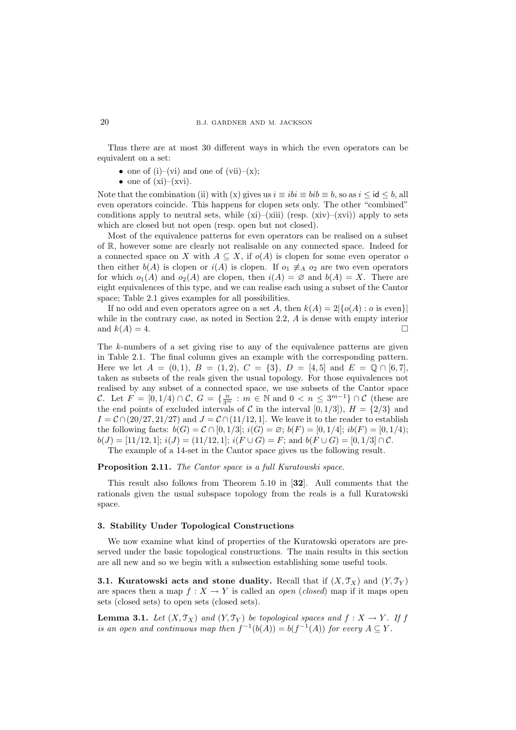Thus there are at most 30 different ways in which the even operators can be equivalent on a set:

- one of (i)–(vi) and one of (vii)–(x);
- one of (xi)–(xvi).

Note that the combination (ii) with (x) gives us $i \equiv ibi \equiv bib \equiv b$, so as $i \leq \mathsf{id} \leq b$, all even operators coincide. This happens for clopen sets only. The other "combined" conditions apply to neutral sets, while (xi)–(xiii) (resp. (xiv)–(xvi)) apply to sets which are closed but not open (resp. open but not closed).

Most of the equivalence patterns for even operators can be realised on a subset of $\mathbb{R}$, however some are clearly not realisable on any connected space. Indeed for a connected space on $X$ with $A \subseteq X$, if $o(A)$ is clopen for some even operator $o$ then either $b(A)$ is clopen or $i(A)$ is clopen. If $o_1 \not\equiv_A o_2$ are two even operators for which $o_1(A)$ and $o_2(A)$ are clopen, then $i(A) = \varnothing$ and $b(A) = X$. There are eight equivalences of this type, and we can realise each using a subset of the Cantor space; Table 2.1 gives examples for all possibilities.

If no odd and even operators agree on a set $A$, then $k(A) = 2|\{o(A) : o \text{ is even}\}|$ while in the contrary case, as noted in Section 2.2, $A$ is dense with empty interior and $k(A) = 4$. □

The $k$-numbers of a set giving rise to any of the equivalence patterns are given in Table 2.1. The final column gives an example with the corresponding pattern. Here we let $A = (0, 1)$, $B = (1, 2)$, $C = \{3\}$, $D = [4, 5]$ and $E = \mathbb{Q} \cap [6, 7]$, taken as subsets of the reals given the usual topology. For those equivalences not realised by any subset of a connected space, we use subsets of the Cantor space $\mathcal{C}$. Let $F = [0, 1/4) \cap \mathcal{C}$, $G = \{\frac{n}{3^m} : m \in \mathbb{N} \text{ and } 0 < n \leq 3^{m-1}\} \cap \mathcal{C}$ (these are the end points of excluded intervals of $\mathcal{C}$ in the interval $[0, 1/3]$), $H = \{2/3\}$ and $I = \mathcal{C} \cap (20/27, 21/27)$ and $J = \mathcal{C} \cap (11/12, 1]$. We leave it to the reader to establish the following facts: $b(G) = \mathcal{C} \cap [0, 1/3]$; $i(G) = \varnothing$; $b(F) = [0, 1/4]$; $ib(F) = [0, 1/4)$; $b(J) = [11/12, 1]$; $i(J) = (11/12, 1]$; $i(F \cup G) = F$; and $b(F \cup G) = [0, 1/3] \cap \mathcal{C}$.

The example of a 14-set in the Cantor space gives us the following result.

**Proposition 2.11.** *The Cantor space is a full Kuratowski space.*

This result also follows from Theorem 5.10 in [**32**]. Aull comments that the rationals given the usual subspace topology from the reals is a full Kuratowski space.

### 3. Stability Under Topological Constructions

We now examine what kind of properties of the Kuratowski operators are preserved under the basic topological constructions. The main results in this section are all new and so we begin with a subsection establishing some useful tools.

**3.1. Kuratowski acts and stone duality.** Recall that if $(X, \mathcal{T}_X)$ and $(Y, \mathcal{T}_Y)$ are spaces then a map $f : X \to Y$ is called an *open* (*closed*) map if it maps open sets (closed sets) to open sets (closed sets).

**Lemma 3.1.** *Let $(X, \mathcal{T}_X)$ and $(Y, \mathcal{T}_Y)$ be topological spaces and $f : X \to Y$. If $f$ is an open and continuous map then $f^{-1}(b(A)) = b(f^{-1}(A))$ for every $A \subseteq Y$.*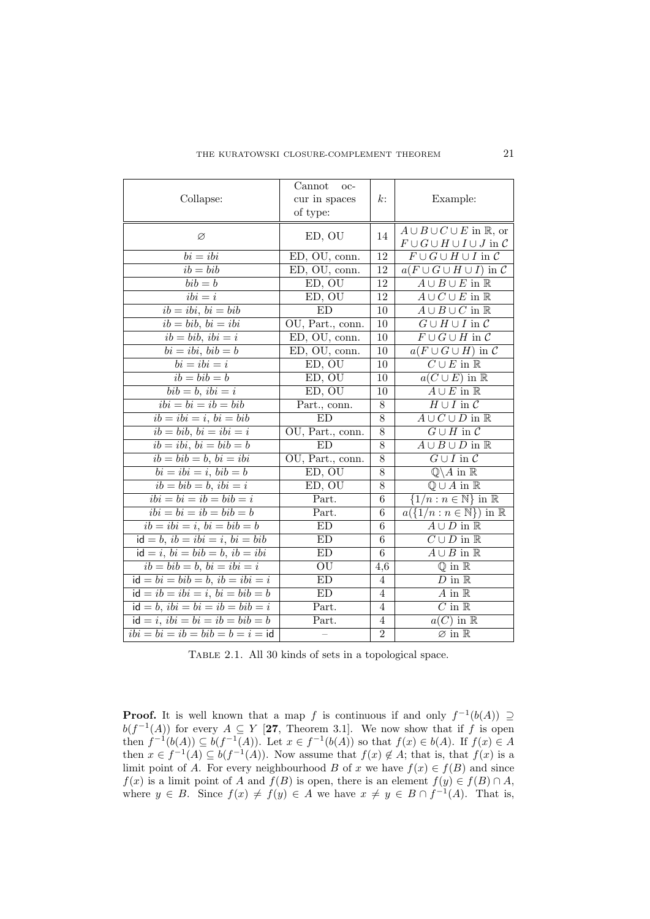| Collapse: | Cannot occur in spaces of type: | $k$: | Example: |
|---|---|---|---|
| $\varnothing$ | ED, OU | 14 | $A \cup B \cup C \cup E$ in $\mathbb{R}$, or $F \cup G \cup H \cup I \cup J$ in $\mathcal{C}$ |
| $bi = ibi$ | ED, OU, conn. | 12 | $F \cup G \cup H \cup I$ in $\mathcal{C}$ |
| $ib = bib$ | ED, OU, conn. | 12 | $a(F \cup G \cup H \cup I)$ in $\mathcal{C}$ |
| $bib = b$ | ED, OU | 12 | $A \cup B \cup E$ in $\mathbb{R}$ |
| $ibi = i$ | ED, OU | 12 | $A \cup C \cup E$ in $\mathbb{R}$ |
| $ib = ibi$, $bi = bib$ | ED | 10 | $A \cup B \cup C$ in $\mathbb{R}$ |
| $ib = bib$, $bi = ibi$ | OU, Part., conn. | 10 | $G \cup H \cup I$ in $\mathcal{C}$ |
| $ib = bib$, $ibi = i$ | ED, OU, conn. | 10 | $F \cup G \cup H$ in $\mathcal{C}$ |
| $bi = ibi$, $bib = b$ | ED, OU, conn. | 10 | $a(F \cup G \cup H)$ in $\mathcal{C}$ |
| $bi = ibi = i$ | ED, OU | 10 | $C \cup E$ in $\mathbb{R}$ |
| $ib = bib = b$ | ED, OU | 10 | $a(C \cup E)$ in $\mathbb{R}$ |
| $bib = b$, $ibi = i$ | ED, OU | 10 | $A \cup E$ in $\mathbb{R}$ |
| $ibi = bi = ib = bib$ | Part., conn. | 8 | $H \cup I$ in $\mathcal{C}$ |
| $ib = ibi = i$, $bi = bib$ | ED | 8 | $A \cup C \cup D$ in $\mathbb{R}$ |
| $ib = bib$, $bi = ibi = i$ | OU, Part., conn. | 8 | $G \cup H$ in $\mathcal{C}$ |
| $ib = ibi$, $bi = bib = b$ | ED | 8 | $A \cup B \cup D$ in $\mathbb{R}$ |
| $ib = bib = b$, $bi = ibi$ | OU, Part., conn. | 8 | $G \cup I$ in $\mathcal{C}$ |
| $bi = ibi = i$, $bib = b$ | ED, OU | 8 | $\mathbb{Q} \backslash A$ in $\mathbb{R}$ |
| $ib = bib = b$, $ibi = i$ | ED, OU | 8 | $\mathbb{Q} \cup A$ in $\mathbb{R}$ |
| $ibi = bi = ib = bib = i$ | Part. | 6 | $\{1/n : n \in \mathbb{N}\}$ in $\mathbb{R}$ |
| $ibi = bi = ib = bib = b$ | Part. | 6 | $a(\{1/n : n \in \mathbb{N}\})$ in $\mathbb{R}$ |
| $ib = ibi = i$, $bi = bib = b$ | ED | 6 | $A \cup D$ in $\mathbb{R}$ |
| $\mathsf{id} = b$, $ib = ibi = i$, $bi = bib$ | ED | 6 | $C \cup D$ in $\mathbb{R}$ |
| $\mathsf{id} = i$, $bi = bib = b$, $ib = ibi$ | ED | 6 | $A \cup B$ in $\mathbb{R}$ |
| $ib = bib = b$, $bi = ibi = i$ | OU | 4,6 | $\mathbb{Q}$ in $\mathbb{R}$ |
| $\mathsf{id} = bi = bib = b$, $ib = ibi = i$ | ED | 4 | $D$ in $\mathbb{R}$ |
| $\mathsf{id} = ib = ibi = i$, $bi = bib = b$ | ED | 4 | $A$ in $\mathbb{R}$ |
| $\mathsf{id} = b$, $ibi = bi = ib = bib = i$ | Part. | 4 | $C$ in $\mathbb{R}$ |
| $\mathsf{id} = i$, $ibi = bi = ib = bib = b$ | Part. | 4 | $a(C)$ in $\mathbb{R}$ |
| $ibi = bi = ib = bib = b = i = \mathsf{id}$ | – | 2 | $\varnothing$ in $\mathbb{R}$ |

Table 2.1. All 30 kinds of sets in a topological space.

**Proof.** It is well known that a map $f$ is continuous if and only $f^{-1}(b(A)) \supseteq b(f^{-1}(A))$ for every $A \subseteq Y$ [**27**, Theorem 3.1]. We now show that if $f$ is open then $f^{-1}(b(A)) \subseteq b(f^{-1}(A))$. Let $x \in f^{-1}(b(A))$ so that $f(x) \in b(A)$. If $f(x) \in A$ then $x \in f^{-1}(A) \subseteq b(f^{-1}(A))$. Now assume that $f(x) \notin A$; that is, that $f(x)$ is a limit point of $A$. For every neighbourhood $B$ of $x$ we have $f(x) \in f(B)$ and since $f(x)$ is a limit point of $A$ and $f(B)$ is open, there is an element $f(y) \in f(B) \cap A$, where $y \in B$. Since $f(x) \neq f(y) \in A$ we have $x \neq y \in B \cap f^{-1}(A)$. That is,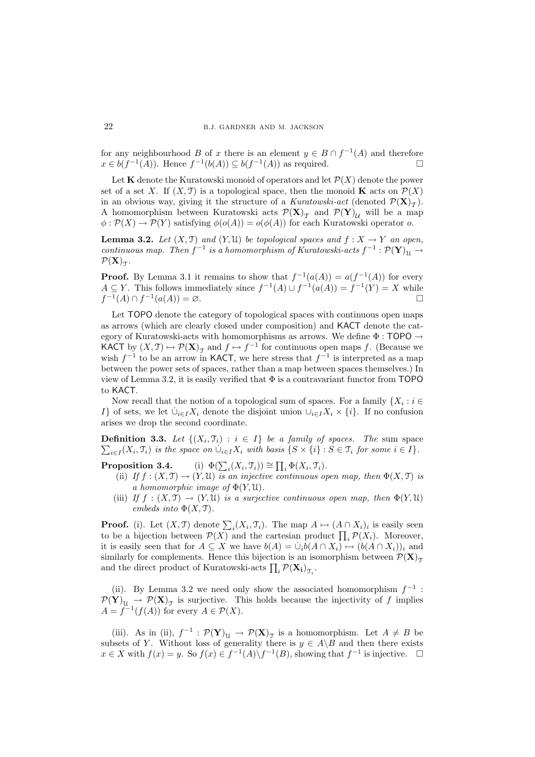for any neighbourhood $B$ of $x$ there is an element $y \in B \cap f^{-1}(A)$ and therefore $x \in b(f^{-1}(A))$. Hence $f^{-1}(b(A)) \subseteq b(f^{-1}(A))$ as required. □

Let $\mathbf{K}$ denote the Kuratowski monoid of operators and let $\mathcal{P}(X)$ denote the power set of a set $X$. If $(X, \mathcal{T})$ is a topological space, then the monoid $\mathbf{K}$ acts on $\mathcal{P}(X)$ in an obvious way, giving it the structure of a *Kuratowski-act* (denoted $\mathcal{P}(\mathbf{X})_{\mathcal{T}}$). A homomorphism between Kuratowski acts $\mathcal{P}(\mathbf{X})_{\mathcal{T}}$ and $\mathcal{P}(\mathbf{Y})_{\mathcal{U}}$ will be a map $\phi : \mathcal{P}(X) \to \mathcal{P}(Y)$ satisfying $\phi(o(A)) = o(\phi(A))$ for each Kuratowski operator $o$.

**Lemma 3.2.** *Let $(X, \mathcal{T})$ and $(Y, \mathcal{U})$ be topological spaces and $f : X \to Y$ an open, continuous map. Then $f^{-1}$ is a homomorphism of Kuratowski-acts $f^{-1} : \mathcal{P}(\mathbf{Y})_{\mathcal{U}} \to \mathcal{P}(\mathbf{X})_{\mathcal{T}}$.*

**Proof.** By Lemma 3.1 it remains to show that $f^{-1}(a(A)) = a(f^{-1}(A))$ for every $A \subseteq Y$. This follows immediately since $f^{-1}(A) \cup f^{-1}(a(A)) = f^{-1}(Y) = X$ while $f^{-1}(A) \cap f^{-1}(a(A)) = \varnothing$. □

Let $\mathsf{TOPO}$ denote the category of topological spaces with continuous open maps as arrows (which are clearly closed under composition) and $\mathsf{KACT}$ denote the category of Kuratowski-acts with homomorphisms as arrows. We define $\Phi : \mathsf{TOPO} \to \mathsf{KACT}$ by $(X, \mathcal{T}) \mapsto \mathcal{P}(\mathbf{X})_{\mathcal{T}}$ and $f \mapsto f^{-1}$ for continuous open maps $f$. (Because we wish $f^{-1}$ to be an arrow in $\mathsf{KACT}$, we here stress that $f^{-1}$ is interpreted as a map between the power sets of spaces, rather than a map between spaces themselves.) In view of Lemma 3.2, it is easily verified that $\Phi$ is a contravariant functor from $\mathsf{TOPO}$ to $\mathsf{KACT}$.

Now recall that the notion of a topological sum of spaces. For a family $\{X_i : i \in I\}$ of sets, we let $\dot{\cup}_{i \in I} X_i$ denote the disjoint union $\cup_{i \in I} X_i \times \{i\}$. If no confusion arises we drop the second coordinate.

**Definition 3.3.** *Let $\{(X_i, \mathcal{T}_i) : i \in I\}$ be a family of spaces. The* sum space *$\sum_{i \in I}(X_i, \mathcal{T}_i)$ is the space on $\dot{\cup}_{i \in I} X_i$ with basis $\{S \times \{i\} : S \in \mathcal{T}_i \text{ for some } i \in I\}$.*

**Proposition 3.4.** (i) *$\Phi(\sum_i (X_i, \mathcal{T}_i)) \cong \prod_i \Phi(X_i, \mathcal{T}_i)$.*

(ii) *If $f : (X, \mathcal{T}) \to (Y, \mathcal{U})$ is an injective continuous open map, then $\Phi(X, \mathcal{T})$ is a homomorphic image of $\Phi(Y, \mathcal{U})$.*

(iii) *If $f : (X, \mathcal{T}) \to (Y, \mathcal{U})$ is a surjective continuous open map, then $\Phi(Y, \mathcal{U})$ embeds into $\Phi(X, \mathcal{T})$.*

**Proof.** (i). Let $(X, \mathcal{T})$ denote $\sum_i (X_i, \mathcal{T}_i)$. The map $A \mapsto (A \cap X_i)_i$ is easily seen to be a bijection between $\mathcal{P}(X)$ and the cartesian product $\prod_i \mathcal{P}(X_i)$. Moreover, it is easily seen that for $A \subseteq X$ we have $b(A) = \dot{\cup}_i b(A \cap X_i) \mapsto (b(A \cap X_i))_i$ and similarly for complements. Hence this bijection is an isomorphism between $\mathcal{P}(\mathbf{X})_{\mathcal{T}}$ and the direct product of Kuratowski-acts $\prod_i \mathcal{P}(\mathbf{X_i})_{\mathcal{T}_i}$.

(ii). By Lemma 3.2 we need only show the associated homomorphism $f^{-1} : \mathcal{P}(\mathbf{Y})_{\mathcal{U}} \to \mathcal{P}(\mathbf{X})_{\mathcal{T}}$ is surjective. This holds because the injectivity of $f$ implies $A = f^{-1}(f(A))$ for every $A \in \mathcal{P}(X)$.

(iii). As in (ii), $f^{-1} : \mathcal{P}(\mathbf{Y})_{\mathcal{U}} \to \mathcal{P}(\mathbf{X})_{\mathcal{T}}$ is a homomorphism. Let $A \neq B$ be subsets of $Y$. Without loss of generality there is $y \in A \backslash B$ and then there exists $x \in X$ with $f(x) = y$. So $f(x) \in f^{-1}(A) \backslash f^{-1}(B)$, showing that $f^{-1}$ is injective. □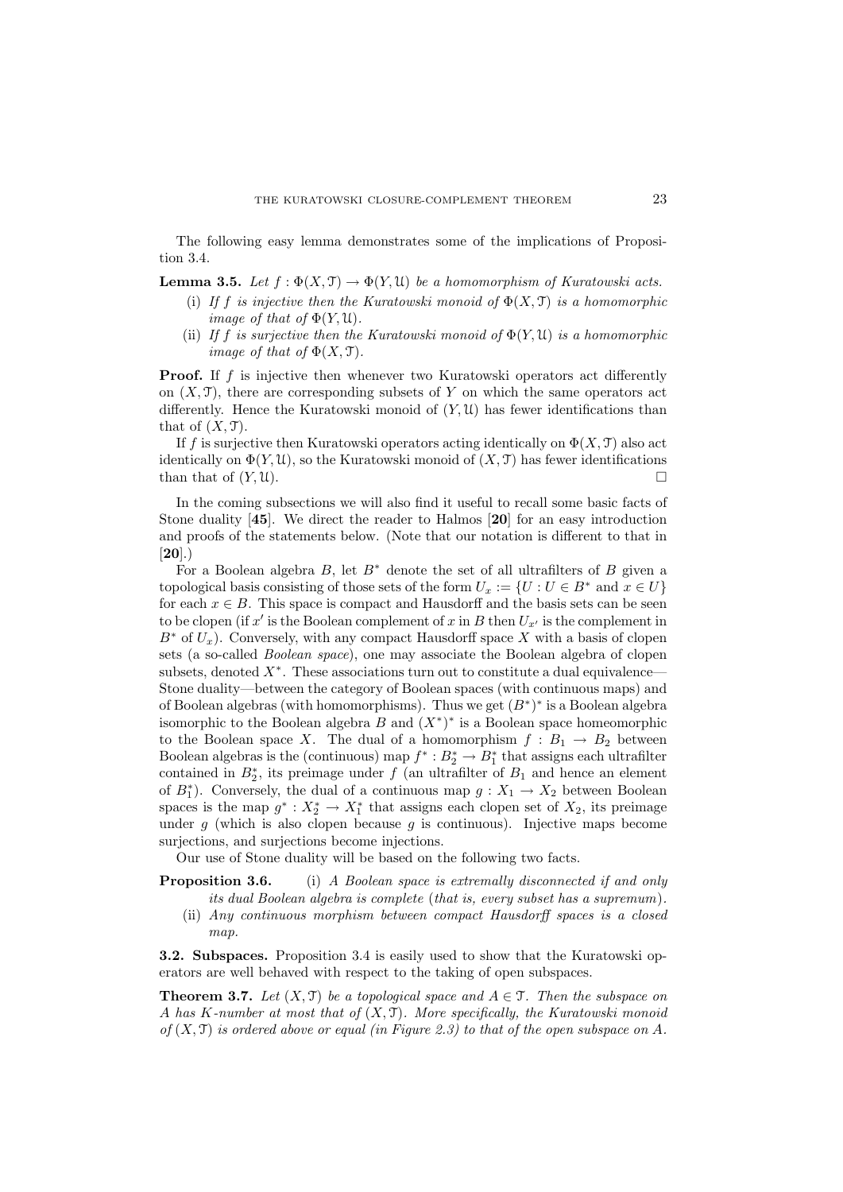The following easy lemma demonstrates some of the implications of Proposition 3.4.

**Lemma 3.5.** *Let $f : \Phi(X, \mathcal{T}) \to \Phi(Y, \mathcal{U})$ be a homomorphism of Kuratowski acts.*

- (i) *If $f$ is injective then the Kuratowski monoid of $\Phi(X, \mathcal{T})$ is a homomorphic image of that of $\Phi(Y, \mathcal{U})$.*
- (ii) *If $f$ is surjective then the Kuratowski monoid of $\Phi(Y, \mathcal{U})$ is a homomorphic image of that of $\Phi(X, \mathcal{T})$.*

**Proof.** If $f$ is injective then whenever two Kuratowski operators act differently on $(X, \mathcal{T})$, there are corresponding subsets of $Y$ on which the same operators act differently. Hence the Kuratowski monoid of $(Y, \mathcal{U})$ has fewer identifications than that of $(X, \mathcal{T})$.

If $f$ is surjective then Kuratowski operators acting identically on $\Phi(X, \mathcal{T})$ also act identically on $\Phi(Y, \mathcal{U})$, so the Kuratowski monoid of $(X, \mathcal{T})$ has fewer identifications than that of $(Y, \mathcal{U})$. □

In the coming subsections we will also find it useful to recall some basic facts of Stone duality [**45**]. We direct the reader to Halmos [**20**] for an easy introduction and proofs of the statements below. (Note that our notation is different to that in [**20**].)

For a Boolean algebra $B$, let $B^*$ denote the set of all ultrafilters of $B$ given a topological basis consisting of those sets of the form $U_x := \{U : U \in B^* \text{ and } x \in U\}$ for each $x \in B$. This space is compact and Hausdorff and the basis sets can be seen to be clopen (if $x'$ is the Boolean complement of $x$ in $B$ then $U_{x'}$ is the complement in $B^*$ of $U_x$). Conversely, with any compact Hausdorff space $X$ with a basis of clopen sets (a so-called *Boolean space*), one may associate the Boolean algebra of clopen subsets, denoted $X^*$. These associations turn out to constitute a dual equivalence—Stone duality—between the category of Boolean spaces (with continuous maps) and of Boolean algebras (with homomorphisms). Thus we get $(B^*)^*$ is a Boolean algebra isomorphic to the Boolean algebra $B$ and $(X^*)^*$ is a Boolean space homeomorphic to the Boolean space $X$. The dual of a homomorphism $f : B_1 \to B_2$ between Boolean algebras is the (continuous) map $f^* : B_2^* \to B_1^*$ that assigns each ultrafilter contained in $B_2^*$, its preimage under $f$ (an ultrafilter of $B_1$ and hence an element of $B_1^*$). Conversely, the dual of a continuous map $g : X_1 \to X_2$ between Boolean spaces is the map $g^* : X_2^* \to X_1^*$ that assigns each clopen set of $X_2$, its preimage under $g$ (which is also clopen because $g$ is continuous). Injective maps become surjections, and surjections become injections.

Our use of Stone duality will be based on the following two facts.

**Proposition 3.6.**

- (i) *A Boolean space is extremally disconnected if and only its dual Boolean algebra is complete (that is, every subset has a supremum).*
- (ii) *Any continuous morphism between compact Hausdorff spaces is a closed map.*

**3.2. Subspaces.** Proposition 3.4 is easily used to show that the Kuratowski operators are well behaved with respect to the taking of open subspaces.

**Theorem 3.7.** *Let $(X, \mathcal{T})$ be a topological space and $A \in \mathcal{T}$. Then the subspace on $A$ has $K$-number at most that of $(X, \mathcal{T})$. More specifically, the Kuratowski monoid of $(X, \mathcal{T})$ is ordered above or equal (in Figure 2.3) to that of the open subspace on $A$.*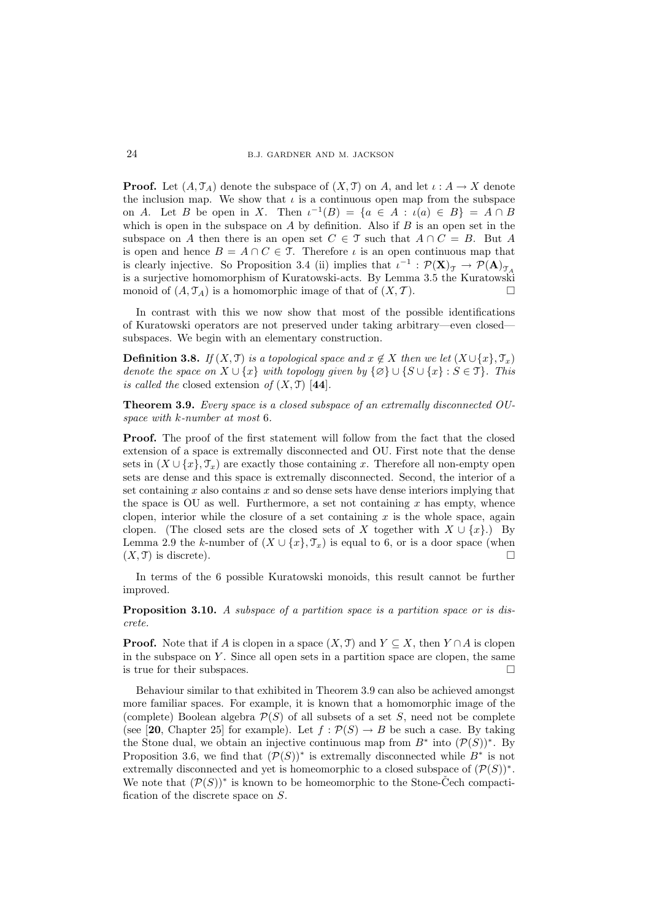**Proof.** Let $(A, \mathcal{T}_A)$ denote the subspace of $(X, \mathcal{T})$ on $A$, and let $\iota : A \to X$ denote the inclusion map. We show that $\iota$ is a continuous open map from the subspace on $A$. Let $B$ be open in $X$. Then $\iota^{-1}(B) = \{a \in A : \iota(a) \in B\} = A \cap B$ which is open in the subspace on $A$ by definition. Also if $B$ is an open set in the subspace on $A$ then there is an open set $C \in \mathcal{T}$ such that $A \cap C = B$. But $A$ is open and hence $B = A \cap C \in \mathcal{T}$. Therefore $\iota$ is an open continuous map that is clearly injective. So Proposition 3.4 (ii) implies that $\iota^{-1} : \mathcal{P}(\mathbf{X})_{\mathcal{T}} \to \mathcal{P}(\mathbf{A})_{\mathcal{T}_A}$ is a surjective homomorphism of Kuratowski-acts. By Lemma 3.5 the Kuratowski monoid of $(A, \mathcal{T}_A)$ is a homomorphic image of that of $(X, \mathcal{T})$. □

In contrast with this we now show that most of the possible identifications of Kuratowski operators are not preserved under taking arbitrary—even closed—subspaces. We begin with an elementary construction.

**Definition 3.8.** *If $(X, \mathcal{T})$ is a topological space and $x \notin X$ then we let $(X \cup \{x\}, \mathcal{T}_x)$ denote the space on $X \cup \{x\}$ with topology given by $\{\varnothing\} \cup \{S \cup \{x\} : S \in \mathcal{T}\}$. This is called the* closed extension *of $(X, \mathcal{T})$ [**44**].*

**Theorem 3.9.** *Every space is a closed subspace of an extremally disconnected OU-space with k-number at most 6.*

**Proof.** The proof of the first statement will follow from the fact that the closed extension of a space is extremally disconnected and OU. First note that the dense sets in $(X \cup \{x\}, \mathcal{T}_x)$ are exactly those containing $x$. Therefore all non-empty open sets are dense and this space is extremally disconnected. Second, the interior of a set containing $x$ also contains $x$ and so dense sets have dense interiors implying that the space is OU as well. Furthermore, a set not containing $x$ has empty, whence clopen, interior while the closure of a set containing $x$ is the whole space, again clopen. (The closed sets are the closed sets of $X$ together with $X \cup \{x\}$.) By Lemma 2.9 the $k$-number of $(X \cup \{x\}, \mathcal{T}_x)$ is equal to 6, or is a door space (when $(X, \mathcal{T})$ is discrete). □

In terms of the 6 possible Kuratowski monoids, this result cannot be further improved.

**Proposition 3.10.** *A subspace of a partition space is a partition space or is discrete.*

**Proof.** Note that if $A$ is clopen in a space $(X, \mathcal{T})$ and $Y \subseteq X$, then $Y \cap A$ is clopen in the subspace on $Y$. Since all open sets in a partition space are clopen, the same is true for their subspaces. □

Behaviour similar to that exhibited in Theorem 3.9 can also be achieved amongst more familiar spaces. For example, it is known that a homomorphic image of the (complete) Boolean algebra $\mathcal{P}(S)$ of all subsets of a set $S$, need not be complete (see [**20**, Chapter 25] for example). Let $f : \mathcal{P}(S) \to B$ be such a case. By taking the Stone dual, we obtain an injective continuous map from $B^*$ into $(\mathcal{P}(S))^*$. By Proposition 3.6, we find that $(\mathcal{P}(S))^*$ is extremally disconnected while $B^*$ is not extremally disconnected and yet is homeomorphic to a closed subspace of $(\mathcal{P}(S))^*$. We note that $(\mathcal{P}(S))^*$ is known to be homeomorphic to the Stone-Čech compactification of the discrete space on $S$.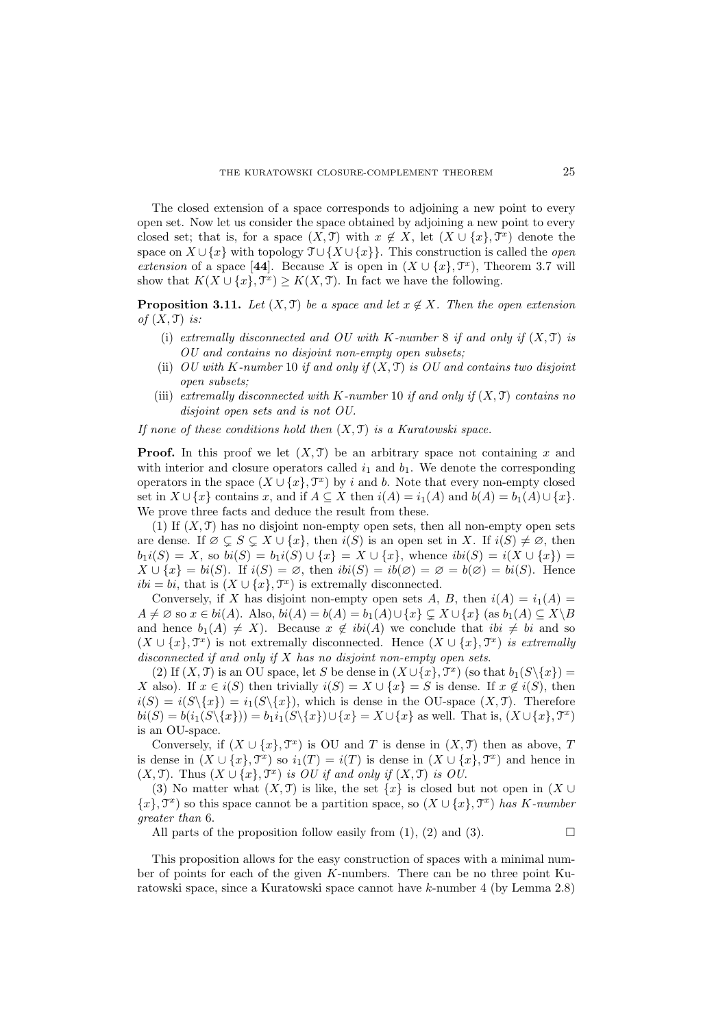The closed extension of a space corresponds to adjoining a new point to every open set. Now let us consider the space obtained by adjoining a new point to every closed set; that is, for a space $(X, \mathcal{T})$ with $x \notin X$, let $(X \cup \{x\}, \mathcal{T}^x)$ denote the space on $X \cup \{x\}$ with topology $\mathcal{T} \cup \{X \cup \{x\}\}$. This construction is called the *open extension* of a space [**44**]. Because $X$ is open in $(X \cup \{x\}, \mathcal{T}^x)$, Theorem 3.7 will show that $K(X \cup \{x\}, \mathcal{T}^x) \geq K(X, \mathcal{T})$. In fact we have the following.

**Proposition 3.11.** *Let $(X, \mathcal{T})$ be a space and let $x \notin X$. Then the open extension of $(X, \mathcal{T})$ is:*

- (i) *extremally disconnected and OU with $K$-number 8 if and only if $(X, \mathcal{T})$ is OU and contains no disjoint non-empty open subsets;*
- (ii) *OU with $K$-number 10 if and only if $(X, \mathcal{T})$ is OU and contains two disjoint open subsets;*
- (iii) *extremally disconnected with $K$-number 10 if and only if $(X, \mathcal{T})$ contains no disjoint open sets and is not OU.*

*If none of these conditions hold then $(X, \mathcal{T})$ is a Kuratowski space.*

**Proof.** In this proof we let $(X, \mathcal{T})$ be an arbitrary space not containing $x$ and with interior and closure operators called $i_1$ and $b_1$. We denote the corresponding operators in the space $(X \cup \{x\}, \mathcal{T}^x)$ by $i$ and $b$. Note that every non-empty closed set in $X \cup \{x\}$ contains $x$, and if $A \subseteq X$ then $i(A) = i_1(A)$ and $b(A) = b_1(A) \cup \{x\}$. We prove three facts and deduce the result from these.

(1) If $(X, \mathcal{T})$ has no disjoint non-empty open sets, then all non-empty open sets are dense. If $\varnothing \subsetneq S \subsetneq X \cup \{x\}$, then $i(S)$ is an open set in $X$. If $i(S) \neq \varnothing$, then $b_1 i(S) = X$, so $bi(S) = b_1 i(S) \cup \{x\} = X \cup \{x\}$, whence $ibi(S) = i(X \cup \{x\}) = X \cup \{x\} = bi(S)$. If $i(S) = \varnothing$, then $ibi(S) = ib(\varnothing) = \varnothing = b(\varnothing) = bi(S)$. Hence $ibi = bi$, that is $(X \cup \{x\}, \mathcal{T}^x)$ is extremally disconnected.

Conversely, if $X$ has disjoint non-empty open sets $A$, $B$, then $i(A) = i_1(A) = A \neq \varnothing$ so $x \in bi(A)$. Also, $bi(A) = b(A) = b_1(A) \cup \{x\} \subsetneq X \cup \{x\}$ (as $b_1(A) \subseteq X \backslash B$ and hence $b_1(A) \neq X$). Because $x \notin ibi(A)$ we conclude that $ibi \neq bi$ and so $(X \cup \{x\}, \mathcal{T}^x)$ is not extremally disconnected. Hence *$(X \cup \{x\}, \mathcal{T}^x)$ is extremally disconnected if and only if $X$ has no disjoint non-empty open sets.*

(2) If $(X, \mathcal{T})$ is an OU space, let $S$ be dense in $(X \cup \{x\}, \mathcal{T}^x)$ (so that $b_1(S \backslash \{x\}) = X$ also). If $x \in i(S)$ then trivially $i(S) = X \cup \{x\} = S$ is dense. If $x \notin i(S)$, then $i(S) = i(S \backslash \{x\}) = i_1(S \backslash \{x\})$, which is dense in the OU-space $(X, \mathcal{T})$. Therefore $bi(S) = b(i_1(S \backslash \{x\})) = b_1 i_1(S \backslash \{x\}) \cup \{x\} = X \cup \{x\}$ as well. That is, $(X \cup \{x\}, \mathcal{T}^x)$ is an OU-space.

Conversely, if $(X \cup \{x\}, \mathcal{T}^x)$ is OU and $T$ is dense in $(X, \mathcal{T})$ then as above, $T$ is dense in $(X \cup \{x\}, \mathcal{T}^x)$ so $i_1(T) = i(T)$ is dense in $(X \cup \{x\}, \mathcal{T}^x)$ and hence in $(X, \mathcal{T})$. Thus *$(X \cup \{x\}, \mathcal{T}^x)$ is OU if and only if $(X, \mathcal{T})$ is OU.*

(3) No matter what $(X, \mathcal{T})$ is like, the set $\{x\}$ is closed but not open in $(X \cup \{x\}, \mathcal{T}^x)$ so this space cannot be a partition space, so *$(X \cup \{x\}, \mathcal{T}^x)$ has $K$-number greater than* 6.

All parts of the proposition follow easily from (1), (2) and (3). $\square$

This proposition allows for the easy construction of spaces with a minimal number of points for each of the given $K$-numbers. There can be no three point Kuratowski space, since a Kuratowski space cannot have $k$-number 4 (by Lemma 2.8)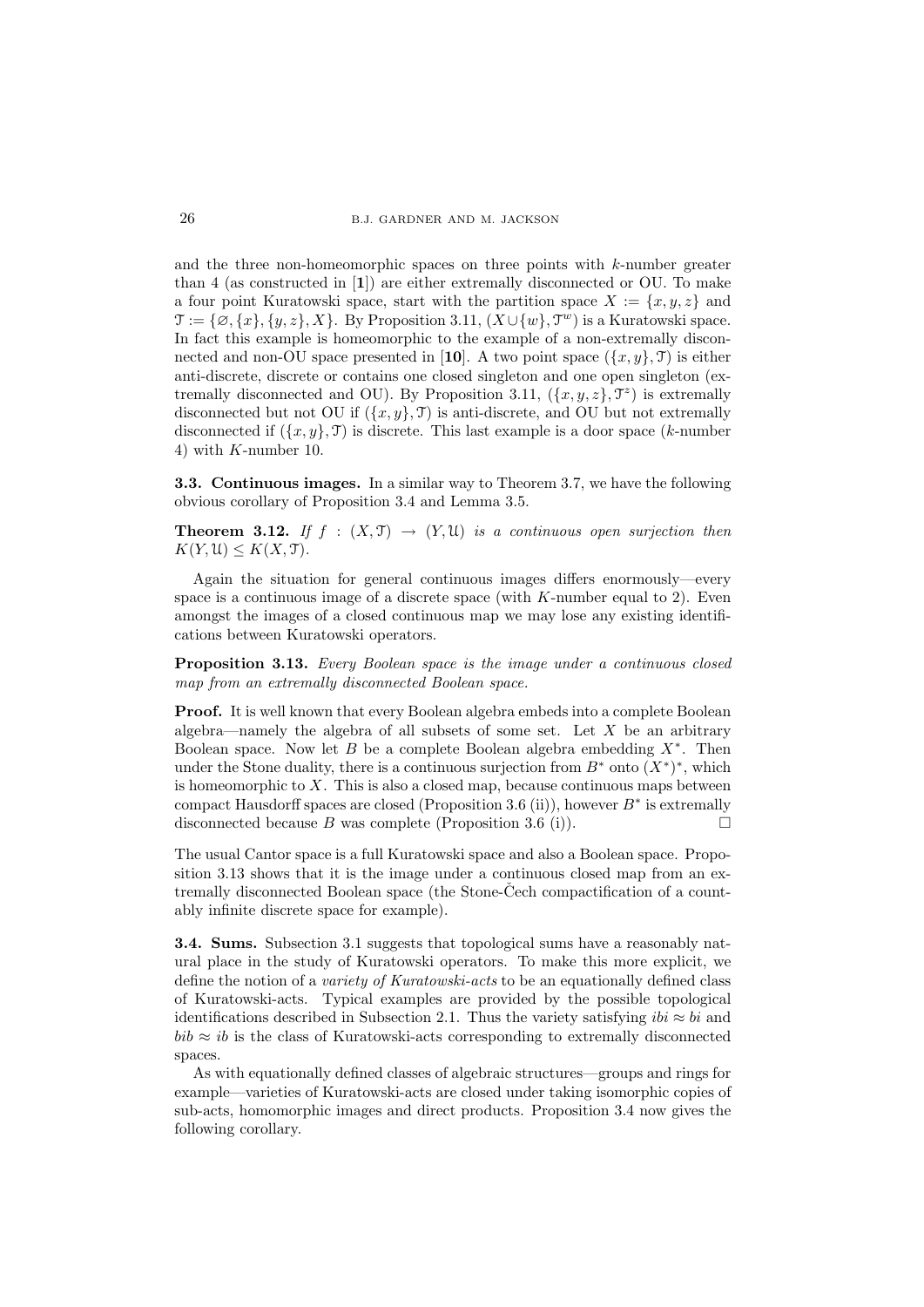and the three non-homeomorphic spaces on three points with $k$-number greater than 4 (as constructed in [**1**]) are either extremally disconnected or OU. To make a four point Kuratowski space, start with the partition space $X := \{x, y, z\}$ and $\mathcal{T} := \{\varnothing, \{x\}, \{y, z\}, X\}$. By Proposition 3.11, $(X \cup \{w\}, \mathcal{T}^w)$ is a Kuratowski space. In fact this example is homeomorphic to the example of a non-extremally disconnected and non-OU space presented in [**10**]. A two point space $(\{x, y\}, \mathcal{T})$ is either anti-discrete, discrete or contains one closed singleton and one open singleton (extremally disconnected and OU). By Proposition 3.11, $(\{x, y, z\}, \mathcal{T}^z)$ is extremally disconnected but not OU if $(\{x, y\}, \mathcal{T})$ is anti-discrete, and OU but not extremally disconnected if $(\{x, y\}, \mathcal{T})$ is discrete. This last example is a door space ($k$-number 4) with $K$-number 10.

**3.3. Continuous images.** In a similar way to Theorem 3.7, we have the following obvious corollary of Proposition 3.4 and Lemma 3.5.

**Theorem 3.12.** *If $f : (X, \mathcal{T}) \to (Y, \mathcal{U})$ is a continuous open surjection then $K(Y, \mathcal{U}) \leq K(X, \mathcal{T})$.*

Again the situation for general continuous images differs enormously—every space is a continuous image of a discrete space (with $K$-number equal to 2). Even amongst the images of a closed continuous map we may lose any existing identifications between Kuratowski operators.

**Proposition 3.13.** *Every Boolean space is the image under a continuous closed map from an extremally disconnected Boolean space.*

**Proof.** It is well known that every Boolean algebra embeds into a complete Boolean algebra—namely the algebra of all subsets of some set. Let $X$ be an arbitrary Boolean space. Now let $B$ be a complete Boolean algebra embedding $X^*$. Then under the Stone duality, there is a continuous surjection from $B^*$ onto $(X^*)^*$, which is homeomorphic to $X$. This is also a closed map, because continuous maps between compact Hausdorff spaces are closed (Proposition 3.6 (ii)), however $B^*$ is extremally disconnected because $B$ was complete (Proposition 3.6 (i)). □

The usual Cantor space is a full Kuratowski space and also a Boolean space. Proposition 3.13 shows that it is the image under a continuous closed map from an extremally disconnected Boolean space (the Stone-Čech compactification of a countably infinite discrete space for example).

**3.4. Sums.** Subsection 3.1 suggests that topological sums have a reasonably natural place in the study of Kuratowski operators. To make this more explicit, we define the notion of a *variety of Kuratowski-acts* to be an equationally defined class of Kuratowski-acts. Typical examples are provided by the possible topological identifications described in Subsection 2.1. Thus the variety satisfying $ibi \approx bi$ and $bib \approx ib$ is the class of Kuratowski-acts corresponding to extremally disconnected spaces.

As with equationally defined classes of algebraic structures—groups and rings for example—varieties of Kuratowski-acts are closed under taking isomorphic copies of sub-acts, homomorphic images and direct products. Proposition 3.4 now gives the following corollary.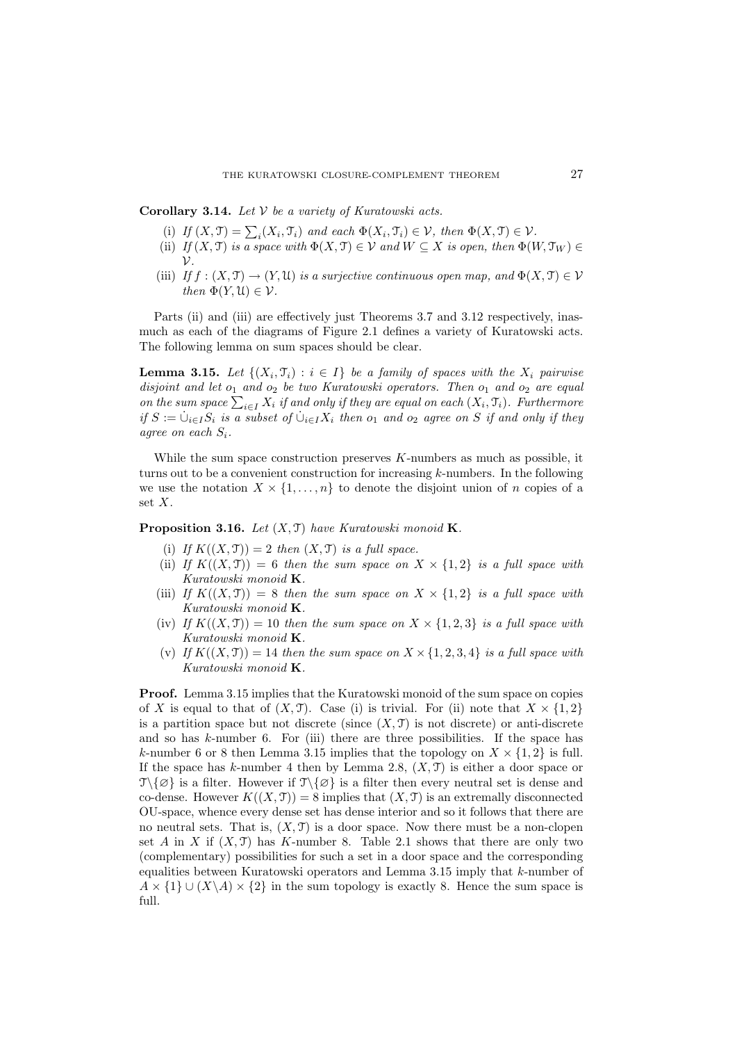**Corollary 3.14.** *Let $\mathcal{V}$ be a variety of Kuratowski acts.*

(i) *If $(X, \mathcal{T}) = \sum_i (X_i, \mathcal{T}_i)$ and each $\Phi(X_i, \mathcal{T}_i) \in \mathcal{V}$, then $\Phi(X, \mathcal{T}) \in \mathcal{V}$.*
(ii) *If $(X, \mathcal{T})$ is a space with $\Phi(X, \mathcal{T}) \in \mathcal{V}$ and $W \subseteq X$ is open, then $\Phi(W, \mathcal{T}_W) \in \mathcal{V}$.*
(iii) *If $f : (X, \mathcal{T}) \to (Y, \mathcal{U})$ is a surjective continuous open map, and $\Phi(X, \mathcal{T}) \in \mathcal{V}$ then $\Phi(Y, \mathcal{U}) \in \mathcal{V}$.*

Parts (ii) and (iii) are effectively just Theorems 3.7 and 3.12 respectively, inasmuch as each of the diagrams of Figure 2.1 defines a variety of Kuratowski acts. The following lemma on sum spaces should be clear.

**Lemma 3.15.** *Let $\{(X_i, \mathcal{T}_i) : i \in I\}$ be a family of spaces with the $X_i$ pairwise disjoint and let $o_1$ and $o_2$ be two Kuratowski operators. Then $o_1$ and $o_2$ are equal on the sum space $\sum_{i \in I} X_i$ if and only if they are equal on each $(X_i, \mathcal{T}_i)$. Furthermore if $S := \dot{\cup}_{i \in I} S_i$ is a subset of $\dot{\cup}_{i \in I} X_i$ then $o_1$ and $o_2$ agree on $S$ if and only if they agree on each $S_i$.*

While the sum space construction preserves $K$-numbers as much as possible, it turns out to be a convenient construction for increasing $k$-numbers. In the following we use the notation $X \times \{1, \ldots, n\}$ to denote the disjoint union of $n$ copies of a set $X$.

**Proposition 3.16.** *Let $(X, \mathcal{T})$ have Kuratowski monoid $\mathbf{K}$.*

(i) *If $K((X, \mathcal{T})) = 2$ then $(X, \mathcal{T})$ is a full space.*
(ii) *If $K((X, \mathcal{T})) = 6$ then the sum space on $X \times \{1, 2\}$ is a full space with Kuratowski monoid $\mathbf{K}$.*
(iii) *If $K((X, \mathcal{T})) = 8$ then the sum space on $X \times \{1, 2\}$ is a full space with Kuratowski monoid $\mathbf{K}$.*
(iv) *If $K((X, \mathcal{T})) = 10$ then the sum space on $X \times \{1, 2, 3\}$ is a full space with Kuratowski monoid $\mathbf{K}$.*
(v) *If $K((X, \mathcal{T})) = 14$ then the sum space on $X \times \{1, 2, 3, 4\}$ is a full space with Kuratowski monoid $\mathbf{K}$.*

**Proof.** Lemma 3.15 implies that the Kuratowski monoid of the sum space on copies of $X$ is equal to that of $(X, \mathcal{T})$. Case (i) is trivial. For (ii) note that $X \times \{1, 2\}$ is a partition space but not discrete (since $(X, \mathcal{T})$ is not discrete) or anti-discrete and so has $k$-number 6. For (iii) there are three possibilities. If the space has $k$-number 6 or 8 then Lemma 3.15 implies that the topology on $X \times \{1, 2\}$ is full. If the space has $k$-number 4 then by Lemma 2.8, $(X, \mathcal{T})$ is either a door space or $\mathcal{T} \backslash \{\varnothing\}$ is a filter. However if $\mathcal{T} \backslash \{\varnothing\}$ is a filter then every neutral set is dense and co-dense. However $K((X, \mathcal{T})) = 8$ implies that $(X, \mathcal{T})$ is an extremally disconnected OU-space, whence every dense set has dense interior and so it follows that there are no neutral sets. That is, $(X, \mathcal{T})$ is a door space. Now there must be a non-clopen set $A$ in $X$ if $(X, \mathcal{T})$ has $K$-number 8. Table 2.1 shows that there are only two (complementary) possibilities for such a set in a door space and the corresponding equalities between Kuratowski operators and Lemma 3.15 imply that $k$-number of $A \times \{1\} \cup (X \backslash A) \times \{2\}$ in the sum topology is exactly 8. Hence the sum space is full.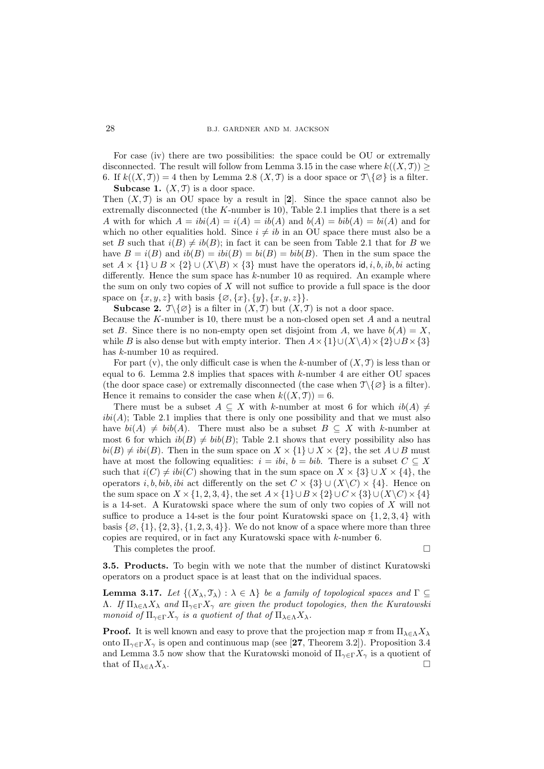For case (iv) there are two possibilities: the space could be OU or extremally disconnected. The result will follow from Lemma 3.15 in the case where $k((X, \mathcal{T})) \geq 6$. If $k((X, \mathcal{T})) = 4$ then by Lemma 2.8 $(X, \mathcal{T})$ is a door space or $\mathcal{T}\backslash\{\varnothing\}$ is a filter.

**Subcase 1.** $(X, \mathcal{T})$ is a door space.
Then $(X, \mathcal{T})$ is an OU space by a result in [**2**]. Since the space cannot also be extremally disconnected (the $K$-number is 10), Table 2.1 implies that there is a set $A$ with for which $A = ibi(A) = i(A) = ib(A)$ and $b(A) = bib(A) = bi(A)$ and for which no other equalities hold. Since $i \neq ib$ in an OU space there must also be a set $B$ such that $i(B) \neq ib(B)$; in fact it can be seen from Table 2.1 that for $B$ we have $B = i(B)$ and $ib(B) = ibi(B) = bi(B) = bib(B)$. Then in the sum space the set $A \times \{1\} \cup B \times \{2\} \cup (X\backslash B) \times \{3\}$ must have the operators $\mathsf{id}, i, b, ib, bi$ acting differently. Hence the sum space has $k$-number 10 as required. An example where the sum on only two copies of $X$ will not suffice to provide a full space is the door space on $\{x, y, z\}$ with basis $\{\varnothing, \{x\}, \{y\}, \{x, y, z\}\}$.

**Subcase 2.** $\mathcal{T}\backslash\{\varnothing\}$ is a filter in $(X, \mathcal{T})$ but $(X, \mathcal{T})$ is not a door space.
Because the $K$-number is 10, there must be a non-closed open set $A$ and a neutral set $B$. Since there is no non-empty open set disjoint from $A$, we have $b(A) = X$, while $B$ is also dense but with empty interior. Then $A \times \{1\} \cup (X\backslash A) \times \{2\} \cup B \times \{3\}$ has $k$-number 10 as required.

For part (v), the only difficult case is when the $k$-number of $(X, \mathcal{T})$ is less than or equal to 6. Lemma 2.8 implies that spaces with $k$-number 4 are either OU spaces (the door space case) or extremally disconnected (the case when $\mathcal{T}\backslash\{\varnothing\}$ is a filter). Hence it remains to consider the case when $k((X, \mathcal{T})) = 6$.

There must be a subset $A \subseteq X$ with $k$-number at most 6 for which $ib(A) \neq ibi(A)$; Table 2.1 implies that there is only one possibility and that we must also have $bi(A) \neq bib(A)$. There must also be a subset $B \subseteq X$ with $k$-number at most 6 for which $ib(B) \neq bib(B)$; Table 2.1 shows that every possibility also has $bi(B) \neq ibi(B)$. Then in the sum space on $X \times \{1\} \cup X \times \{2\}$, the set $A \cup B$ must have at most the following equalities: $i = ibi$, $b = bib$. There is a subset $C \subseteq X$ such that $i(C) \neq ibi(C)$ showing that in the sum space on $X \times \{3\} \cup X \times \{4\}$, the operators $i, b, bib, ibi$ act differently on the set $C \times \{3\} \cup (X\backslash C) \times \{4\}$. Hence on the sum space on $X \times \{1, 2, 3, 4\}$, the set $A \times \{1\} \cup B \times \{2\} \cup C \times \{3\} \cup (X\backslash C) \times \{4\}$ is a 14-set. A Kuratowski space where the sum of only two copies of $X$ will not suffice to produce a 14-set is the four point Kuratowski space on $\{1, 2, 3, 4\}$ with basis $\{\varnothing, \{1\}, \{2, 3\}, \{1, 2, 3, 4\}\}$. We do not know of a space where more than three copies are required, or in fact any Kuratowski space with $k$-number 6.

This completes the proof. $\square$

**3.5. Products.** To begin with we note that the number of distinct Kuratowski operators on a product space is at least that on the individual spaces.

**Lemma 3.17.** *Let $\{(X_\lambda, \mathcal{T}_\lambda) : \lambda \in \Lambda\}$ be a family of topological spaces and $\Gamma \subseteq \Lambda$. If $\Pi_{\lambda \in \Lambda} X_\lambda$ and $\Pi_{\gamma \in \Gamma} X_\gamma$ are given the product topologies, then the Kuratowski monoid of $\Pi_{\gamma \in \Gamma} X_\gamma$ is a quotient of that of $\Pi_{\lambda \in \Lambda} X_\lambda$.*

**Proof.** It is well known and easy to prove that the projection map $\pi$ from $\Pi_{\lambda \in \Lambda} X_\lambda$ onto $\Pi_{\gamma \in \Gamma} X_\gamma$ is open and continuous map (see [**27**, Theorem 3.2]). Proposition 3.4 and Lemma 3.5 now show that the Kuratowski monoid of $\Pi_{\gamma \in \Gamma} X_\gamma$ is a quotient of that of $\Pi_{\lambda \in \Lambda} X_\lambda$. $\square$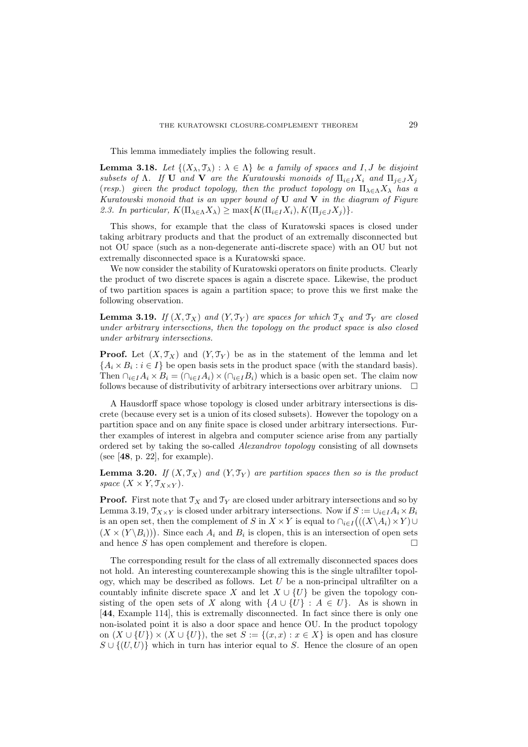This lemma immediately implies the following result.

**Lemma 3.18.** *Let $\{(X_\lambda, \mathcal{T}_\lambda) : \lambda \in \Lambda\}$ be a family of spaces and $I, J$ be disjoint subsets of $\Lambda$. If* **U** *and* **V** *are the Kuratowski monoids of $\Pi_{i\in I} X_i$ and $\Pi_{j\in J} X_j$ (resp.) given the product topology, then the product topology on $\Pi_{\lambda\in\Lambda} X_\lambda$ has a Kuratowski monoid that is an upper bound of* **U** *and* **V** *in the diagram of Figure 2.3. In particular, $K(\Pi_{\lambda\in\Lambda} X_\lambda) \geq \max\{K(\Pi_{i\in I} X_i), K(\Pi_{j\in J} X_j)\}$.*

This shows, for example that the class of Kuratowski spaces is closed under taking arbitrary products and that the product of an extremally disconnected but not OU space (such as a non-degenerate anti-discrete space) with an OU but not extremally disconnected space is a Kuratowski space.

We now consider the stability of Kuratowski operators on finite products. Clearly the product of two discrete spaces is again a discrete space. Likewise, the product of two partition spaces is again a partition space; to prove this we first make the following observation.

**Lemma 3.19.** *If $(X, \mathcal{T}_X)$ and $(Y, \mathcal{T}_Y)$ are spaces for which $\mathcal{T}_X$ and $\mathcal{T}_Y$ are closed under arbitrary intersections, then the topology on the product space is also closed under arbitrary intersections.*

**Proof.** Let $(X, \mathcal{T}_X)$ and $(Y, \mathcal{T}_Y)$ be as in the statement of the lemma and let $\{A_i \times B_i : i \in I\}$ be open basis sets in the product space (with the standard basis). Then $\cap_{i\in I} A_i \times B_i = (\cap_{i\in I} A_i) \times (\cap_{i\in I} B_i)$ which is a basic open set. The claim now follows because of distributivity of arbitrary intersections over arbitrary unions. $\square$

A Hausdorff space whose topology is closed under arbitrary intersections is discrete (because every set is a union of its closed subsets). However the topology on a partition space and on any finite space is closed under arbitrary intersections. Further examples of interest in algebra and computer science arise from any partially ordered set by taking the so-called *Alexandrov topology* consisting of all downsets (see [**48**, p. 22], for example).

**Lemma 3.20.** *If $(X, \mathcal{T}_X)$ and $(Y, \mathcal{T}_Y)$ are partition spaces then so is the product space $(X \times Y, \mathcal{T}_{X\times Y})$.*

**Proof.** First note that $\mathcal{T}_X$ and $\mathcal{T}_Y$ are closed under arbitrary intersections and so by Lemma 3.19, $\mathcal{T}_{X\times Y}$ is closed under arbitrary intersections. Now if $S := \cup_{i\in I} A_i \times B_i$ is an open set, then the complement of $S$ in $X \times Y$ is equal to $\cap_{i\in I}\big(((X\backslash A_i) \times Y) \cup (X \times (Y\backslash B_i))\big)$. Since each $A_i$ and $B_i$ is clopen, this is an intersection of open sets and hence $S$ has open complement and therefore is clopen. $\square$

The corresponding result for the class of all extremally disconnected spaces does not hold. An interesting counterexample showing this is the single ultrafilter topology, which may be described as follows. Let $U$ be a non-principal ultrafilter on a countably infinite discrete space $X$ and let $X \cup \{U\}$ be given the topology consisting of the open sets of $X$ along with $\{A \cup \{U\} : A \in U\}$. As is shown in [**44**, Example 114], this is extremally disconnected. In fact since there is only one non-isolated point it is also a door space and hence OU. In the product topology on $(X \cup \{U\}) \times (X \cup \{U\})$, the set $S := \{(x, x) : x \in X\}$ is open and has closure $S \cup \{(U, U)\}$ which in turn has interior equal to $S$. Hence the closure of an open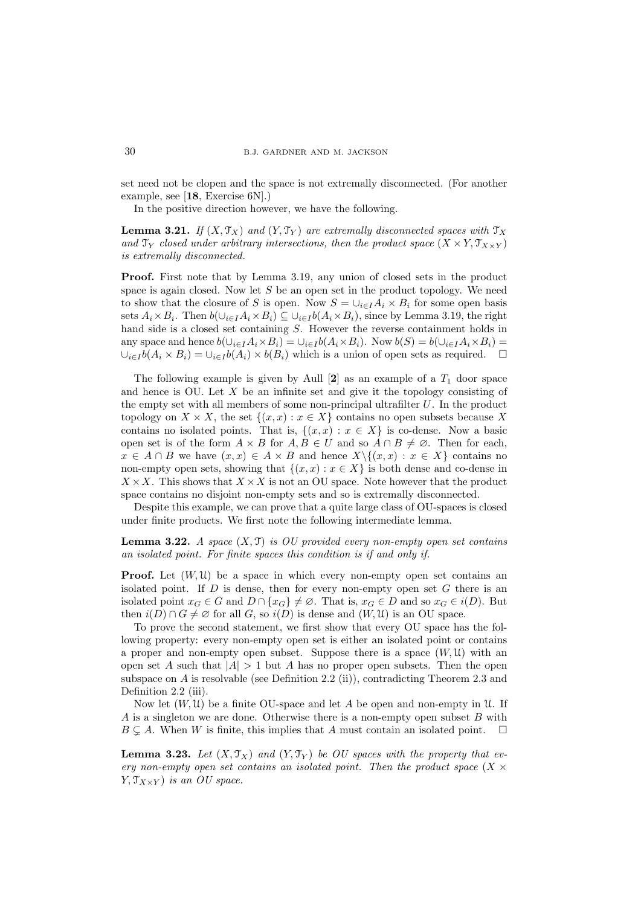set need not be clopen and the space is not extremally disconnected. (For another example, see [**18**, Exercise 6N].)

In the positive direction however, we have the following.

**Lemma 3.21.** *If $(X, \mathcal{T}_X)$ and $(Y, \mathcal{T}_Y)$ are extremally disconnected spaces with $\mathcal{T}_X$ and $\mathcal{T}_Y$ closed under arbitrary intersections, then the product space $(X \times Y, \mathcal{T}_{X\times Y})$ is extremally disconnected.*

**Proof.** First note that by Lemma 3.19, any union of closed sets in the product space is again closed. Now let $S$ be an open set in the product topology. We need to show that the closure of $S$ is open. Now $S = \cup_{i\in I} A_i \times B_i$ for some open basis sets $A_i \times B_i$. Then $b(\cup_{i\in I} A_i \times B_i) \subseteq \cup_{i\in I} b(A_i \times B_i)$, since by Lemma 3.19, the right hand side is a closed set containing $S$. However the reverse containment holds in any space and hence $b(\cup_{i\in I} A_i \times B_i) = \cup_{i\in I} b(A_i \times B_i)$. Now $b(S) = b(\cup_{i\in I} A_i \times B_i) = \cup_{i\in I} b(A_i \times B_i) = \cup_{i\in I} b(A_i) \times b(B_i)$ which is a union of open sets as required. $\square$

The following example is given by Aull [**2**] as an example of a $T_1$ door space and hence is OU. Let $X$ be an infinite set and give it the topology consisting of the empty set with all members of some non-principal ultrafilter $U$. In the product topology on $X \times X$, the set $\{(x, x) : x \in X\}$ contains no open subsets because $X$ contains no isolated points. That is, $\{(x, x) : x \in X\}$ is co-dense. Now a basic open set is of the form $A \times B$ for $A, B \in U$ and so $A \cap B \neq \varnothing$. Then for each, $x \in A \cap B$ we have $(x, x) \in A \times B$ and hence $X \backslash \{(x, x) : x \in X\}$ contains no non-empty open sets, showing that $\{(x, x) : x \in X\}$ is both dense and co-dense in $X \times X$. This shows that $X \times X$ is not an OU space. Note however that the product space contains no disjoint non-empty sets and so is extremally disconnected.

Despite this example, we can prove that a quite large class of OU-spaces is closed under finite products. We first note the following intermediate lemma.

**Lemma 3.22.** *A space $(X, \mathcal{T})$ is OU provided every non-empty open set contains an isolated point. For finite spaces this condition is if and only if.*

**Proof.** Let $(W, \mathcal{U})$ be a space in which every non-empty open set contains an isolated point. If $D$ is dense, then for every non-empty open set $G$ there is an isolated point $x_G \in G$ and $D \cap \{x_G\} \neq \varnothing$. That is, $x_G \in D$ and so $x_G \in i(D)$. But then $i(D) \cap G \neq \varnothing$ for all $G$, so $i(D)$ is dense and $(W, \mathcal{U})$ is an OU space.

To prove the second statement, we first show that every OU space has the following property: every non-empty open set is either an isolated point or contains a proper and non-empty open subset. Suppose there is a space $(W, \mathcal{U})$ with an open set $A$ such that $|A| > 1$ but $A$ has no proper open subsets. Then the open subspace on $A$ is resolvable (see Definition 2.2 (ii)), contradicting Theorem 2.3 and Definition 2.2 (iii).

Now let $(W, \mathcal{U})$ be a finite OU-space and let $A$ be open and non-empty in $\mathcal{U}$. If $A$ is a singleton we are done. Otherwise there is a non-empty open subset $B$ with $B \subsetneq A$. When $W$ is finite, this implies that $A$ must contain an isolated point. $\square$

**Lemma 3.23.** *Let $(X, \mathcal{T}_X)$ and $(Y, \mathcal{T}_Y)$ be OU spaces with the property that every non-empty open set contains an isolated point. Then the product space $(X \times Y, \mathcal{T}_{X\times Y})$ is an OU space.*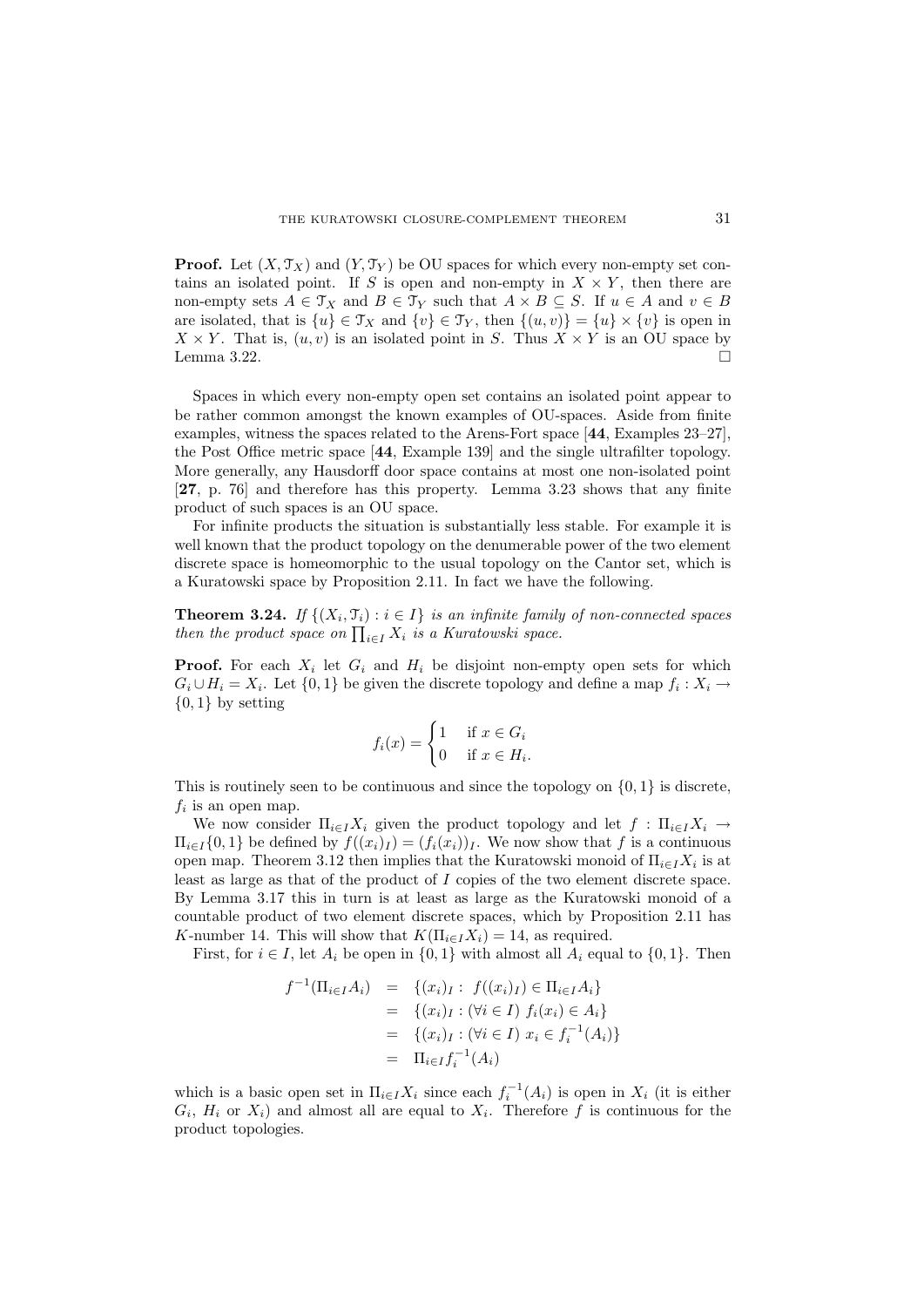**Proof.** Let $(X, \mathcal{T}_X)$ and $(Y, \mathcal{T}_Y)$ be OU spaces for which every non-empty set contains an isolated point. If $S$ is open and non-empty in $X \times Y$, then there are non-empty sets $A \in \mathcal{T}_X$ and $B \in \mathcal{T}_Y$ such that $A \times B \subseteq S$. If $u \in A$ and $v \in B$ are isolated, that is $\{u\} \in \mathcal{T}_X$ and $\{v\} \in \mathcal{T}_Y$, then $\{(u,v)\} = \{u\} \times \{v\}$ is open in $X \times Y$. That is, $(u,v)$ is an isolated point in $S$. Thus $X \times Y$ is an OU space by Lemma 3.22. □

Spaces in which every non-empty open set contains an isolated point appear to be rather common amongst the known examples of OU-spaces. Aside from finite examples, witness the spaces related to the Arens-Fort space [**44**, Examples 23–27], the Post Office metric space [**44**, Example 139] and the single ultrafilter topology. More generally, any Hausdorff door space contains at most one non-isolated point [**27**, p. 76] and therefore has this property. Lemma 3.23 shows that any finite product of such spaces is an OU space.

For infinite products the situation is substantially less stable. For example it is well known that the product topology on the denumerable power of the two element discrete space is homeomorphic to the usual topology on the Cantor set, which is a Kuratowski space by Proposition 2.11. In fact we have the following.

**Theorem 3.24.** *If $\{(X_i, \mathcal{T}_i) : i \in I\}$ is an infinite family of non-connected spaces then the product space on $\prod_{i \in I} X_i$ is a Kuratowski space.*

**Proof.** For each $X_i$ let $G_i$ and $H_i$ be disjoint non-empty open sets for which $G_i \cup H_i = X_i$. Let $\{0,1\}$ be given the discrete topology and define a map $f_i : X_i \to \{0,1\}$ by setting

$$f_i(x) = \begin{cases} 1 & \text{if } x \in G_i \\ 0 & \text{if } x \in H_i. \end{cases}$$

This is routinely seen to be continuous and since the topology on $\{0,1\}$ is discrete, $f_i$ is an open map.

We now consider $\Pi_{i \in I} X_i$ given the product topology and let $f : \Pi_{i \in I} X_i \to \Pi_{i \in I}\{0,1\}$ be defined by $f((x_i)_I) = (f_i(x_i))_I$. We now show that $f$ is a continuous open map. Theorem 3.12 then implies that the Kuratowski monoid of $\Pi_{i \in I} X_i$ is at least as large as that of the product of $I$ copies of the two element discrete space. By Lemma 3.17 this in turn is at least as large as the Kuratowski monoid of a countable product of two element discrete spaces, which by Proposition 2.11 has $K$-number 14. This will show that $K(\Pi_{i \in I} X_i) = 14$, as required.

First, for $i \in I$, let $A_i$ be open in $\{0,1\}$ with almost all $A_i$ equal to $\{0,1\}$. Then

$$\begin{aligned} f^{-1}(\Pi_{i \in I} A_i) &= \{(x_i)_I : \ f((x_i)_I) \in \Pi_{i \in I} A_i\} \\ &= \{(x_i)_I : (\forall i \in I) \ f_i(x_i) \in A_i\} \\ &= \{(x_i)_I : (\forall i \in I) \ x_i \in f_i^{-1}(A_i)\} \\ &= \Pi_{i \in I} f_i^{-1}(A_i) \end{aligned}$$

which is a basic open set in $\Pi_{i \in I} X_i$ since each $f_i^{-1}(A_i)$ is open in $X_i$ (it is either $G_i$, $H_i$ or $X_i$) and almost all are equal to $X_i$. Therefore $f$ is continuous for the product topologies.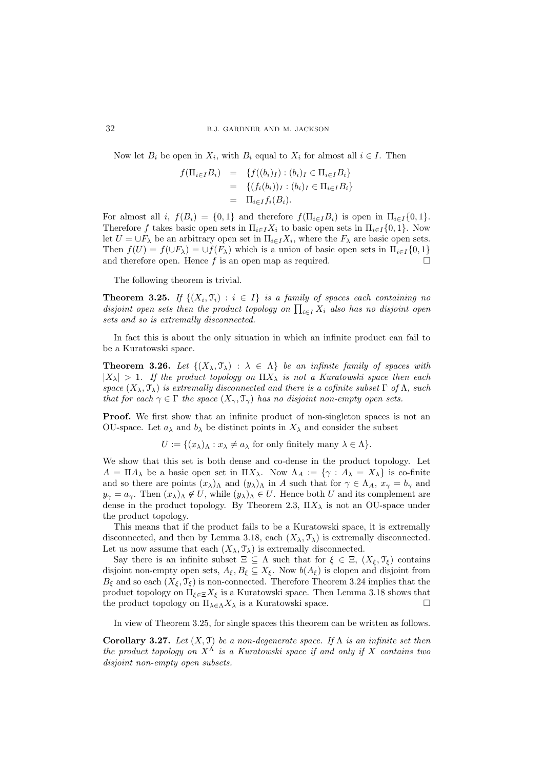Now let $B_i$ be open in $X_i$, with $B_i$ equal to $X_i$ for almost all $i \in I$. Then

$$\begin{aligned} f(\Pi_{i\in I} B_i) &= \{f((b_i)_I) : (b_i)_I \in \Pi_{i\in I} B_i\} \\ &= \{(f_i(b_i))_I : (b_i)_I \in \Pi_{i\in I} B_i\} \\ &= \Pi_{i\in I} f_i(B_i). \end{aligned}$$

For almost all $i$, $f(B_i) = \{0,1\}$ and therefore $f(\Pi_{i\in I} B_i)$ is open in $\Pi_{i\in I}\{0,1\}$. Therefore $f$ takes basic open sets in $\Pi_{i\in I} X_i$ to basic open sets in $\Pi_{i\in I}\{0,1\}$. Now let $U = \cup F_\lambda$ be an arbitrary open set in $\Pi_{i\in I} X_i$, where the $F_\lambda$ are basic open sets. Then $f(U) = f(\cup F_\lambda) = \cup f(F_\lambda)$ which is a union of basic open sets in $\Pi_{i\in I}\{0,1\}$ and therefore open. Hence $f$ is an open map as required. □

The following theorem is trivial.

**Theorem 3.25.** *If $\{(X_i, \mathcal{T}_i) : i \in I\}$ is a family of spaces each containing no disjoint open sets then the product topology on $\prod_{i\in I} X_i$ also has no disjoint open sets and so is extremally disconnected.*

In fact this is about the only situation in which an infinite product can fail to be a Kuratowski space.

**Theorem 3.26.** *Let $\{(X_\lambda, \mathcal{T}_\lambda) : \lambda \in \Lambda\}$ be an infinite family of spaces with $|X_\lambda| > 1$. If the product topology on $\Pi X_\lambda$ is not a Kuratowski space then each space $(X_\lambda, \mathcal{T}_\lambda)$ is extremally disconnected and there is a cofinite subset $\Gamma$ of $\Lambda$, such that for each $\gamma \in \Gamma$ the space $(X_\gamma, \mathcal{T}_\gamma)$ has no disjoint non-empty open sets.*

**Proof.** We first show that an infinite product of non-singleton spaces is not an OU-space. Let $a_\lambda$ and $b_\lambda$ be distinct points in $X_\lambda$ and consider the subset

$$U := \{(x_\lambda)_\Lambda : x_\lambda \neq a_\lambda \text{ for only finitely many } \lambda \in \Lambda\}.$$

We show that this set is both dense and co-dense in the product topology. Let $A = \Pi A_\lambda$ be a basic open set in $\Pi X_\lambda$. Now $\Lambda_A := \{\gamma : A_\lambda = X_\lambda\}$ is co-finite and so there are points $(x_\lambda)_\Lambda$ and $(y_\lambda)_\Lambda$ in $A$ such that for $\gamma \in \Lambda_A$, $x_\gamma = b_\gamma$ and $y_\gamma = a_\gamma$. Then $(x_\lambda)_\Lambda \notin U$, while $(y_\lambda)_\Lambda \in U$. Hence both $U$ and its complement are dense in the product topology. By Theorem 2.3, $\Pi X_\lambda$ is not an OU-space under the product topology.

This means that if the product fails to be a Kuratowski space, it is extremally disconnected, and then by Lemma 3.18, each $(X_\lambda, \mathcal{T}_\lambda)$ is extremally disconnected. Let us now assume that each $(X_\lambda, \mathcal{T}_\lambda)$ is extremally disconnected.

Say there is an infinite subset $\Xi \subseteq \Lambda$ such that for $\xi \in \Xi$, $(X_\xi, \mathcal{T}_\xi)$ contains disjoint non-empty open sets, $A_\xi, B_\xi \subseteq X_\xi$. Now $b(A_\xi)$ is clopen and disjoint from $B_\xi$ and so each $(X_\xi, \mathcal{T}_\xi)$ is non-connected. Therefore Theorem 3.24 implies that the product topology on $\Pi_{\xi\in\Xi} X_\xi$ is a Kuratowski space. Then Lemma 3.18 shows that the product topology on $\Pi_{\lambda\in\Lambda} X_\lambda$ is a Kuratowski space. □

In view of Theorem 3.25, for single spaces this theorem can be written as follows.

**Corollary 3.27.** *Let $(X, \mathcal{T})$ be a non-degenerate space. If $\Lambda$ is an infinite set then the product topology on $X^\Lambda$ is a Kuratowski space if and only if $X$ contains two disjoint non-empty open subsets.*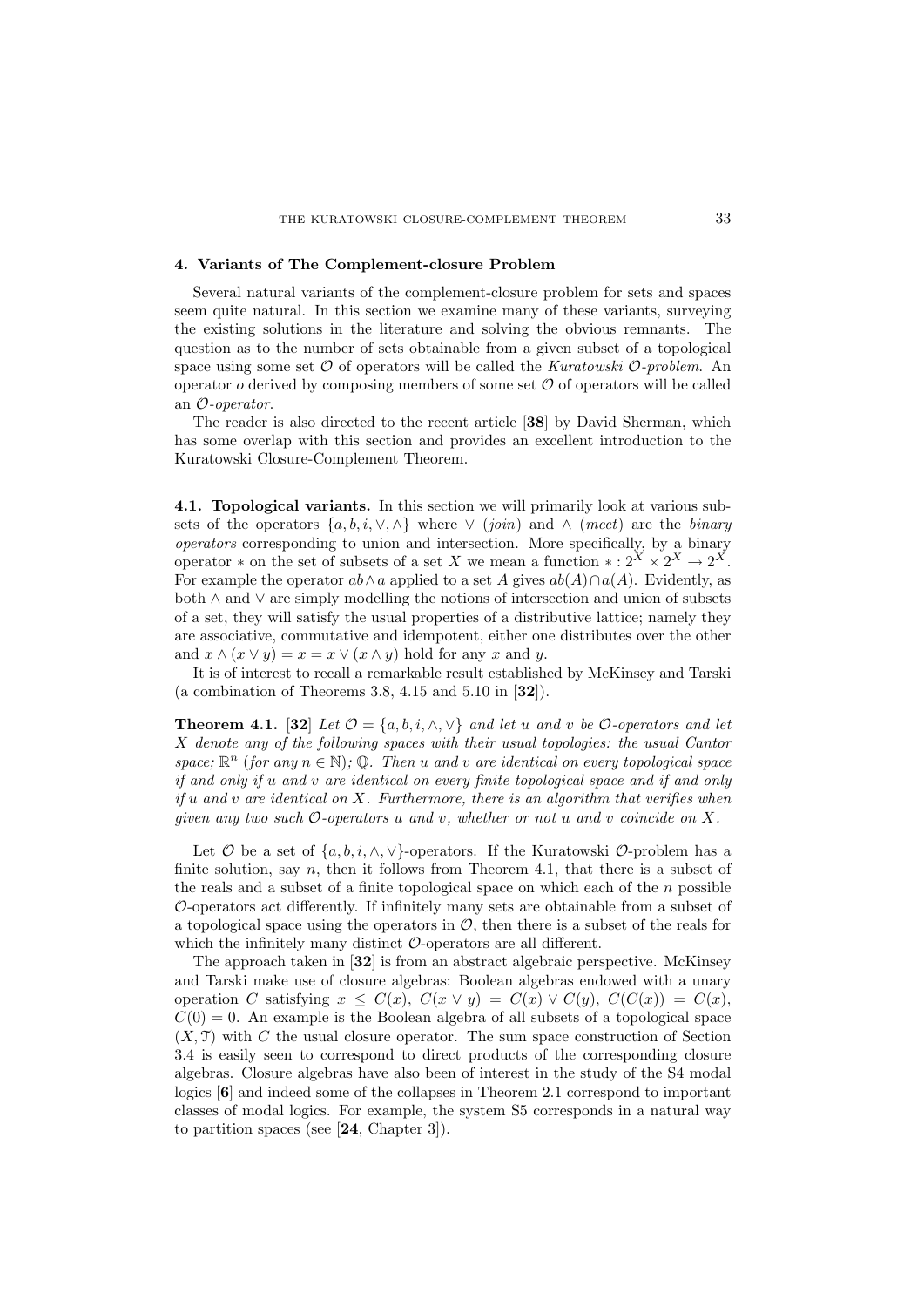## 4. Variants of The Complement-closure Problem

Several natural variants of the complement-closure problem for sets and spaces seem quite natural. In this section we examine many of these variants, surveying the existing solutions in the literature and solving the obvious remnants. The question as to the number of sets obtainable from a given subset of a topological space using some set $\mathcal{O}$ of operators will be called the *Kuratowski* $\mathcal{O}$*-problem*. An operator $o$ derived by composing members of some set $\mathcal{O}$ of operators will be called an $\mathcal{O}$*-operator*.

The reader is also directed to the recent article [**38**] by David Sherman, which has some overlap with this section and provides an excellent introduction to the Kuratowski Closure-Complement Theorem.

**4.1. Topological variants.** In this section we will primarily look at various subsets of the operators $\{a, b, i, \vee, \wedge\}$ where $\vee$ (*join*) and $\wedge$ (*meet*) are the *binary operators* corresponding to union and intersection. More specifically, by a binary operator $*$ on the set of subsets of a set $X$ we mean a function $* : 2^X \times 2^X \to 2^X$. For example the operator $ab \wedge a$ applied to a set $A$ gives $ab(A) \cap a(A)$. Evidently, as both $\wedge$ and $\vee$ are simply modelling the notions of intersection and union of subsets of a set, they will satisfy the usual properties of a distributive lattice; namely they are associative, commutative and idempotent, either one distributes over the other and $x \wedge (x \vee y) = x = x \vee (x \wedge y)$ hold for any $x$ and $y$.

It is of interest to recall a remarkable result established by McKinsey and Tarski (a combination of Theorems 3.8, 4.15 and 5.10 in [**32**]).

**Theorem 4.1.** [**32**] *Let $\mathcal{O} = \{a, b, i, \wedge, \vee\}$ and let $u$ and $v$ be $\mathcal{O}$-operators and let $X$ denote any of the following spaces with their usual topologies: the usual Cantor space; $\mathbb{R}^n$ (for any $n \in \mathbb{N}$); $\mathbb{Q}$. Then $u$ and $v$ are identical on every topological space if and only if $u$ and $v$ are identical on every finite topological space and if and only if $u$ and $v$ are identical on $X$. Furthermore, there is an algorithm that verifies when given any two such $\mathcal{O}$-operators $u$ and $v$, whether or not $u$ and $v$ coincide on $X$.*

Let $\mathcal{O}$ be a set of $\{a, b, i, \wedge, \vee\}$-operators. If the Kuratowski $\mathcal{O}$-problem has a finite solution, say $n$, then it follows from Theorem 4.1, that there is a subset of the reals and a subset of a finite topological space on which each of the $n$ possible $\mathcal{O}$-operators act differently. If infinitely many sets are obtainable from a subset of a topological space using the operators in $\mathcal{O}$, then there is a subset of the reals for which the infinitely many distinct $\mathcal{O}$-operators are all different.

The approach taken in [**32**] is from an abstract algebraic perspective. McKinsey and Tarski make use of closure algebras: Boolean algebras endowed with a unary operation $C$ satisfying $x \leq C(x)$, $C(x \vee y) = C(x) \vee C(y)$, $C(C(x)) = C(x)$, $C(0) = 0$. An example is the Boolean algebra of all subsets of a topological space $(X, \mathcal{T})$ with $C$ the usual closure operator. The sum space construction of Section 3.4 is easily seen to correspond to direct products of the corresponding closure algebras. Closure algebras have also been of interest in the study of the S4 modal logics [**6**] and indeed some of the collapses in Theorem 2.1 correspond to important classes of modal logics. For example, the system S5 corresponds in a natural way to partition spaces (see [**24**, Chapter 3]).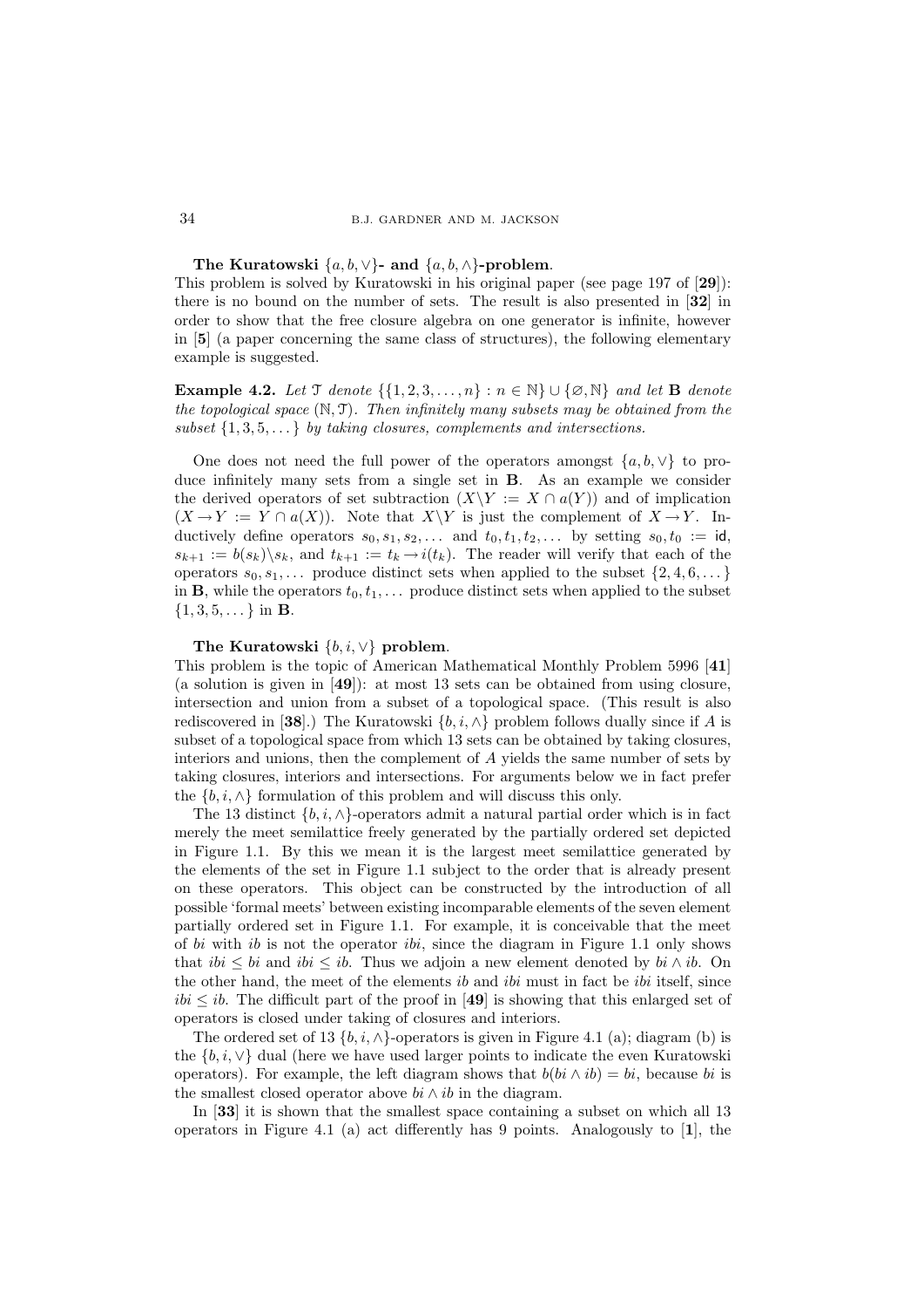**The Kuratowski $\{a, b, \vee\}$- and $\{a, b, \wedge\}$-problem.**
This problem is solved by Kuratowski in his original paper (see page 197 of [**29**]): there is no bound on the number of sets. The result is also presented in [**32**] in order to show that the free closure algebra on one generator is infinite, however in [**5**] (a paper concerning the same class of structures), the following elementary example is suggested.

**Example 4.2.** *Let $\mathfrak{T}$ denote $\{\{1, 2, 3, \dots, n\} : n \in \mathbb{N}\} \cup \{\varnothing, \mathbb{N}\}$ and let $\mathbf{B}$ denote the topological space $(\mathbb{N}, \mathfrak{T})$. Then infinitely many subsets may be obtained from the subset $\{1, 3, 5, \dots\}$ by taking closures, complements and intersections.*

One does not need the full power of the operators amongst $\{a, b, \vee\}$ to produce infinitely many sets from a single set in $\mathbf{B}$. As an example we consider the derived operators of set subtraction ($X \backslash Y := X \cap a(Y)$) and of implication ($X \to Y := Y \cap a(X)$). Note that $X \backslash Y$ is just the complement of $X \to Y$. Inductively define operators $s_0, s_1, s_2, \dots$ and $t_0, t_1, t_2, \dots$ by setting $s_0, t_0 := \mathsf{id}$, $s_{k+1} := b(s_k) \backslash s_k$, and $t_{k+1} := t_k \to i(t_k)$. The reader will verify that each of the operators $s_0, s_1, \dots$ produce distinct sets when applied to the subset $\{2, 4, 6, \dots\}$ in $\mathbf{B}$, while the operators $t_0, t_1, \dots$ produce distinct sets when applied to the subset $\{1, 3, 5, \dots\}$ in $\mathbf{B}$.

**The Kuratowski $\{b, i, \vee\}$ problem.**
This problem is the topic of American Mathematical Monthly Problem 5996 [**41**] (a solution is given in [**49**]): at most 13 sets can be obtained from using closure, intersection and union from a subset of a topological space. (This result is also rediscovered in [**38**].) The Kuratowski $\{b, i, \wedge\}$ problem follows dually since if $A$ is subset of a topological space from which 13 sets can be obtained by taking closures, interiors and unions, then the complement of $A$ yields the same number of sets by taking closures, interiors and intersections. For arguments below we in fact prefer the $\{b, i, \wedge\}$ formulation of this problem and will discuss this only.

The 13 distinct $\{b, i, \wedge\}$-operators admit a natural partial order which is in fact merely the meet semilattice freely generated by the partially ordered set depicted in Figure 1.1. By this we mean it is the largest meet semilattice generated by the elements of the set in Figure 1.1 subject to the order that is already present on these operators. This object can be constructed by the introduction of all possible 'formal meets' between existing incomparable elements of the seven element partially ordered set in Figure 1.1. For example, it is conceivable that the meet of $bi$ with $ib$ is not the operator $ibi$, since the diagram in Figure 1.1 only shows that $ibi \leq bi$ and $ibi \leq ib$. Thus we adjoin a new element denoted by $bi \wedge ib$. On the other hand, the meet of the elements $ib$ and $ibi$ must in fact be $ibi$ itself, since $ibi \leq ib$. The difficult part of the proof in [**49**] is showing that this enlarged set of operators is closed under taking of closures and interiors.

The ordered set of 13 $\{b, i, \wedge\}$-operators is given in Figure 4.1 (a); diagram (b) is the $\{b, i, \vee\}$ dual (here we have used larger points to indicate the even Kuratowski operators). For example, the left diagram shows that $b(bi \wedge ib) = bi$, because $bi$ is the smallest closed operator above $bi \wedge ib$ in the diagram.

In [**33**] it is shown that the smallest space containing a subset on which all 13 operators in Figure 4.1 (a) act differently has 9 points. Analogously to [**1**], the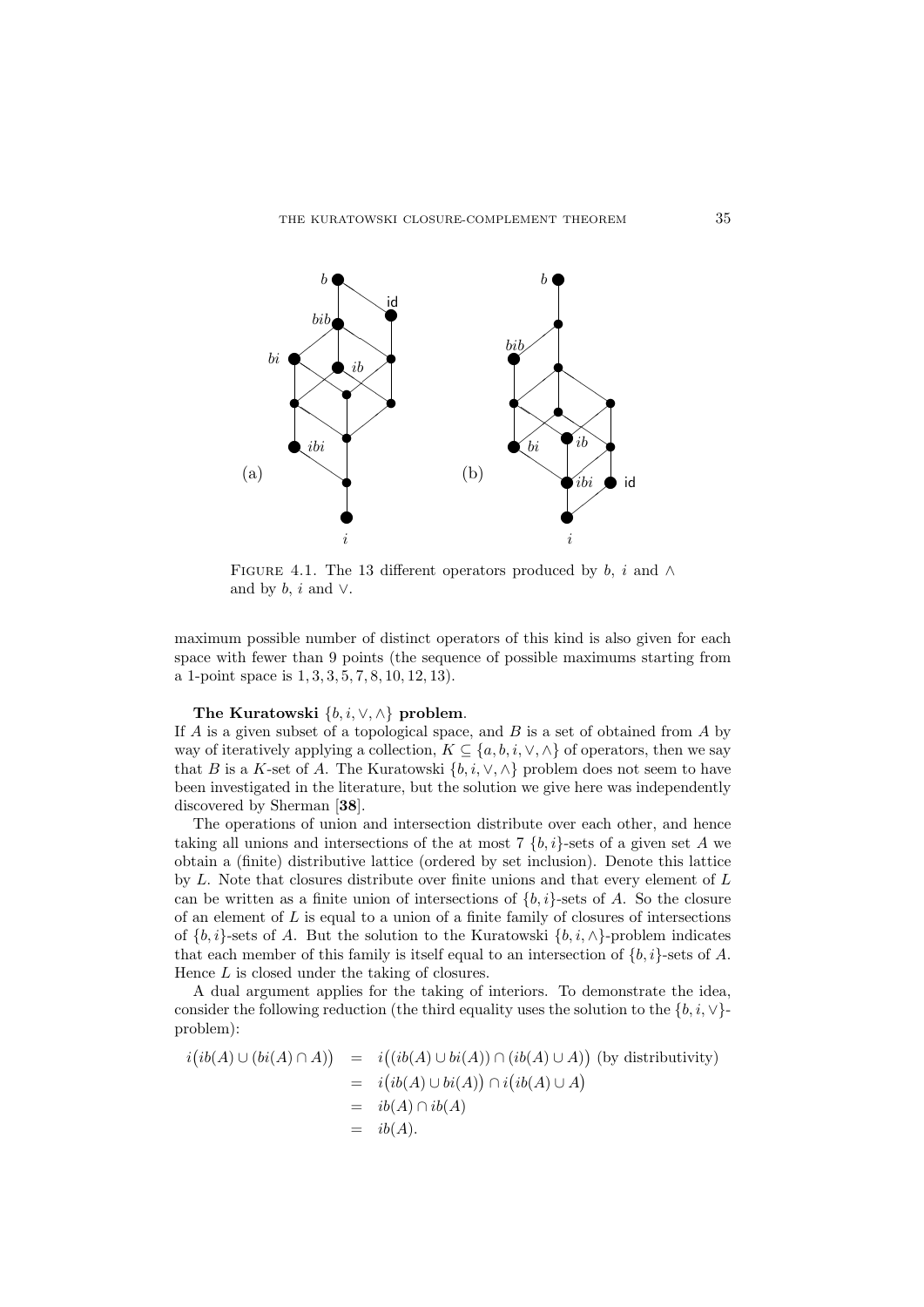FIGURE 4.1. The 13 different operators produced by $b$, $i$ and $\wedge$ and by $b$, $i$ and $\vee$.

maximum possible number of distinct operators of this kind is also given for each space with fewer than 9 points (the sequence of possible maximums starting from a 1-point space is $1, 3, 3, 5, 7, 8, 10, 12, 13$).

**The Kuratowski $\{b, i, \vee, \wedge\}$ problem.**
If $A$ is a given subset of a topological space, and $B$ is a set of obtained from $A$ by way of iteratively applying a collection, $K \subseteq \{a, b, i, \vee, \wedge\}$ of operators, then we say that $B$ is a $K$-set of $A$. The Kuratowski $\{b, i, \vee, \wedge\}$ problem does not seem to have been investigated in the literature, but the solution we give here was independently discovered by Sherman [**38**].

The operations of union and intersection distribute over each other, and hence taking all unions and intersections of the at most 7 $\{b, i\}$-sets of a given set $A$ we obtain a (finite) distributive lattice (ordered by set inclusion). Denote this lattice by $L$. Note that closures distribute over finite unions and that every element of $L$ can be written as a finite union of intersections of $\{b, i\}$-sets of $A$. So the closure of an element of $L$ is equal to a union of a finite family of closures of intersections of $\{b, i\}$-sets of $A$. But the solution to the Kuratowski $\{b, i, \wedge\}$-problem indicates that each member of this family is itself equal to an intersection of $\{b, i\}$-sets of $A$. Hence $L$ is closed under the taking of closures.

A dual argument applies for the taking of interiors. To demonstrate the idea, consider the following reduction (the third equality uses the solution to the $\{b, i, \vee\}$-problem):

$$
\begin{aligned}
i\big(ib(A) \cup (bi(A) \cap A)\big) &= i\big((ib(A) \cup bi(A)) \cap (ib(A) \cup A)\big) \text{ (by distributivity)} \\
&= i\big(ib(A) \cup bi(A)\big) \cap i\big(ib(A) \cup A\big) \\
&= ib(A) \cap ib(A) \\
&= ib(A).
\end{aligned}
$$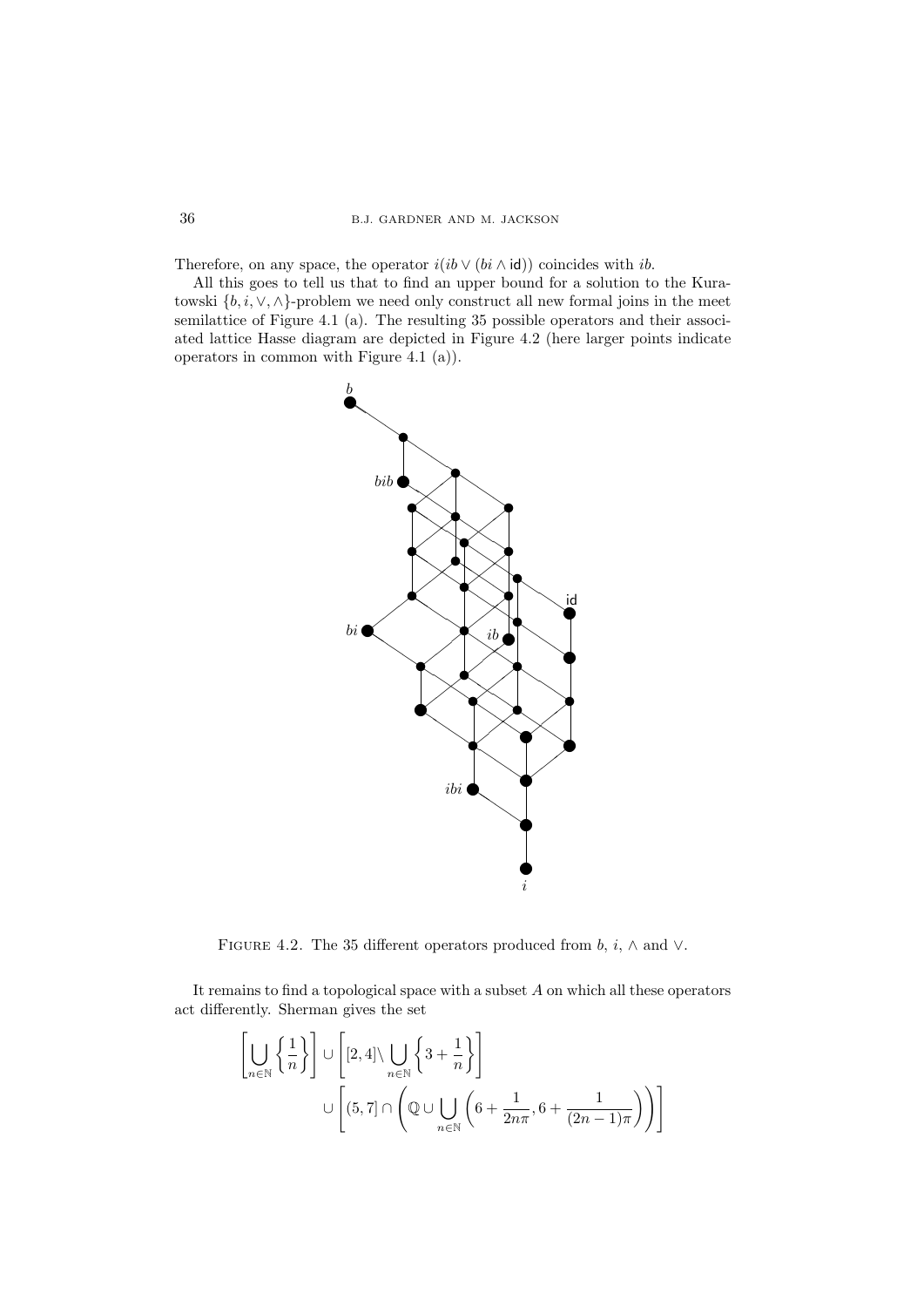Therefore, on any space, the operator $i(ib \vee (bi \wedge \mathsf{id}))$ coincides with $ib$.

All this goes to tell us that to find an upper bound for a solution to the Kuratowski $\{b, i, \vee, \wedge\}$-problem we need only construct all new formal joins in the meet semilattice of Figure 4.1 (a). The resulting 35 possible operators and their associated lattice Hasse diagram are depicted in Figure 4.2 (here larger points indicate operators in common with Figure 4.1 (a)).

Figure 4.2. The 35 different operators produced from $b$, $i$, $\wedge$ and $\vee$.

It remains to find a topological space with a subset $A$ on which all these operators act differently. Sherman gives the set

$$\left[\bigcup_{n\in\mathbb{N}}\left\{\frac{1}{n}\right\}\right] \cup \left[[2,4]\backslash \bigcup_{n\in\mathbb{N}}\left\{3+\frac{1}{n}\right\}\right] \cup \left[(5,7] \cap \left(\mathbb{Q} \cup \bigcup_{n\in\mathbb{N}}\left(6+\frac{1}{2n\pi}, 6+\frac{1}{(2n-1)\pi}\right)\right)\right]$$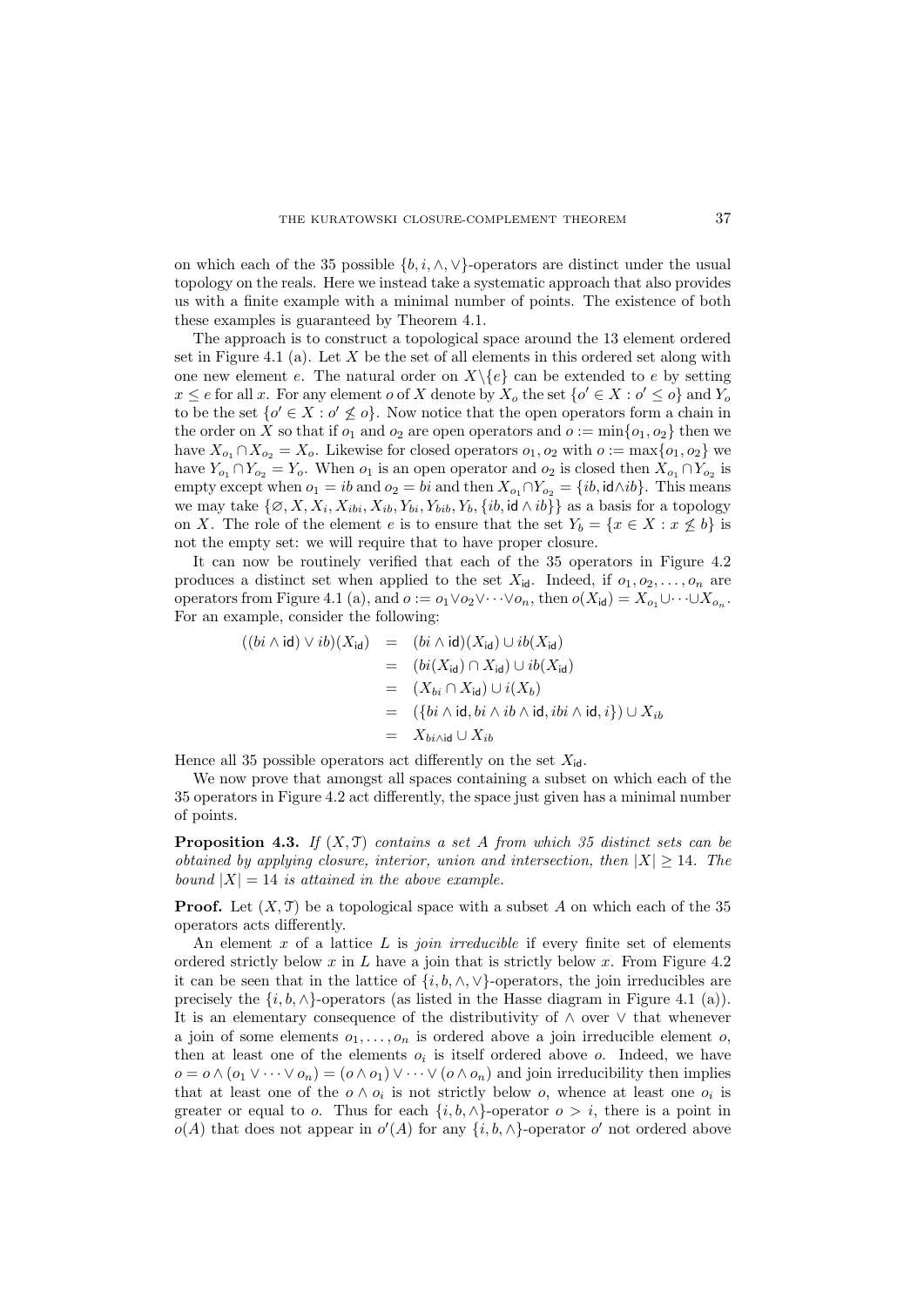on which each of the 35 possible $\{b, i, \wedge, \vee\}$-operators are distinct under the usual topology on the reals. Here we instead take a systematic approach that also provides us with a finite example with a minimal number of points. The existence of both these examples is guaranteed by Theorem 4.1.

The approach is to construct a topological space around the 13 element ordered set in Figure 4.1 (a). Let $X$ be the set of all elements in this ordered set along with one new element $e$. The natural order on $X\backslash\{e\}$ can be extended to $e$ by setting $x \leq e$ for all $x$. For any element $o$ of $X$ denote by $X_o$ the set $\{o' \in X : o' \leq o\}$ and $Y_o$ to be the set $\{o' \in X : o' \not\leq o\}$. Now notice that the open operators form a chain in the order on $X$ so that if $o_1$ and $o_2$ are open operators and $o := \min\{o_1, o_2\}$ then we have $X_{o_1} \cap X_{o_2} = X_o$. Likewise for closed operators $o_1, o_2$ with $o := \max\{o_1, o_2\}$ we have $Y_{o_1} \cap Y_{o_2} = Y_o$. When $o_1$ is an open operator and $o_2$ is closed then $X_{o_1} \cap Y_{o_2}$ is empty except when $o_1 = ib$ and $o_2 = bi$ and then $X_{o_1} \cap Y_{o_2} = \{ib, \mathsf{id} \wedge ib\}$. This means we may take $\{\varnothing, X, X_i, X_{ibi}, X_{ib}, Y_{bi}, Y_{bib}, Y_b, \{ib, \mathsf{id} \wedge ib\}\}$ as a basis for a topology on $X$. The role of the element $e$ is to ensure that the set $Y_b = \{x \in X : x \not\leq b\}$ is not the empty set: we will require that to have proper closure.

It can now be routinely verified that each of the 35 operators in Figure 4.2 produces a distinct set when applied to the set $X_{\mathsf{id}}$. Indeed, if $o_1, o_2, \ldots, o_n$ are operators from Figure 4.1 (a), and $o := o_1 \vee o_2 \vee \cdots \vee o_n$, then $o(X_{\mathsf{id}}) = X_{o_1} \cup \cdots \cup X_{o_n}$. For an example, consider the following:

$$
\begin{aligned}
((bi \wedge \mathsf{id}) \vee ib)(X_{\mathsf{id}}) &= (bi \wedge \mathsf{id})(X_{\mathsf{id}}) \cup ib(X_{\mathsf{id}}) \\
&= (bi(X_{\mathsf{id}}) \cap X_{\mathsf{id}}) \cup ib(X_{\mathsf{id}}) \\
&= (X_{bi} \cap X_{\mathsf{id}}) \cup i(X_b) \\
&= (\{bi \wedge \mathsf{id}, bi \wedge ib \wedge \mathsf{id}, ibi \wedge \mathsf{id}, i\}) \cup X_{ib} \\
&= X_{bi \wedge \mathsf{id}} \cup X_{ib}
\end{aligned}
$$

Hence all 35 possible operators act differently on the set $X_{\mathsf{id}}$.

We now prove that amongst all spaces containing a subset on which each of the 35 operators in Figure 4.2 act differently, the space just given has a minimal number of points.

**Proposition 4.3.** *If $(X, \mathcal{T})$ contains a set $A$ from which 35 distinct sets can be obtained by applying closure, interior, union and intersection, then $|X| \geq 14$. The bound $|X| = 14$ is attained in the above example.*

**Proof.** Let $(X, \mathcal{T})$ be a topological space with a subset $A$ on which each of the 35 operators acts differently.

An element $x$ of a lattice $L$ is *join irreducible* if every finite set of elements ordered strictly below $x$ in $L$ have a join that is strictly below $x$. From Figure 4.2 it can be seen that in the lattice of $\{i, b, \wedge, \vee\}$-operators, the join irreducibles are precisely the $\{i, b, \wedge\}$-operators (as listed in the Hasse diagram in Figure 4.1 (a)). It is an elementary consequence of the distributivity of $\wedge$ over $\vee$ that whenever a join of some elements $o_1, \ldots, o_n$ is ordered above a join irreducible element $o$, then at least one of the elements $o_i$ is itself ordered above $o$. Indeed, we have $o = o \wedge (o_1 \vee \cdots \vee o_n) = (o \wedge o_1) \vee \cdots \vee (o \wedge o_n)$ and join irreducibility then implies that at least one of the $o \wedge o_i$ is not strictly below $o$, whence at least one $o_i$ is greater or equal to $o$. Thus for each $\{i, b, \wedge\}$-operator $o > i$, there is a point in $o(A)$ that does not appear in $o'(A)$ for any $\{i, b, \wedge\}$-operator $o'$ not ordered above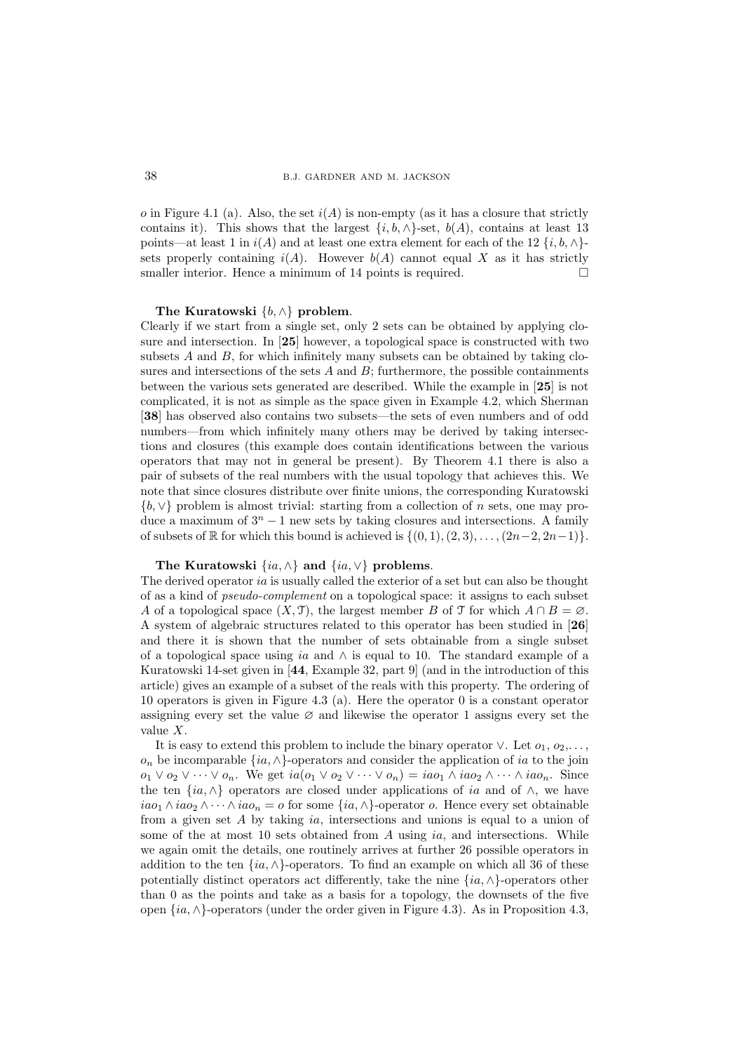$o$ in Figure 4.1 (a). Also, the set $i(A)$ is non-empty (as it has a closure that strictly contains it). This shows that the largest $\{i, b, \wedge\}$-set, $b(A)$, contains at least 13 points—at least 1 in $i(A)$ and at least one extra element for each of the 12 $\{i, b, \wedge\}$-sets properly containing $i(A)$. However $b(A)$ cannot equal $X$ as it has strictly smaller interior. Hence a minimum of 14 points is required. □

**The Kuratowski $\{b, \wedge\}$ problem**.
Clearly if we start from a single set, only 2 sets can be obtained by applying closure and intersection. In [**25**] however, a topological space is constructed with two subsets $A$ and $B$, for which infinitely many subsets can be obtained by taking closures and intersections of the sets $A$ and $B$; furthermore, the possible containments between the various sets generated are described. While the example in [**25**] is not complicated, it is not as simple as the space given in Example 4.2, which Sherman [**38**] has observed also contains two subsets—the sets of even numbers and of odd numbers—from which infinitely many others may be derived by taking intersections and closures (this example does contain identifications between the various operators that may not in general be present). By Theorem 4.1 there is also a pair of subsets of the real numbers with the usual topology that achieves this. We note that since closures distribute over finite unions, the corresponding Kuratowski $\{b, \vee\}$ problem is almost trivial: starting from a collection of $n$ sets, one may produce a maximum of $3^n - 1$ new sets by taking closures and intersections. A family of subsets of $\mathbb{R}$ for which this bound is achieved is $\{(0, 1), (2, 3), \dots, (2n-2, 2n-1)\}$.

**The Kuratowski $\{ia, \wedge\}$ and $\{ia, \vee\}$ problems**.
The derived operator $ia$ is usually called the exterior of a set but can also be thought of as a kind of *pseudo-complement* on a topological space: it assigns to each subset $A$ of a topological space $(X, \mathfrak{T})$, the largest member $B$ of $\mathfrak{T}$ for which $A \cap B = \varnothing$. A system of algebraic structures related to this operator has been studied in [**26**] and there it is shown that the number of sets obtainable from a single subset of a topological space using $ia$ and $\wedge$ is equal to 10. The standard example of a Kuratowski 14-set given in [**44**, Example 32, part 9] (and in the introduction of this article) gives an example of a subset of the reals with this property. The ordering of 10 operators is given in Figure 4.3 (a). Here the operator 0 is a constant operator assigning every set the value $\varnothing$ and likewise the operator 1 assigns every set the value $X$.

It is easy to extend this problem to include the binary operator $\vee$. Let $o_1, o_2, \dots, o_n$ be incomparable $\{ia, \wedge\}$-operators and consider the application of $ia$ to the join $o_1 \vee o_2 \vee \cdots \vee o_n$. We get $ia(o_1 \vee o_2 \vee \cdots \vee o_n) = iao_1 \wedge iao_2 \wedge \cdots \wedge iao_n$. Since the ten $\{ia, \wedge\}$ operators are closed under applications of $ia$ and of $\wedge$, we have $iao_1 \wedge iao_2 \wedge \cdots \wedge iao_n = o$ for some $\{ia, \wedge\}$-operator $o$. Hence every set obtainable from a given set $A$ by taking $ia$, intersections and unions is equal to a union of some of the at most 10 sets obtained from $A$ using $ia$, and intersections. While we again omit the details, one routinely arrives at further 26 possible operators in addition to the ten $\{ia, \wedge\}$-operators. To find an example on which all 36 of these potentially distinct operators act differently, take the nine $\{ia, \wedge\}$-operators other than 0 as the points and take as a basis for a topology, the downsets of the five open $\{ia, \wedge\}$-operators (under the order given in Figure 4.3). As in Proposition 4.3,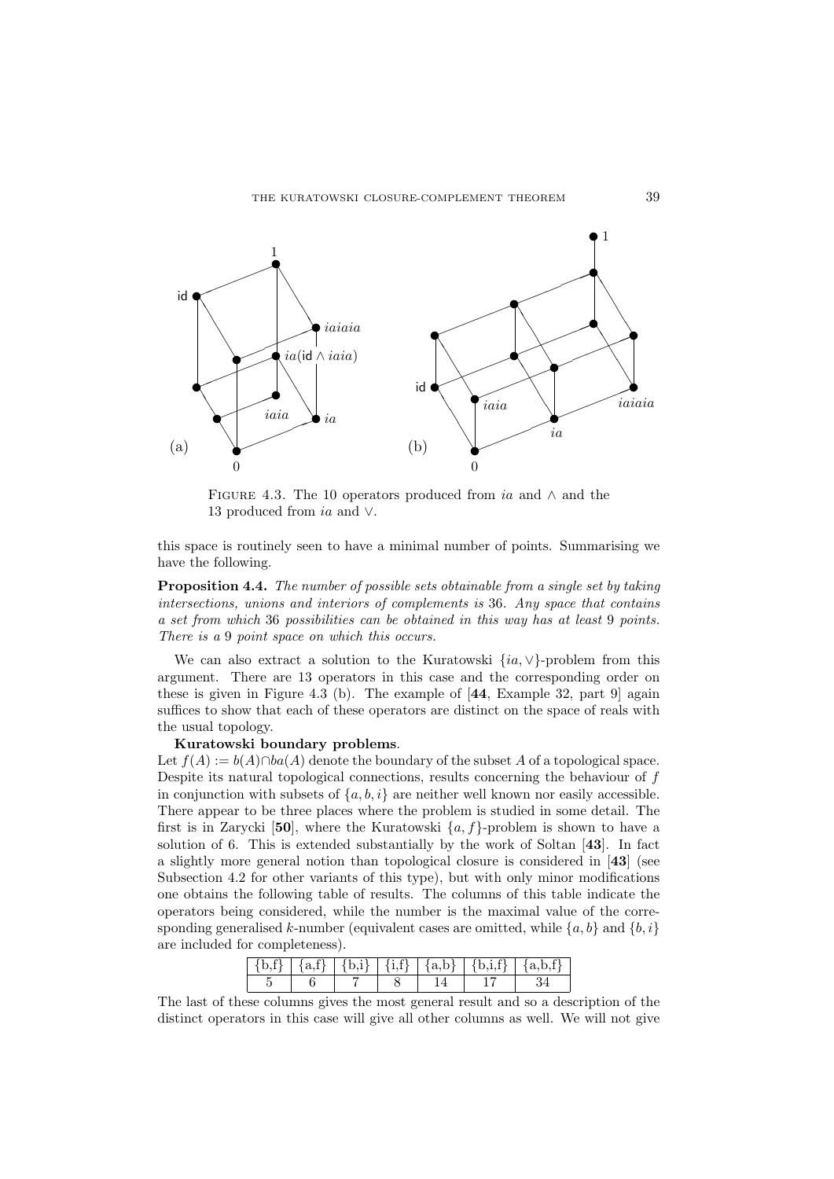FIGURE 4.3. The 10 operators produced from $ia$ and $\wedge$ and the 13 produced from $ia$ and $\vee$.

this space is routinely seen to have a minimal number of points. Summarising we have the following.

**Proposition 4.4.** *The number of possible sets obtainable from a single set by taking intersections, unions and interiors of complements is* 36. *Any space that contains a set from which* 36 *possibilities can be obtained in this way has at least* 9 *points. There is a* 9 *point space on which this occurs.*

We can also extract a solution to the Kuratowski $\{ia, \vee\}$-problem from this argument. There are 13 operators in this case and the corresponding order on these is given in Figure 4.3 (b). The example of [**44**, Example 32, part 9] again suffices to show that each of these operators are distinct on the space of reals with the usual topology.

**Kuratowski boundary problems**.
Let $f(A) := b(A) \cap ba(A)$ denote the boundary of the subset $A$ of a topological space. Despite its natural topological connections, results concerning the behaviour of $f$ in conjunction with subsets of $\{a, b, i\}$ are neither well known nor easily accessible. There appear to be three places where the problem is studied in some detail. The first is in Zarycki [**50**], where the Kuratowski $\{a, f\}$-problem is shown to have a solution of 6. This is extended substantially by the work of Soltan [**43**]. In fact a slightly more general notion than topological closure is considered in [**43**] (see Subsection 4.2 for other variants of this type), but with only minor modifications one obtains the following table of results. The columns of this table indicate the operators being considered, while the number is the maximal value of the corresponding generalised $k$-number (equivalent cases are omitted, while $\{a, b\}$ and $\{b, i\}$ are included for completeness).

| {b,f} | {a,f} | {b,i} | {i,f} | {a,b} | {b,i,f} | {a,b,f} |
|---|---|---|---|---|---|---|
| 5 | 6 | 7 | 8 | 14 | 17 | 34 |

The last of these columns gives the most general result and so a description of the distinct operators in this case will give all other columns as well. We will not give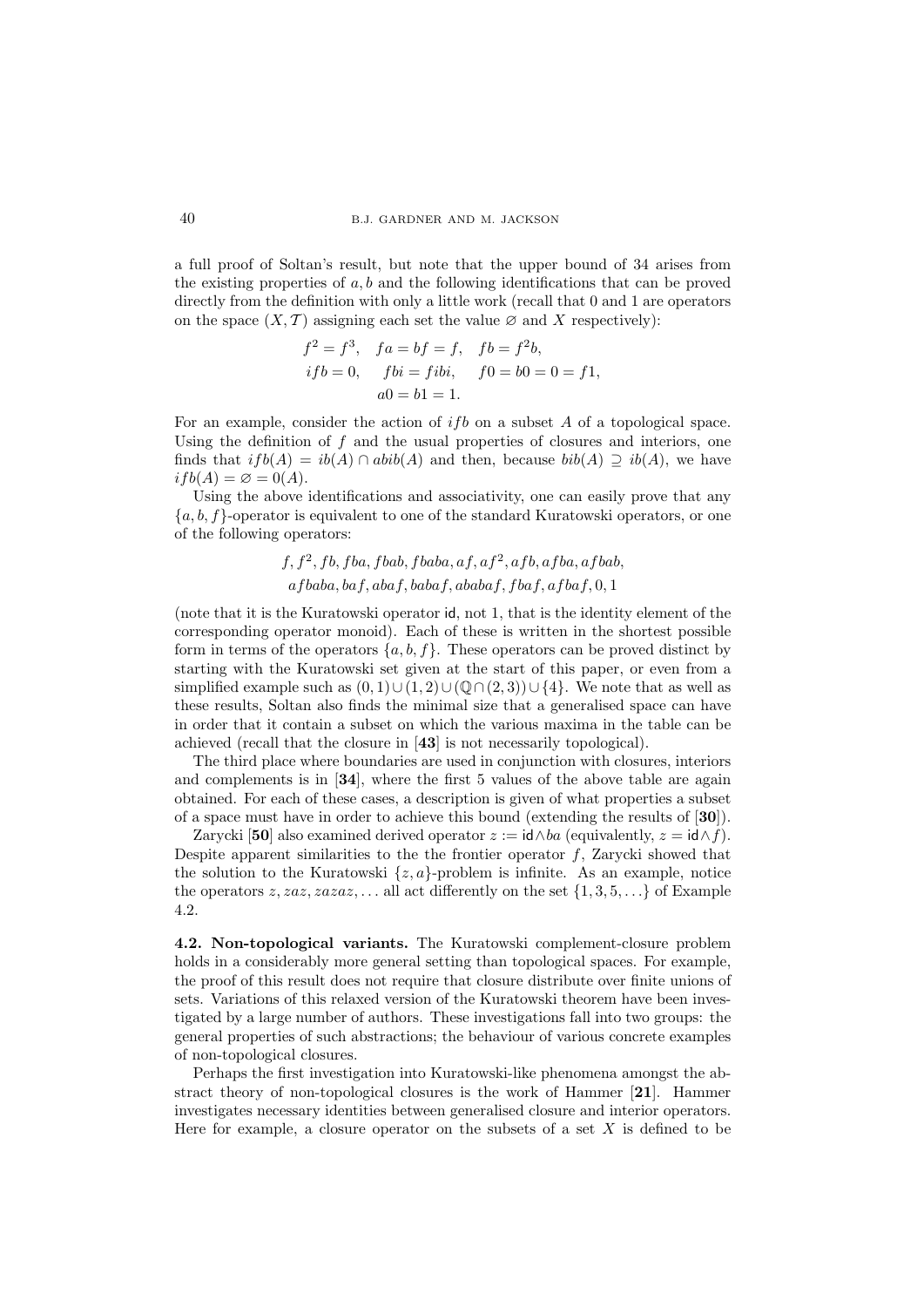a full proof of Soltan's result, but note that the upper bound of 34 arises from the existing properties of $a, b$ and the following identifications that can be proved directly from the definition with only a little work (recall that 0 and 1 are operators on the space $(X, \mathcal{T})$ assigning each set the value $\varnothing$ and $X$ respectively):

$$f^2 = f^3, \quad fa = bf = f, \quad fb = f^2b,$$
$$ifb = 0, \quad fbi = fibi, \quad f0 = b0 = 0 = f1,$$
$$a0 = b1 = 1.$$

For an example, consider the action of $ifb$ on a subset $A$ of a topological space. Using the definition of $f$ and the usual properties of closures and interiors, one finds that $ifb(A) = ib(A) \cap abib(A)$ and then, because $bib(A) \supseteq ib(A)$, we have $ifb(A) = \varnothing = 0(A)$.

Using the above identifications and associativity, one can easily prove that any $\{a, b, f\}$-operator is equivalent to one of the standard Kuratowski operators, or one of the following operators:

$$f, f^2, fb, fba, fbab, fbaba, af, af^2, afb, afba, afbab,$$
$$afbaba, baf, abaf, babaf, ababaf, fbaf, afbaf, 0, 1$$

(note that it is the Kuratowski operator $\mathsf{id}$, not 1, that is the identity element of the corresponding operator monoid). Each of these is written in the shortest possible form in terms of the operators $\{a, b, f\}$. These operators can be proved distinct by starting with the Kuratowski set given at the start of this paper, or even from a simplified example such as $(0, 1) \cup (1, 2) \cup (\mathbb{Q} \cap (2, 3)) \cup \{4\}$. We note that as well as these results, Soltan also finds the minimal size that a generalised space can have in order that it contain a subset on which the various maxima in the table can be achieved (recall that the closure in [**43**] is not necessarily topological).

The third place where boundaries are used in conjunction with closures, interiors and complements is in [**34**], where the first 5 values of the above table are again obtained. For each of these cases, a description is given of what properties a subset of a space must have in order to achieve this bound (extending the results of [**30**]).

Zarycki [**50**] also examined derived operator $z := \mathsf{id} \wedge ba$ (equivalently, $z = \mathsf{id} \wedge f$). Despite apparent similarities to the the frontier operator $f$, Zarycki showed that the solution to the Kuratowski $\{z, a\}$-problem is infinite. As an example, notice the operators $z, zaz, zazaz, \ldots$ all act differently on the set $\{1, 3, 5, \ldots\}$ of Example 4.2.

**4.2. Non-topological variants.** The Kuratowski complement-closure problem holds in a considerably more general setting than topological spaces. For example, the proof of this result does not require that closure distribute over finite unions of sets. Variations of this relaxed version of the Kuratowski theorem have been investigated by a large number of authors. These investigations fall into two groups: the general properties of such abstractions; the behaviour of various concrete examples of non-topological closures.

Perhaps the first investigation into Kuratowski-like phenomena amongst the abstract theory of non-topological closures is the work of Hammer [**21**]. Hammer investigates necessary identities between generalised closure and interior operators. Here for example, a closure operator on the subsets of a set $X$ is defined to be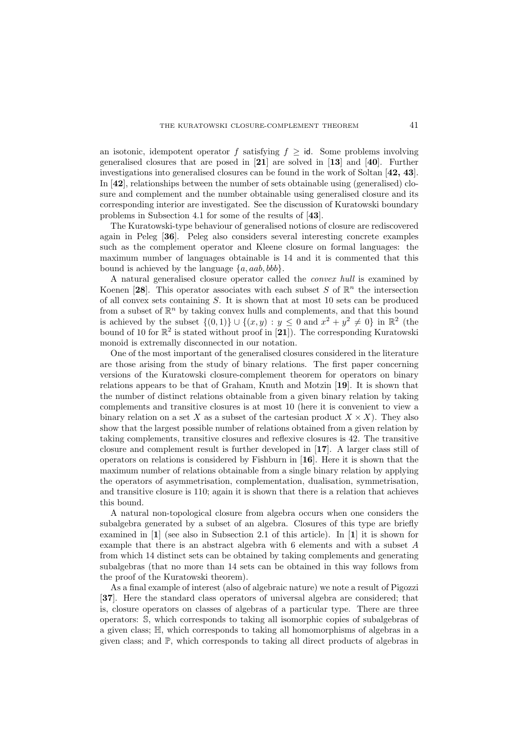an isotonic, idempotent operator $f$ satisfying $f \geq \mathsf{id}$. Some problems involving generalised closures that are posed in [**21**] are solved in [**13**] and [**40**]. Further investigations into generalised closures can be found in the work of Soltan [**42, 43**]. In [**42**], relationships between the number of sets obtainable using (generalised) closure and complement and the number obtainable using generalised closure and its corresponding interior are investigated. See the discussion of Kuratowski boundary problems in Subsection 4.1 for some of the results of [**43**].

The Kuratowski-type behaviour of generalised notions of closure are rediscovered again in Peleg [**36**]. Peleg also considers several interesting concrete examples such as the complement operator and Kleene closure on formal languages: the maximum number of languages obtainable is 14 and it is commented that this bound is achieved by the language $\{a, aab, bbb\}$.

A natural generalised closure operator called the *convex hull* is examined by Koenen [**28**]. This operator associates with each subset $S$ of $\mathbb{R}^n$ the intersection of all convex sets containing $S$. It is shown that at most 10 sets can be produced from a subset of $\mathbb{R}^n$ by taking convex hulls and complements, and that this bound is achieved by the subset $\{(0, 1)\} \cup \{(x, y) : y \leq 0 \text{ and } x^2 + y^2 \neq 0\}$ in $\mathbb{R}^2$ (the bound of 10 for $\mathbb{R}^2$ is stated without proof in [**21**]). The corresponding Kuratowski monoid is extremally disconnected in our notation.

One of the most important of the generalised closures considered in the literature are those arising from the study of binary relations. The first paper concerning versions of the Kuratowski closure-complement theorem for operators on binary relations appears to be that of Graham, Knuth and Motzin [**19**]. It is shown that the number of distinct relations obtainable from a given binary relation by taking complements and transitive closures is at most 10 (here it is convenient to view a binary relation on a set $X$ as a subset of the cartesian product $X \times X$). They also show that the largest possible number of relations obtained from a given relation by taking complements, transitive closures and reflexive closures is 42. The transitive closure and complement result is further developed in [**17**]. A larger class still of operators on relations is considered by Fishburn in [**16**]. Here it is shown that the maximum number of relations obtainable from a single binary relation by applying the operators of asymmetrisation, complementation, dualisation, symmetrisation, and transitive closure is 110; again it is shown that there is a relation that achieves this bound.

A natural non-topological closure from algebra occurs when one considers the subalgebra generated by a subset of an algebra. Closures of this type are briefly examined in [**1**] (see also in Subsection 2.1 of this article). In [**1**] it is shown for example that there is an abstract algebra with 6 elements and with a subset $A$ from which 14 distinct sets can be obtained by taking complements and generating subalgebras (that no more than 14 sets can be obtained in this way follows from the proof of the Kuratowski theorem).

As a final example of interest (also of algebraic nature) we note a result of Pigozzi [**37**]. Here the standard class operators of universal algebra are considered; that is, closure operators on classes of algebras of a particular type. There are three operators: $\mathbb{S}$, which corresponds to taking all isomorphic copies of subalgebras of a given class; $\mathbb{H}$, which corresponds to taking all homomorphisms of algebras in a given class; and $\mathbb{P}$, which corresponds to taking all direct products of algebras in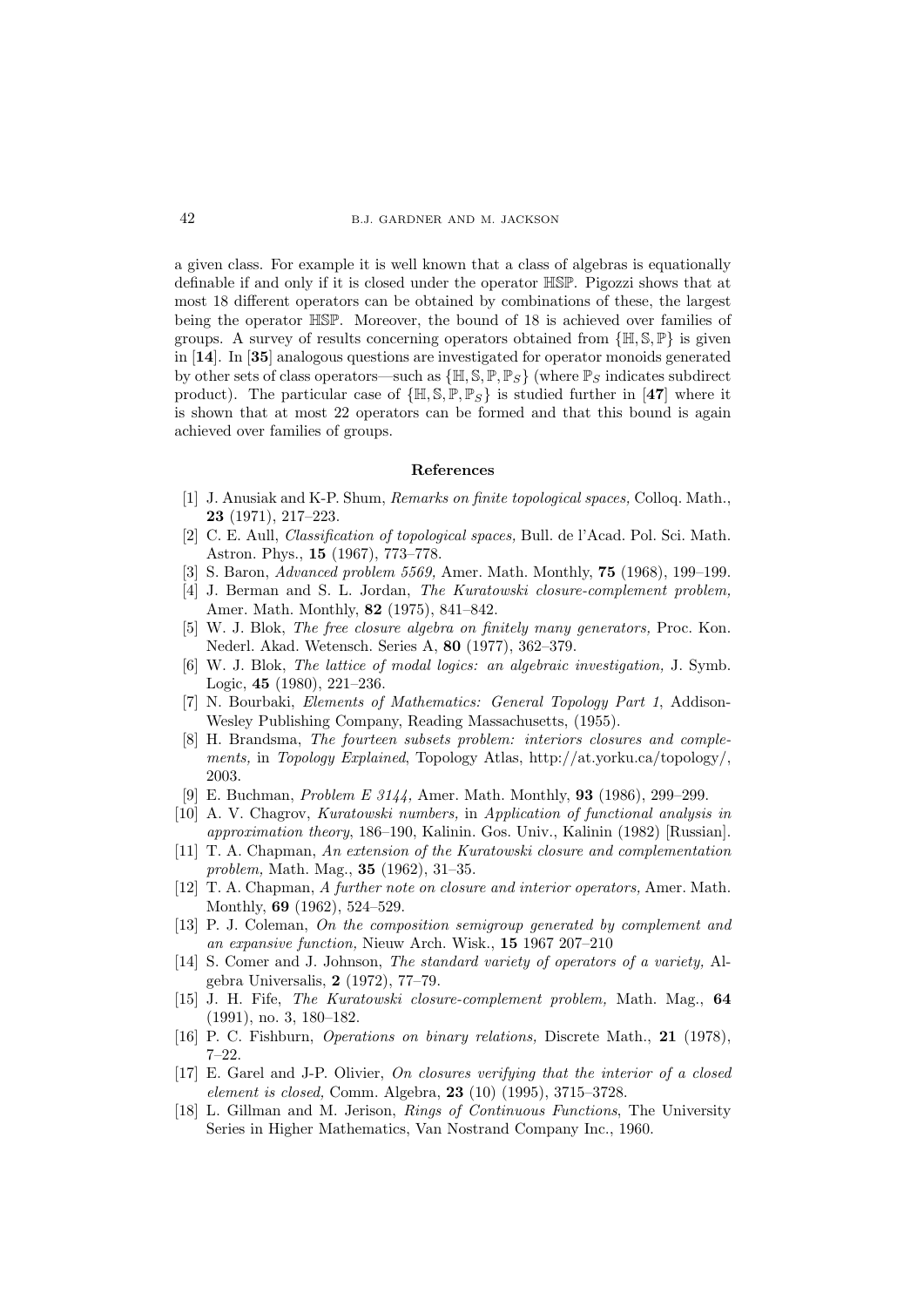a given class. For example it is well known that a class of algebras is equationally definable if and only if it is closed under the operator $\mathbb{HSP}$. Pigozzi shows that at most 18 different operators can be obtained by combinations of these, the largest being the operator $\mathbb{HSP}$. Moreover, the bound of 18 is achieved over families of groups. A survey of results concerning operators obtained from $\{\mathbb{H}, \mathbb{S}, \mathbb{P}\}$ is given in [**14**]. In [**35**] analogous questions are investigated for operator monoids generated by other sets of class operators—such as $\{\mathbb{H}, \mathbb{S}, \mathbb{P}, \mathbb{P}_S\}$ (where $\mathbb{P}_S$ indicates subdirect product). The particular case of $\{\mathbb{H}, \mathbb{S}, \mathbb{P}, \mathbb{P}_S\}$ is studied further in [**47**] where it is shown that at most 22 operators can be formed and that this bound is again achieved over families of groups.

## References

[1] J. Anusiak and K-P. Shum, *Remarks on finite topological spaces,* Colloq. Math., **23** (1971), 217–223.

[2] C. E. Aull, *Classification of topological spaces,* Bull. de l'Acad. Pol. Sci. Math. Astron. Phys., **15** (1967), 773–778.

[3] S. Baron, *Advanced problem 5569,* Amer. Math. Monthly, **75** (1968), 199–199.

[4] J. Berman and S. L. Jordan, *The Kuratowski closure-complement problem,* Amer. Math. Monthly, **82** (1975), 841–842.

[5] W. J. Blok, *The free closure algebra on finitely many generators,* Proc. Kon. Nederl. Akad. Wetensch. Series A, **80** (1977), 362–379.

[6] W. J. Blok, *The lattice of modal logics: an algebraic investigation,* J. Symb. Logic, **45** (1980), 221–236.

[7] N. Bourbaki, *Elements of Mathematics: General Topology Part 1*, Addison-Wesley Publishing Company, Reading Massachusetts, (1955).

[8] H. Brandsma, *The fourteen subsets problem: interiors closures and complements,* in *Topology Explained*, Topology Atlas, http://at.yorku.ca/topology/, 2003.

[9] E. Buchman, *Problem E 3144,* Amer. Math. Monthly, **93** (1986), 299–299.

[10] A. V. Chagrov, *Kuratowski numbers,* in *Application of functional analysis in approximation theory*, 186–190, Kalinin. Gos. Univ., Kalinin (1982) [Russian].

[11] T. A. Chapman, *An extension of the Kuratowski closure and complementation problem*, Math. Mag., **35** (1962), 31–35.

[12] T. A. Chapman, *A further note on closure and interior operators,* Amer. Math. Monthly, **69** (1962), 524–529.

[13] P. J. Coleman, *On the composition semigroup generated by complement and an expansive function,* Nieuw Arch. Wisk., **15** 1967 207–210

[14] S. Comer and J. Johnson, *The standard variety of operators of a variety,* Algebra Universalis, **2** (1972), 77–79.

[15] J. H. Fife, *The Kuratowski closure-complement problem,* Math. Mag., **64** (1991), no. 3, 180–182.

[16] P. C. Fishburn, *Operations on binary relations,* Discrete Math., **21** (1978), 7–22.

[17] E. Garel and J-P. Olivier, *On closures verifying that the interior of a closed element is closed,* Comm. Algebra, **23** (10) (1995), 3715–3728.

[18] L. Gillman and M. Jerison, *Rings of Continuous Functions*, The University Series in Higher Mathematics, Van Nostrand Company Inc., 1960.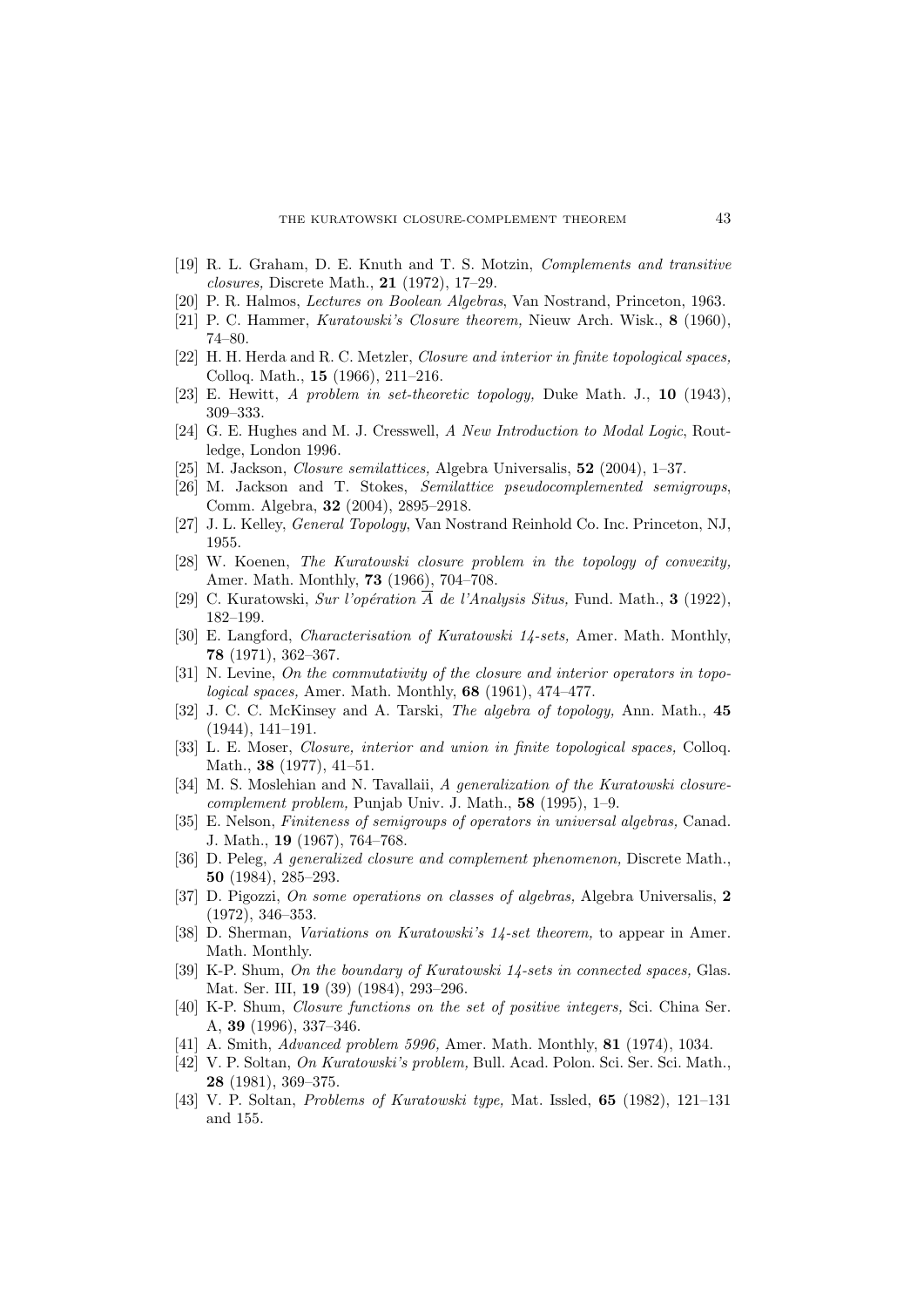[19] R. L. Graham, D. E. Knuth and T. S. Motzin, *Complements and transitive closures,* Discrete Math., **21** (1972), 17–29.

[20] P. R. Halmos, *Lectures on Boolean Algebras*, Van Nostrand, Princeton, 1963.

[21] P. C. Hammer, *Kuratowski's Closure theorem,* Nieuw Arch. Wisk., **8** (1960), 74–80.

[22] H. H. Herda and R. C. Metzler, *Closure and interior in finite topological spaces,* Colloq. Math., **15** (1966), 211–216.

[23] E. Hewitt, *A problem in set-theoretic topology,* Duke Math. J., **10** (1943), 309–333.

[24] G. E. Hughes and M. J. Cresswell, *A New Introduction to Modal Logic*, Routledge, London 1996.

[25] M. Jackson, *Closure semilattices,* Algebra Universalis, **52** (2004), 1–37.

[26] M. Jackson and T. Stokes, *Semilattice pseudocomplemented semigroups*, Comm. Algebra, **32** (2004), 2895–2918.

[27] J. L. Kelley, *General Topology*, Van Nostrand Reinhold Co. Inc. Princeton, NJ, 1955.

[28] W. Koenen, *The Kuratowski closure problem in the topology of convexity,* Amer. Math. Monthly, **73** (1966), 704–708.

[29] C. Kuratowski, *Sur l'opération $\overline{A}$ de l'Analysis Situs,* Fund. Math., **3** (1922), 182–199.

[30] E. Langford, *Characterisation of Kuratowski 14-sets,* Amer. Math. Monthly, **78** (1971), 362–367.

[31] N. Levine, *On the commutativity of the closure and interior operators in topological spaces,* Amer. Math. Monthly, **68** (1961), 474–477.

[32] J. C. C. McKinsey and A. Tarski, *The algebra of topology,* Ann. Math., **45** (1944), 141–191.

[33] L. E. Moser, *Closure, interior and union in finite topological spaces,* Colloq. Math., **38** (1977), 41–51.

[34] M. S. Moslehian and N. Tavallaii, *A generalization of the Kuratowski closure-complement problem,* Punjab Univ. J. Math., **58** (1995), 1–9.

[35] E. Nelson, *Finiteness of semigroups of operators in universal algebras,* Canad. J. Math., **19** (1967), 764–768.

[36] D. Peleg, *A generalized closure and complement phenomenon,* Discrete Math., **50** (1984), 285–293.

[37] D. Pigozzi, *On some operations on classes of algebras,* Algebra Universalis, **2** (1972), 346–353.

[38] D. Sherman, *Variations on Kuratowski's 14-set theorem,* to appear in Amer. Math. Monthly.

[39] K-P. Shum, *On the boundary of Kuratowski 14-sets in connected spaces,* Glas. Mat. Ser. III, **19** (39) (1984), 293–296.

[40] K-P. Shum, *Closure functions on the set of positive integers,* Sci. China Ser. A, **39** (1996), 337–346.

[41] A. Smith, *Advanced problem 5996,* Amer. Math. Monthly, **81** (1974), 1034.

[42] V. P. Soltan, *On Kuratowski's problem,* Bull. Acad. Polon. Sci. Ser. Sci. Math., **28** (1981), 369–375.

[43] V. P. Soltan, *Problems of Kuratowski type,* Mat. Issled, **65** (1982), 121–131 and 155.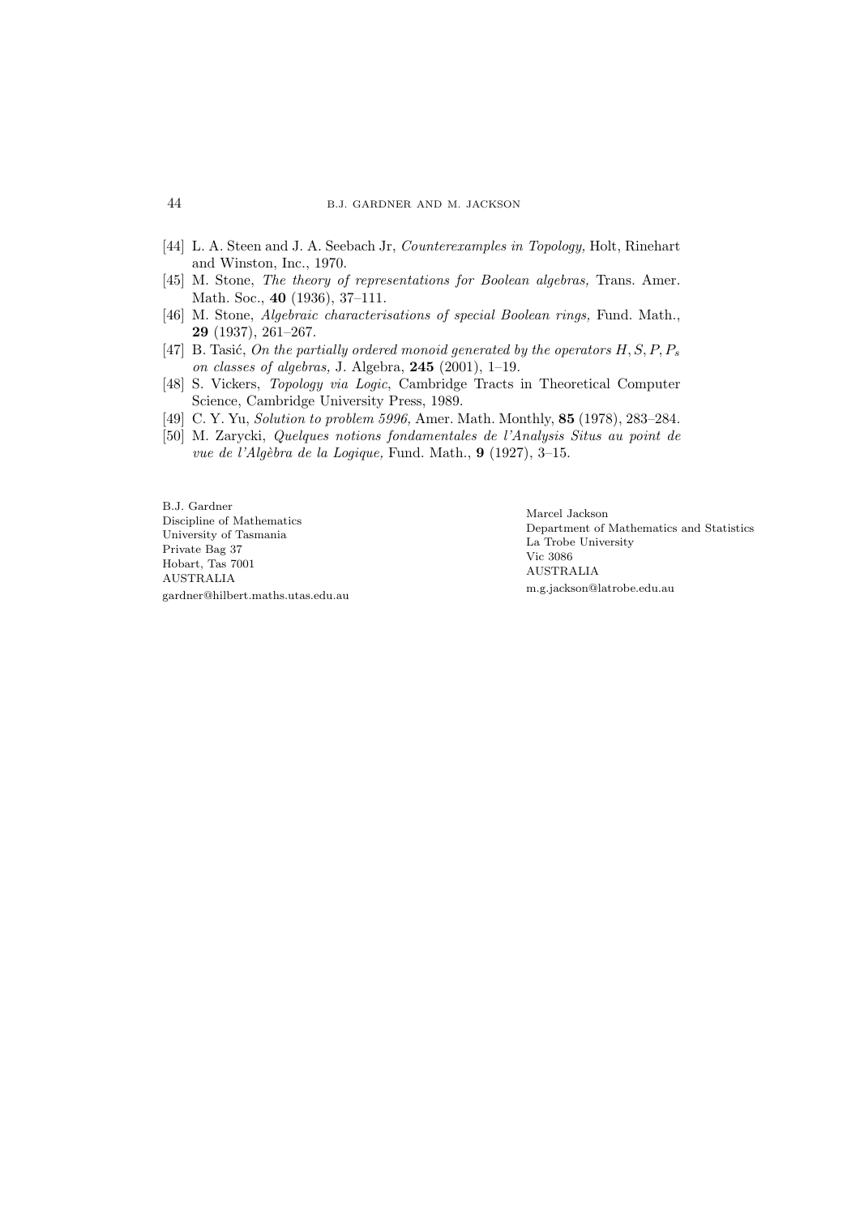[44] L. A. Steen and J. A. Seebach Jr, *Counterexamples in Topology,* Holt, Rinehart and Winston, Inc., 1970.

[45] M. Stone, *The theory of representations for Boolean algebras,* Trans. Amer. Math. Soc., **40** (1936), 37–111.

[46] M. Stone, *Algebraic characterisations of special Boolean rings,* Fund. Math., **29** (1937), 261–267.

[47] B. Tasić, *On the partially ordered monoid generated by the operators $H, S, P, P_s$ on classes of algebras,* J. Algebra, **245** (2001), 1–19.

[48] S. Vickers, *Topology via Logic*, Cambridge Tracts in Theoretical Computer Science, Cambridge University Press, 1989.

[49] C. Y. Yu, *Solution to problem 5996,* Amer. Math. Monthly, **85** (1978), 283–284.

[50] M. Zarycki, *Quelques notions fondamentales de l'Analysis Situs au point de vue de l'Algèbra de la Logique,* Fund. Math., **9** (1927), 3–15.

B.J. Gardner
Discipline of Mathematics
University of Tasmania
Private Bag 37
Hobart, Tas 7001
AUSTRALIA
gardner@hilbert.maths.utas.edu.au

Marcel Jackson
Department of Mathematics and Statistics
La Trobe University
Vic 3086
AUSTRALIA
m.g.jackson@latrobe.edu.au